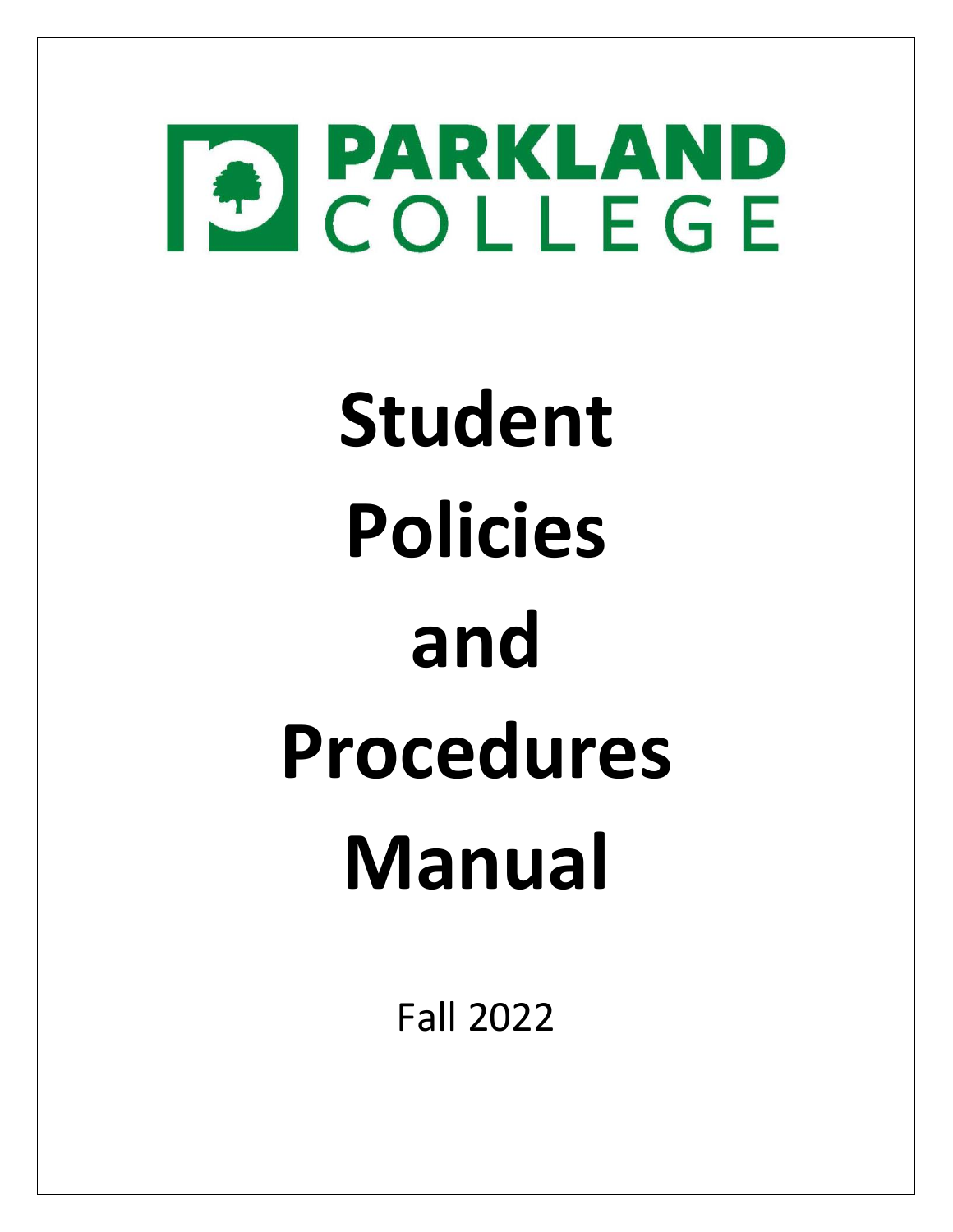PARKLAND COLLEGE

# Student Policies and Procedures Manual

Fall 2022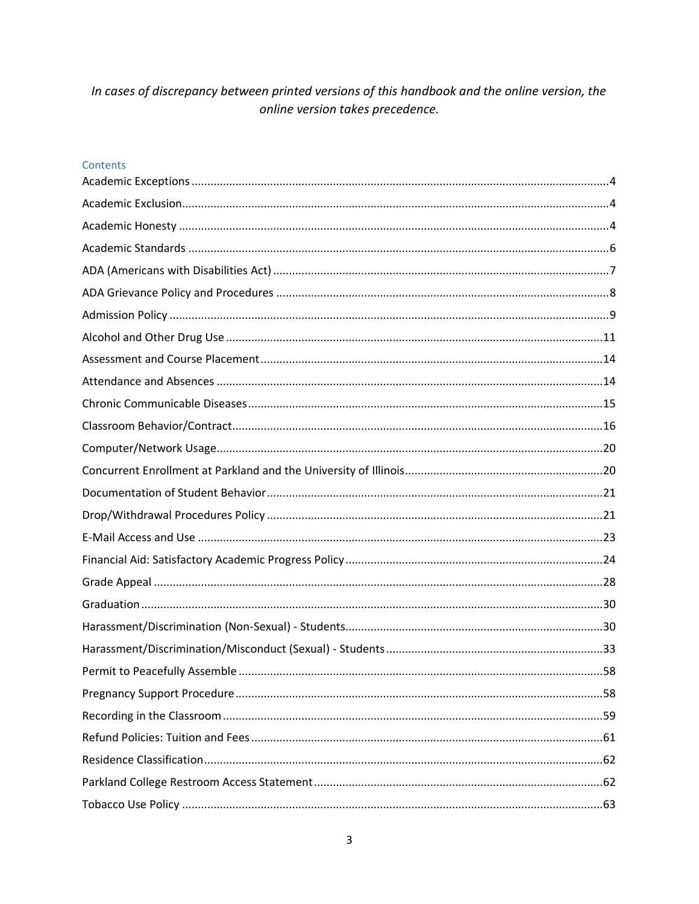*In cases of discrepancy between printed versions of this handbook and the online version, the online version takes precedence.*

## Contents

Academic Exceptions ........ 4
Academic Exclusion ........ 4
Academic Honesty ........ 4
Academic Standards ........ 6
ADA (Americans with Disabilities Act) ........ 7
ADA Grievance Policy and Procedures ........ 8
Admission Policy ........ 9
Alcohol and Other Drug Use ........ 11
Assessment and Course Placement ........ 14
Attendance and Absences ........ 14
Chronic Communicable Diseases ........ 15
Classroom Behavior/Contract ........ 16
Computer/Network Usage ........ 20
Concurrent Enrollment at Parkland and the University of Illinois ........ 20
Documentation of Student Behavior ........ 21
Drop/Withdrawal Procedures Policy ........ 21
E-Mail Access and Use ........ 23
Financial Aid: Satisfactory Academic Progress Policy ........ 24
Grade Appeal ........ 28
Graduation ........ 30
Harassment/Discrimination (Non-Sexual) - Students ........ 30
Harassment/Discrimination/Misconduct (Sexual) - Students ........ 33
Permit to Peacefully Assemble ........ 58
Pregnancy Support Procedure ........ 58
Recording in the Classroom ........ 59
Refund Policies: Tuition and Fees ........ 61
Residence Classification ........ 62
Parkland College Restroom Access Statement ........ 62
Tobacco Use Policy ........ 63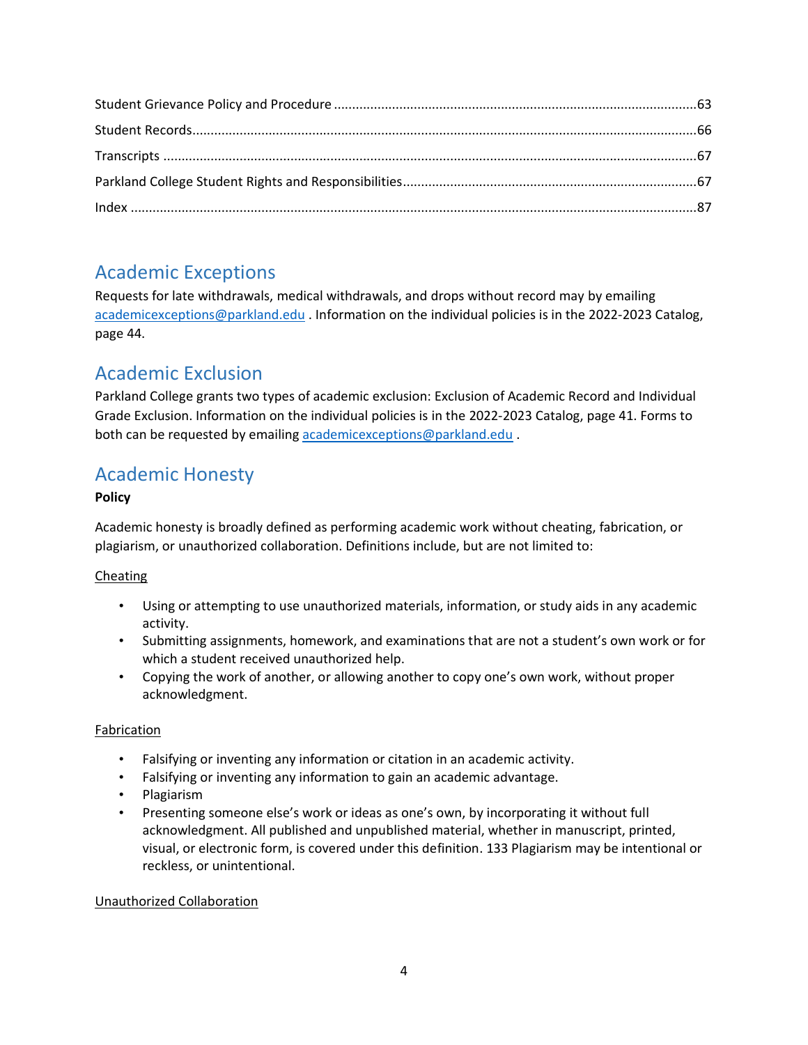Student Grievance Policy and Procedure ....................................................................................................63

Student Records.........................................................................................................................................66

Transcripts ..................................................................................................................................................67

Parkland College Student Rights and Responsibilities.................................................................................67

Index ...........................................................................................................................................................87

## Academic Exceptions

Requests for late withdrawals, medical withdrawals, and drops without record may by emailing academicexceptions@parkland.edu . Information on the individual policies is in the 2022-2023 Catalog, page 44.

## Academic Exclusion

Parkland College grants two types of academic exclusion: Exclusion of Academic Record and Individual Grade Exclusion. Information on the individual policies is in the 2022-2023 Catalog, page 41. Forms to both can be requested by emailing academicexceptions@parkland.edu .

## Academic Honesty

**Policy**

Academic honesty is broadly defined as performing academic work without cheating, fabrication, or plagiarism, or unauthorized collaboration. Definitions include, but are not limited to:

Cheating

- Using or attempting to use unauthorized materials, information, or study aids in any academic activity.
- Submitting assignments, homework, and examinations that are not a student's own work or for which a student received unauthorized help.
- Copying the work of another, or allowing another to copy one's own work, without proper acknowledgment.

Fabrication

- Falsifying or inventing any information or citation in an academic activity.
- Falsifying or inventing any information to gain an academic advantage.
- Plagiarism
- Presenting someone else's work or ideas as one's own, by incorporating it without full acknowledgment. All published and unpublished material, whether in manuscript, printed, visual, or electronic form, is covered under this definition. 133 Plagiarism may be intentional or reckless, or unintentional.

Unauthorized Collaboration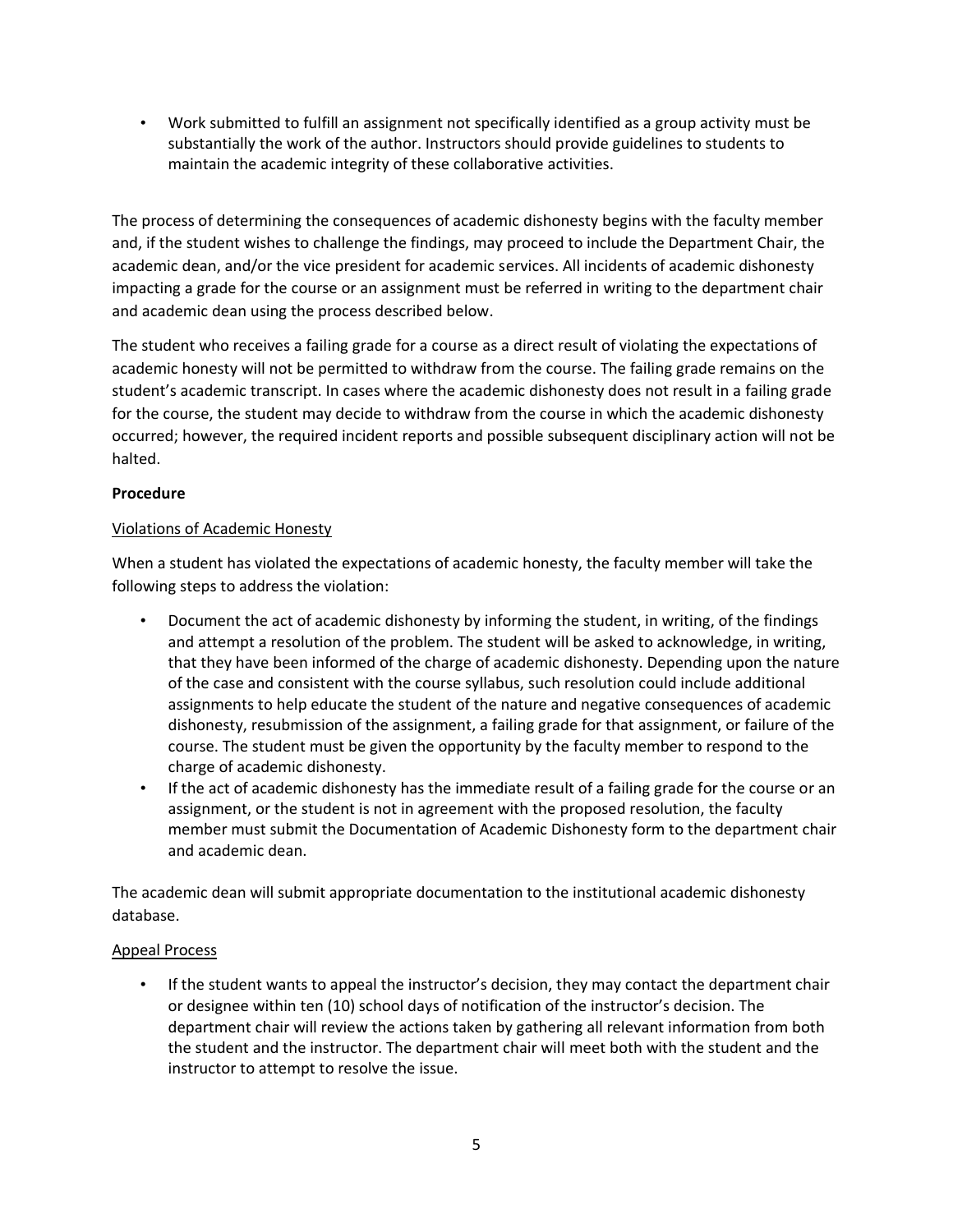- Work submitted to fulfill an assignment not specifically identified as a group activity must be substantially the work of the author. Instructors should provide guidelines to students to maintain the academic integrity of these collaborative activities.

The process of determining the consequences of academic dishonesty begins with the faculty member and, if the student wishes to challenge the findings, may proceed to include the Department Chair, the academic dean, and/or the vice president for academic services. All incidents of academic dishonesty impacting a grade for the course or an assignment must be referred in writing to the department chair and academic dean using the process described below.

The student who receives a failing grade for a course as a direct result of violating the expectations of academic honesty will not be permitted to withdraw from the course. The failing grade remains on the student's academic transcript. In cases where the academic dishonesty does not result in a failing grade for the course, the student may decide to withdraw from the course in which the academic dishonesty occurred; however, the required incident reports and possible subsequent disciplinary action will not be halted.

**Procedure**

Violations of Academic Honesty

When a student has violated the expectations of academic honesty, the faculty member will take the following steps to address the violation:

- Document the act of academic dishonesty by informing the student, in writing, of the findings and attempt a resolution of the problem. The student will be asked to acknowledge, in writing, that they have been informed of the charge of academic dishonesty. Depending upon the nature of the case and consistent with the course syllabus, such resolution could include additional assignments to help educate the student of the nature and negative consequences of academic dishonesty, resubmission of the assignment, a failing grade for that assignment, or failure of the course. The student must be given the opportunity by the faculty member to respond to the charge of academic dishonesty.
- If the act of academic dishonesty has the immediate result of a failing grade for the course or an assignment, or the student is not in agreement with the proposed resolution, the faculty member must submit the Documentation of Academic Dishonesty form to the department chair and academic dean.

The academic dean will submit appropriate documentation to the institutional academic dishonesty database.

Appeal Process

- If the student wants to appeal the instructor's decision, they may contact the department chair or designee within ten (10) school days of notification of the instructor's decision. The department chair will review the actions taken by gathering all relevant information from both the student and the instructor. The department chair will meet both with the student and the instructor to attempt to resolve the issue.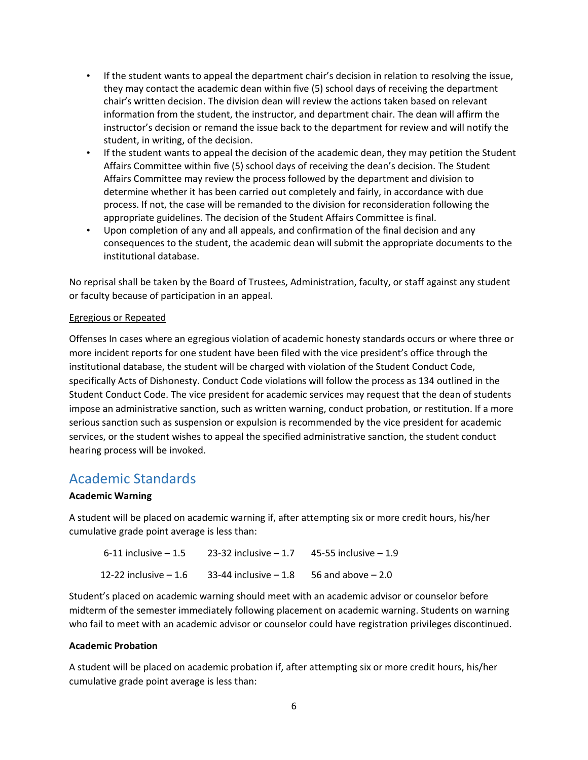- If the student wants to appeal the department chair's decision in relation to resolving the issue, they may contact the academic dean within five (5) school days of receiving the department chair's written decision. The division dean will review the actions taken based on relevant information from the student, the instructor, and department chair. The dean will affirm the instructor's decision or remand the issue back to the department for review and will notify the student, in writing, of the decision.
- If the student wants to appeal the decision of the academic dean, they may petition the Student Affairs Committee within five (5) school days of receiving the dean's decision. The Student Affairs Committee may review the process followed by the department and division to determine whether it has been carried out completely and fairly, in accordance with due process. If not, the case will be remanded to the division for reconsideration following the appropriate guidelines. The decision of the Student Affairs Committee is final.
- Upon completion of any and all appeals, and confirmation of the final decision and any consequences to the student, the academic dean will submit the appropriate documents to the institutional database.

No reprisal shall be taken by the Board of Trustees, Administration, faculty, or staff against any student or faculty because of participation in an appeal.

<u>Egregious or Repeated</u>

Offenses In cases where an egregious violation of academic honesty standards occurs or where three or more incident reports for one student have been filed with the vice president's office through the institutional database, the student will be charged with violation of the Student Conduct Code, specifically Acts of Dishonesty. Conduct Code violations will follow the process as 134 outlined in the Student Conduct Code. The vice president for academic services may request that the dean of students impose an administrative sanction, such as written warning, conduct probation, or restitution. If a more serious sanction such as suspension or expulsion is recommended by the vice president for academic services, or the student wishes to appeal the specified administrative sanction, the student conduct hearing process will be invoked.

## Academic Standards

**Academic Warning**

A student will be placed on academic warning if, after attempting six or more credit hours, his/her cumulative grade point average is less than:

| | | |
|---|---|---|
| 6-11 inclusive – 1.5 | 23-32 inclusive – 1.7 | 45-55 inclusive – 1.9 |
| 12-22 inclusive – 1.6 | 33-44 inclusive – 1.8 | 56 and above – 2.0 |

Student's placed on academic warning should meet with an academic advisor or counselor before midterm of the semester immediately following placement on academic warning. Students on warning who fail to meet with an academic advisor or counselor could have registration privileges discontinued.

**Academic Probation**

A student will be placed on academic probation if, after attempting six or more credit hours, his/her cumulative grade point average is less than: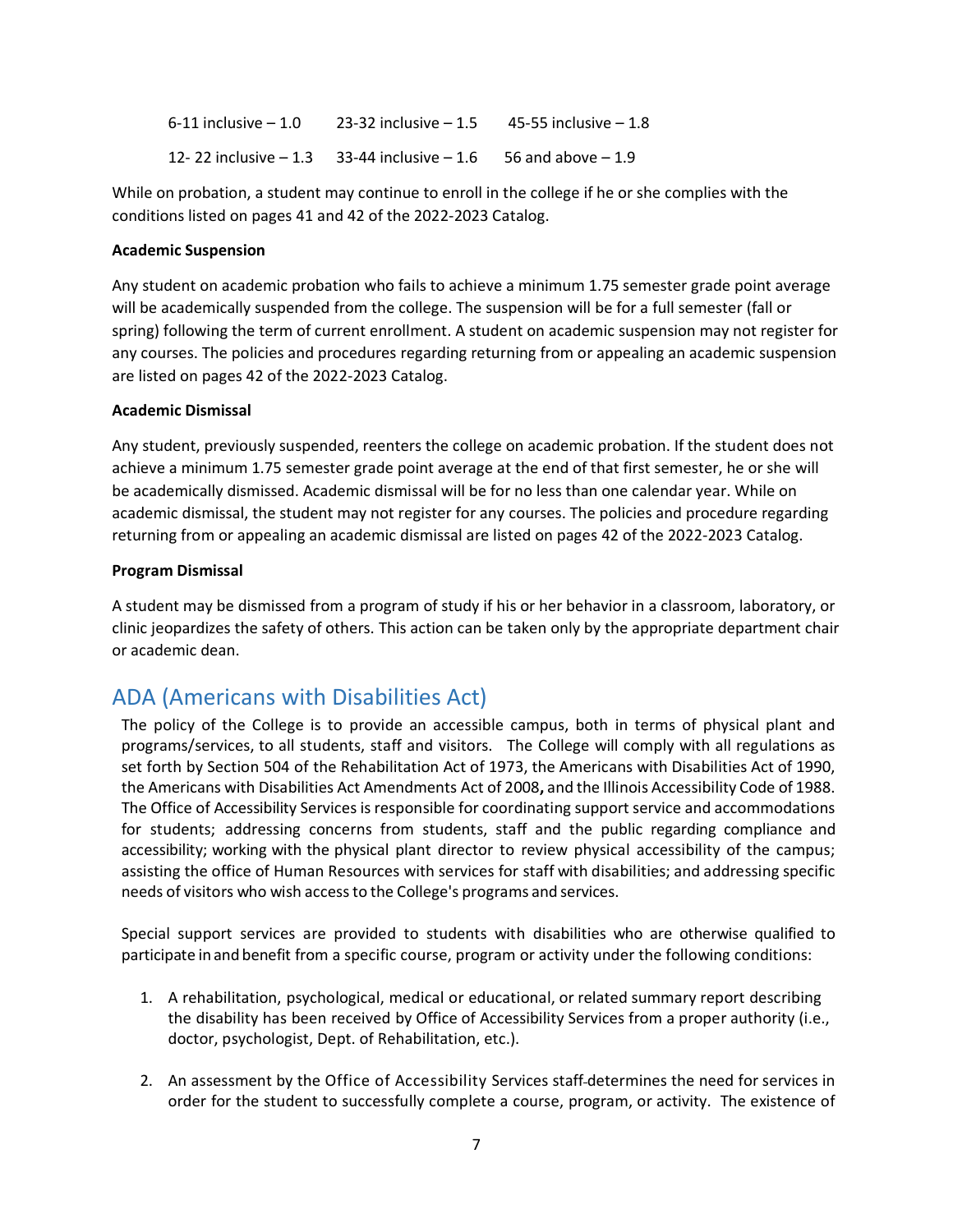| | | |
|---|---|---|
| 6-11 inclusive – 1.0 | 23-32 inclusive – 1.5 | 45-55 inclusive – 1.8 |
| 12- 22 inclusive – 1.3 | 33-44 inclusive – 1.6 | 56 and above – 1.9 |

While on probation, a student may continue to enroll in the college if he or she complies with the conditions listed on pages 41 and 42 of the 2022-2023 Catalog.

**Academic Suspension**

Any student on academic probation who fails to achieve a minimum 1.75 semester grade point average will be academically suspended from the college. The suspension will be for a full semester (fall or spring) following the term of current enrollment. A student on academic suspension may not register for any courses. The policies and procedures regarding returning from or appealing an academic suspension are listed on pages 42 of the 2022-2023 Catalog.

**Academic Dismissal**

Any student, previously suspended, reenters the college on academic probation. If the student does not achieve a minimum 1.75 semester grade point average at the end of that first semester, he or she will be academically dismissed. Academic dismissal will be for no less than one calendar year. While on academic dismissal, the student may not register for any courses. The policies and procedure regarding returning from or appealing an academic dismissal are listed on pages 42 of the 2022-2023 Catalog.

**Program Dismissal**

A student may be dismissed from a program of study if his or her behavior in a classroom, laboratory, or clinic jeopardizes the safety of others. This action can be taken only by the appropriate department chair or academic dean.

## ADA (Americans with Disabilities Act)

The policy of the College is to provide an accessible campus, both in terms of physical plant and programs/services, to all students, staff and visitors. The College will comply with all regulations as set forth by Section 504 of the Rehabilitation Act of 1973, the Americans with Disabilities Act of 1990, the Americans with Disabilities Act Amendments Act of 2008**,** and the Illinois Accessibility Code of 1988. The Office of Accessibility Services is responsible for coordinating support service and accommodations for students; addressing concerns from students, staff and the public regarding compliance and accessibility; working with the physical plant director to review physical accessibility of the campus; assisting the office of Human Resources with services for staff with disabilities; and addressing specific needs of visitors who wish access to the College's programs and services.

Special support services are provided to students with disabilities who are otherwise qualified to participate in and benefit from a specific course, program or activity under the following conditions:

1. A rehabilitation, psychological, medical or educational, or related summary report describing the disability has been received by Office of Accessibility Services from a proper authority (i.e., doctor, psychologist, Dept. of Rehabilitation, etc.).

2. An assessment by the Office of Accessibility Services staff determines the need for services in order for the student to successfully complete a course, program, or activity. The existence of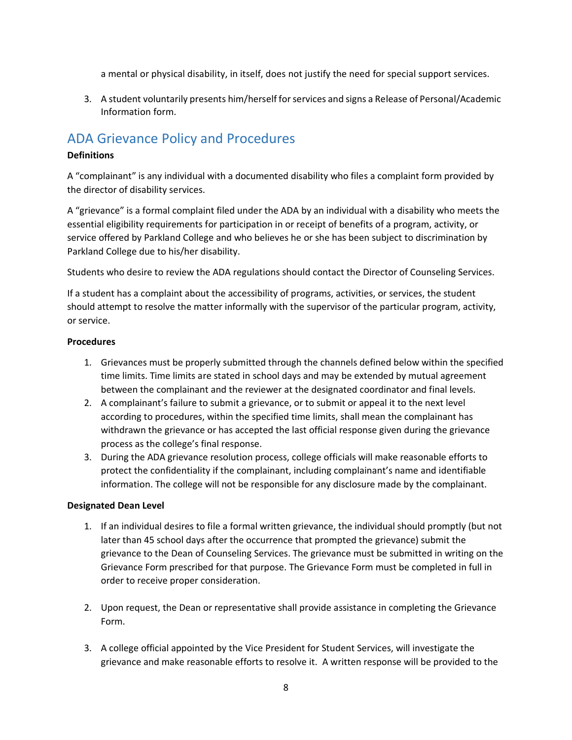a mental or physical disability, in itself, does not justify the need for special support services.

3. A student voluntarily presents him/herself for services and signs a Release of Personal/Academic Information form.

## ADA Grievance Policy and Procedures

**Definitions**

A "complainant" is any individual with a documented disability who files a complaint form provided by the director of disability services.

A "grievance" is a formal complaint filed under the ADA by an individual with a disability who meets the essential eligibility requirements for participation in or receipt of benefits of a program, activity, or service offered by Parkland College and who believes he or she has been subject to discrimination by Parkland College due to his/her disability.

Students who desire to review the ADA regulations should contact the Director of Counseling Services.

If a student has a complaint about the accessibility of programs, activities, or services, the student should attempt to resolve the matter informally with the supervisor of the particular program, activity, or service.

**Procedures**

1. Grievances must be properly submitted through the channels defined below within the specified time limits. Time limits are stated in school days and may be extended by mutual agreement between the complainant and the reviewer at the designated coordinator and final levels.
2. A complainant's failure to submit a grievance, or to submit or appeal it to the next level according to procedures, within the specified time limits, shall mean the complainant has withdrawn the grievance or has accepted the last official response given during the grievance process as the college's final response.
3. During the ADA grievance resolution process, college officials will make reasonable efforts to protect the confidentiality if the complainant, including complainant's name and identifiable information. The college will not be responsible for any disclosure made by the complainant.

**Designated Dean Level**

1. If an individual desires to file a formal written grievance, the individual should promptly (but not later than 45 school days after the occurrence that prompted the grievance) submit the grievance to the Dean of Counseling Services. The grievance must be submitted in writing on the Grievance Form prescribed for that purpose. The Grievance Form must be completed in full in order to receive proper consideration.

2. Upon request, the Dean or representative shall provide assistance in completing the Grievance Form.

3. A college official appointed by the Vice President for Student Services, will investigate the grievance and make reasonable efforts to resolve it. A written response will be provided to the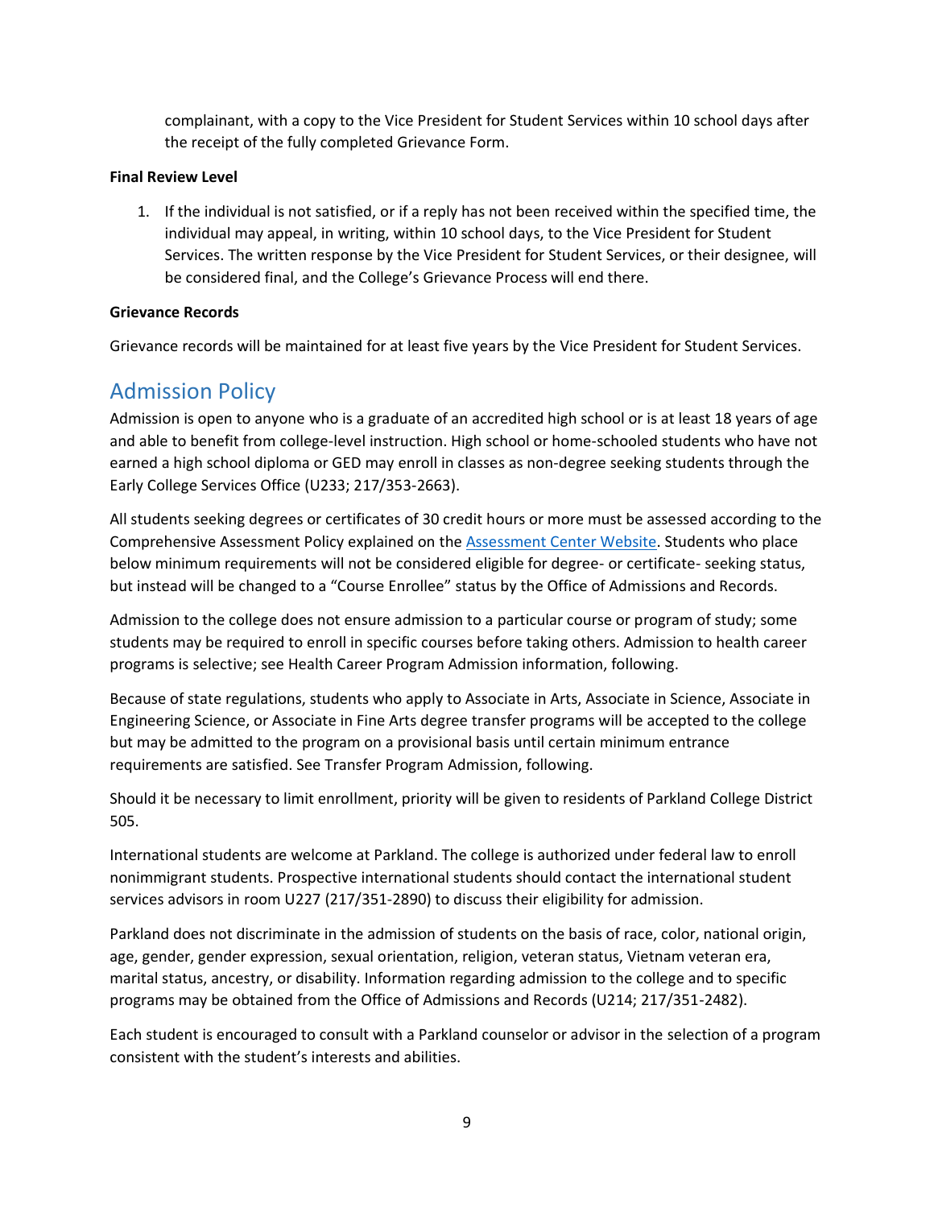complainant, with a copy to the Vice President for Student Services within 10 school days after the receipt of the fully completed Grievance Form.

**Final Review Level**

1. If the individual is not satisfied, or if a reply has not been received within the specified time, the individual may appeal, in writing, within 10 school days, to the Vice President for Student Services. The written response by the Vice President for Student Services, or their designee, will be considered final, and the College's Grievance Process will end there.

**Grievance Records**

Grievance records will be maintained for at least five years by the Vice President for Student Services.

## Admission Policy

Admission is open to anyone who is a graduate of an accredited high school or is at least 18 years of age and able to benefit from college-level instruction. High school or home-schooled students who have not earned a high school diploma or GED may enroll in classes as non-degree seeking students through the Early College Services Office (U233; 217/353-2663).

All students seeking degrees or certificates of 30 credit hours or more must be assessed according to the Comprehensive Assessment Policy explained on the [Assessment Center Website](). Students who place below minimum requirements will not be considered eligible for degree- or certificate- seeking status, but instead will be changed to a "Course Enrollee" status by the Office of Admissions and Records.

Admission to the college does not ensure admission to a particular course or program of study; some students may be required to enroll in specific courses before taking others. Admission to health career programs is selective; see Health Career Program Admission information, following.

Because of state regulations, students who apply to Associate in Arts, Associate in Science, Associate in Engineering Science, or Associate in Fine Arts degree transfer programs will be accepted to the college but may be admitted to the program on a provisional basis until certain minimum entrance requirements are satisfied. See Transfer Program Admission, following.

Should it be necessary to limit enrollment, priority will be given to residents of Parkland College District 505.

International students are welcome at Parkland. The college is authorized under federal law to enroll nonimmigrant students. Prospective international students should contact the international student services advisors in room U227 (217/351-2890) to discuss their eligibility for admission.

Parkland does not discriminate in the admission of students on the basis of race, color, national origin, age, gender, gender expression, sexual orientation, religion, veteran status, Vietnam veteran era, marital status, ancestry, or disability. Information regarding admission to the college and to specific programs may be obtained from the Office of Admissions and Records (U214; 217/351-2482).

Each student is encouraged to consult with a Parkland counselor or advisor in the selection of a program consistent with the student's interests and abilities.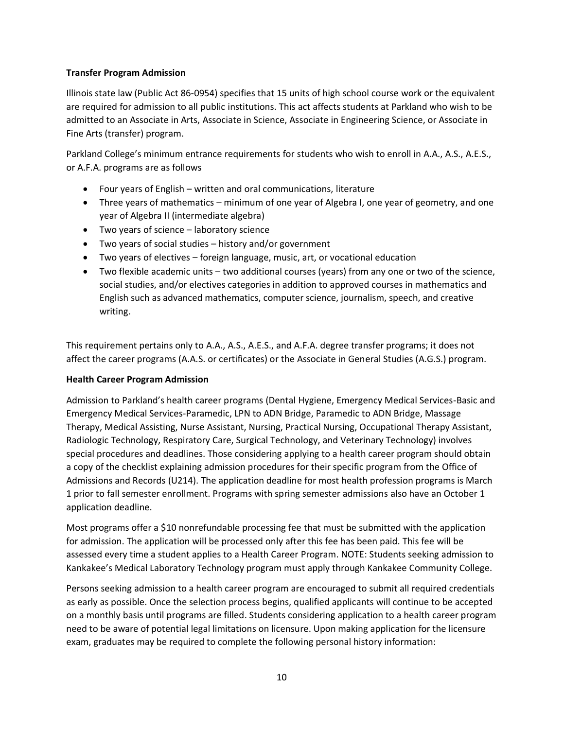**Transfer Program Admission**

Illinois state law (Public Act 86-0954) specifies that 15 units of high school course work or the equivalent are required for admission to all public institutions. This act affects students at Parkland who wish to be admitted to an Associate in Arts, Associate in Science, Associate in Engineering Science, or Associate in Fine Arts (transfer) program.

Parkland College's minimum entrance requirements for students who wish to enroll in A.A., A.S., A.E.S., or A.F.A. programs are as follows

- Four years of English – written and oral communications, literature
- Three years of mathematics – minimum of one year of Algebra I, one year of geometry, and one year of Algebra II (intermediate algebra)
- Two years of science – laboratory science
- Two years of social studies – history and/or government
- Two years of electives – foreign language, music, art, or vocational education
- Two flexible academic units – two additional courses (years) from any one or two of the science, social studies, and/or electives categories in addition to approved courses in mathematics and English such as advanced mathematics, computer science, journalism, speech, and creative writing.

This requirement pertains only to A.A., A.S., A.E.S., and A.F.A. degree transfer programs; it does not affect the career programs (A.A.S. or certificates) or the Associate in General Studies (A.G.S.) program.

**Health Career Program Admission**

Admission to Parkland's health career programs (Dental Hygiene, Emergency Medical Services-Basic and Emergency Medical Services-Paramedic, LPN to ADN Bridge, Paramedic to ADN Bridge, Massage Therapy, Medical Assisting, Nurse Assistant, Nursing, Practical Nursing, Occupational Therapy Assistant, Radiologic Technology, Respiratory Care, Surgical Technology, and Veterinary Technology) involves special procedures and deadlines. Those considering applying to a health career program should obtain a copy of the checklist explaining admission procedures for their specific program from the Office of Admissions and Records (U214). The application deadline for most health profession programs is March 1 prior to fall semester enrollment. Programs with spring semester admissions also have an October 1 application deadline.

Most programs offer a $10 nonrefundable processing fee that must be submitted with the application for admission. The application will be processed only after this fee has been paid. This fee will be assessed every time a student applies to a Health Career Program. NOTE: Students seeking admission to Kankakee's Medical Laboratory Technology program must apply through Kankakee Community College.

Persons seeking admission to a health career program are encouraged to submit all required credentials as early as possible. Once the selection process begins, qualified applicants will continue to be accepted on a monthly basis until programs are filled. Students considering application to a health career program need to be aware of potential legal limitations on licensure. Upon making application for the licensure exam, graduates may be required to complete the following personal history information: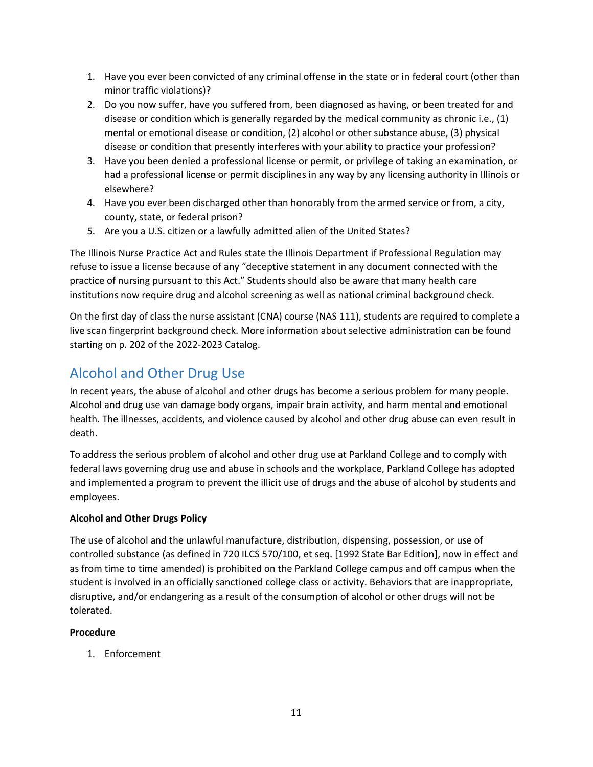1. Have you ever been convicted of any criminal offense in the state or in federal court (other than minor traffic violations)?
2. Do you now suffer, have you suffered from, been diagnosed as having, or been treated for and disease or condition which is generally regarded by the medical community as chronic i.e., (1) mental or emotional disease or condition, (2) alcohol or other substance abuse, (3) physical disease or condition that presently interferes with your ability to practice your profession?
3. Have you been denied a professional license or permit, or privilege of taking an examination, or had a professional license or permit disciplines in any way by any licensing authority in Illinois or elsewhere?
4. Have you ever been discharged other than honorably from the armed service or from, a city, county, state, or federal prison?
5. Are you a U.S. citizen or a lawfully admitted alien of the United States?

The Illinois Nurse Practice Act and Rules state the Illinois Department if Professional Regulation may refuse to issue a license because of any "deceptive statement in any document connected with the practice of nursing pursuant to this Act." Students should also be aware that many health care institutions now require drug and alcohol screening as well as national criminal background check.

On the first day of class the nurse assistant (CNA) course (NAS 111), students are required to complete a live scan fingerprint background check. More information about selective administration can be found starting on p. 202 of the 2022-2023 Catalog.

## Alcohol and Other Drug Use

In recent years, the abuse of alcohol and other drugs has become a serious problem for many people. Alcohol and drug use van damage body organs, impair brain activity, and harm mental and emotional health. The illnesses, accidents, and violence caused by alcohol and other drug abuse can even result in death.

To address the serious problem of alcohol and other drug use at Parkland College and to comply with federal laws governing drug use and abuse in schools and the workplace, Parkland College has adopted and implemented a program to prevent the illicit use of drugs and the abuse of alcohol by students and employees.

**Alcohol and Other Drugs Policy**

The use of alcohol and the unlawful manufacture, distribution, dispensing, possession, or use of controlled substance (as defined in 720 ILCS 570/100, et seq. [1992 State Bar Edition], now in effect and as from time to time amended) is prohibited on the Parkland College campus and off campus when the student is involved in an officially sanctioned college class or activity. Behaviors that are inappropriate, disruptive, and/or endangering as a result of the consumption of alcohol or other drugs will not be tolerated.

**Procedure**

1. Enforcement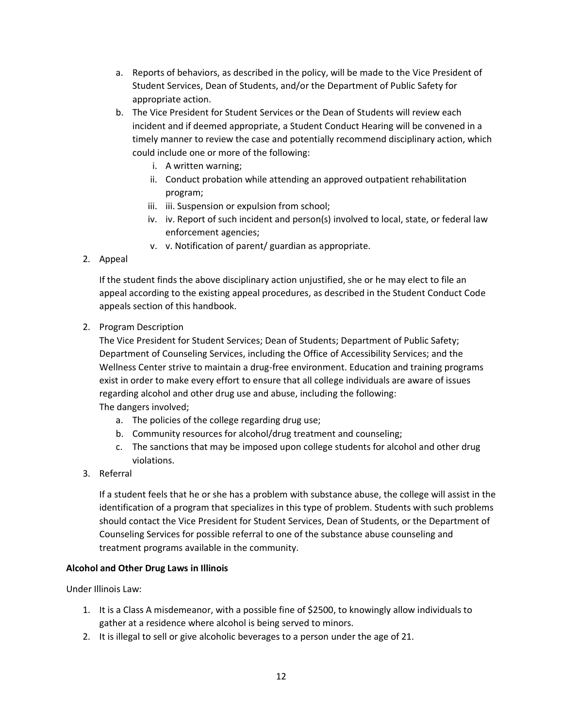a. Reports of behaviors, as described in the policy, will be made to the Vice President of Student Services, Dean of Students, and/or the Department of Public Safety for appropriate action.
b. The Vice President for Student Services or the Dean of Students will review each incident and if deemed appropriate, a Student Conduct Hearing will be convened in a timely manner to review the case and potentially recommend disciplinary action, which could include one or more of the following:
    i. A written warning;
    ii. Conduct probation while attending an approved outpatient rehabilitation program;
    iii. iii. Suspension or expulsion from school;
    iv. iv. Report of such incident and person(s) involved to local, state, or federal law enforcement agencies;
    v. v. Notification of parent/ guardian as appropriate.

2. Appeal

   If the student finds the above disciplinary action unjustified, she or he may elect to file an appeal according to the existing appeal procedures, as described in the Student Conduct Code appeals section of this handbook.

2. Program Description

   The Vice President for Student Services; Dean of Students; Department of Public Safety; Department of Counseling Services, including the Office of Accessibility Services; and the Wellness Center strive to maintain a drug-free environment. Education and training programs exist in order to make every effort to ensure that all college individuals are aware of issues regarding alcohol and other drug use and abuse, including the following:
   The dangers involved;
    a. The policies of the college regarding drug use;
    b. Community resources for alcohol/drug treatment and counseling;
    c. The sanctions that may be imposed upon college students for alcohol and other drug violations.

3. Referral

   If a student feels that he or she has a problem with substance abuse, the college will assist in the identification of a program that specializes in this type of problem. Students with such problems should contact the Vice President for Student Services, Dean of Students, or the Department of Counseling Services for possible referral to one of the substance abuse counseling and treatment programs available in the community.

**Alcohol and Other Drug Laws in Illinois**

Under Illinois Law:

1. It is a Class A misdemeanor, with a possible fine of $2500, to knowingly allow individuals to gather at a residence where alcohol is being served to minors.
2. It is illegal to sell or give alcoholic beverages to a person under the age of 21.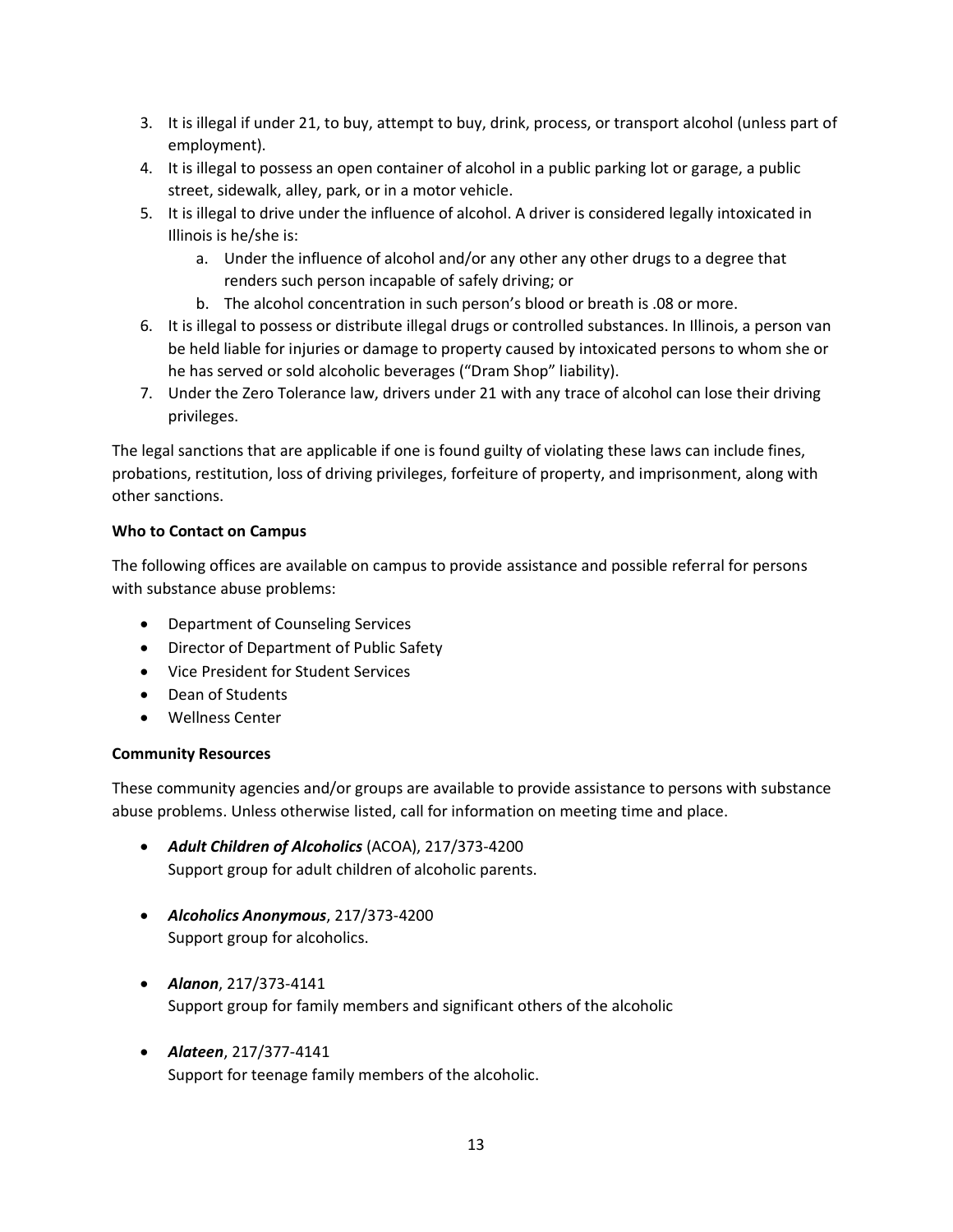3. It is illegal if under 21, to buy, attempt to buy, drink, process, or transport alcohol (unless part of employment).
4. It is illegal to possess an open container of alcohol in a public parking lot or garage, a public street, sidewalk, alley, park, or in a motor vehicle.
5. It is illegal to drive under the influence of alcohol. A driver is considered legally intoxicated in Illinois is he/she is:
    a. Under the influence of alcohol and/or any other any other drugs to a degree that renders such person incapable of safely driving; or
    b. The alcohol concentration in such person's blood or breath is .08 or more.
6. It is illegal to possess or distribute illegal drugs or controlled substances. In Illinois, a person van be held liable for injuries or damage to property caused by intoxicated persons to whom she or he has served or sold alcoholic beverages ("Dram Shop" liability).
7. Under the Zero Tolerance law, drivers under 21 with any trace of alcohol can lose their driving privileges.

The legal sanctions that are applicable if one is found guilty of violating these laws can include fines, probations, restitution, loss of driving privileges, forfeiture of property, and imprisonment, along with other sanctions.

**Who to Contact on Campus**

The following offices are available on campus to provide assistance and possible referral for persons with substance abuse problems:

- Department of Counseling Services
- Director of Department of Public Safety
- Vice President for Student Services
- Dean of Students
- Wellness Center

**Community Resources**

These community agencies and/or groups are available to provide assistance to persons with substance abuse problems. Unless otherwise listed, call for information on meeting time and place.

- ***Adult Children of Alcoholics*** (ACOA), 217/373-4200
  Support group for adult children of alcoholic parents.

- ***Alcoholics Anonymous***, 217/373-4200
  Support group for alcoholics.

- ***Alanon***, 217/373-4141
  Support group for family members and significant others of the alcoholic

- ***Alateen***, 217/377-4141
  Support for teenage family members of the alcoholic.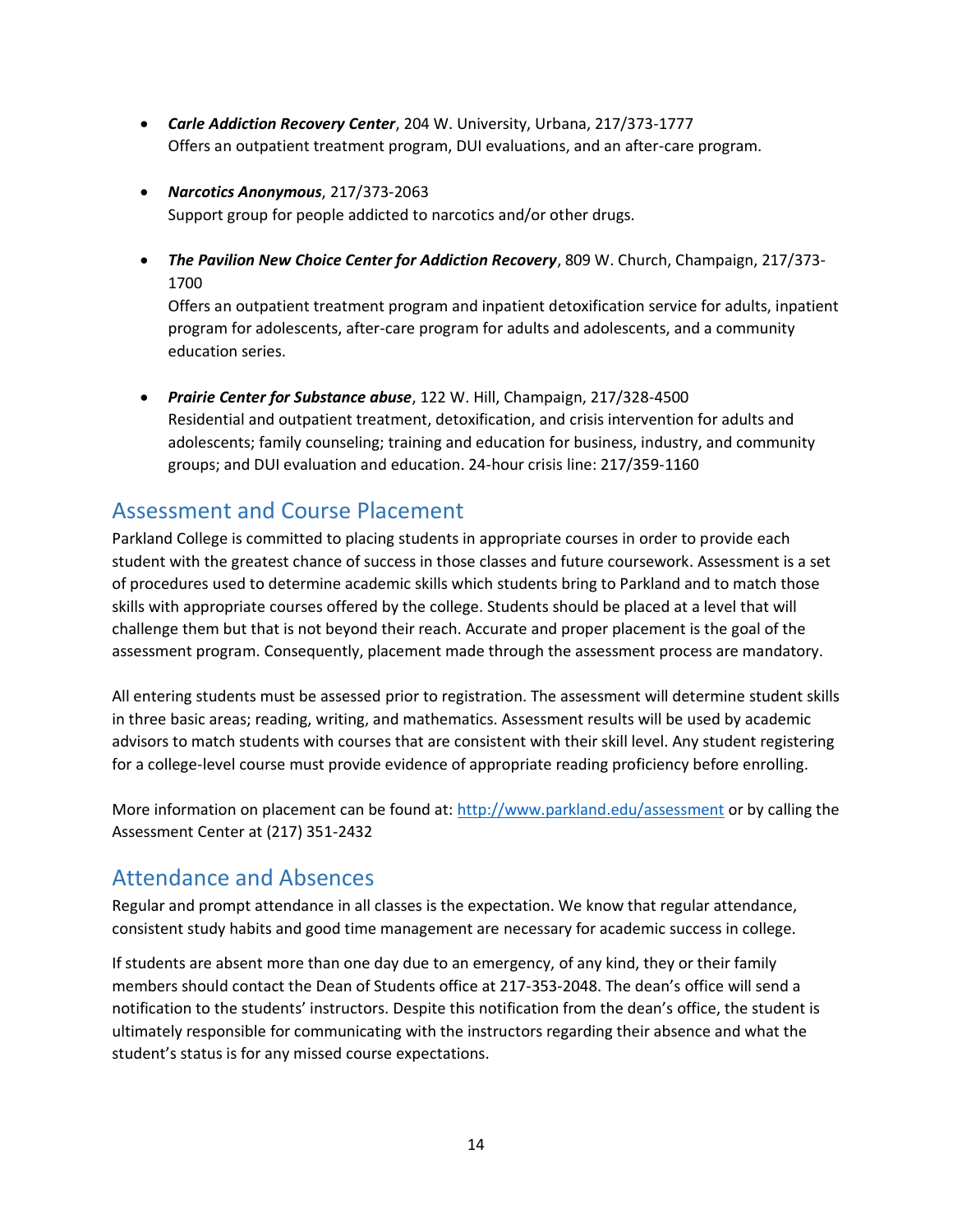- ***Carle Addiction Recovery Center***, 204 W. University, Urbana, 217/373-1777
  Offers an outpatient treatment program, DUI evaluations, and an after-care program.

- ***Narcotics Anonymous***, 217/373-2063
  Support group for people addicted to narcotics and/or other drugs.

- ***The Pavilion New Choice Center for Addiction Recovery***, 809 W. Church, Champaign, 217/373-1700
  Offers an outpatient treatment program and inpatient detoxification service for adults, inpatient program for adolescents, after-care program for adults and adolescents, and a community education series.

- ***Prairie Center for Substance abuse***, 122 W. Hill, Champaign, 217/328-4500
  Residential and outpatient treatment, detoxification, and crisis intervention for adults and adolescents; family counseling; training and education for business, industry, and community groups; and DUI evaluation and education. 24-hour crisis line: 217/359-1160

## Assessment and Course Placement

Parkland College is committed to placing students in appropriate courses in order to provide each student with the greatest chance of success in those classes and future coursework. Assessment is a set of procedures used to determine academic skills which students bring to Parkland and to match those skills with appropriate courses offered by the college. Students should be placed at a level that will challenge them but that is not beyond their reach. Accurate and proper placement is the goal of the assessment program. Consequently, placement made through the assessment process are mandatory.

All entering students must be assessed prior to registration. The assessment will determine student skills in three basic areas; reading, writing, and mathematics. Assessment results will be used by academic advisors to match students with courses that are consistent with their skill level. Any student registering for a college-level course must provide evidence of appropriate reading proficiency before enrolling.

More information on placement can be found at: http://www.parkland.edu/assessment or by calling the Assessment Center at (217) 351-2432

## Attendance and Absences

Regular and prompt attendance in all classes is the expectation. We know that regular attendance, consistent study habits and good time management are necessary for academic success in college.

If students are absent more than one day due to an emergency, of any kind, they or their family members should contact the Dean of Students office at 217-353-2048. The dean's office will send a notification to the students' instructors. Despite this notification from the dean's office, the student is ultimately responsible for communicating with the instructors regarding their absence and what the student's status is for any missed course expectations.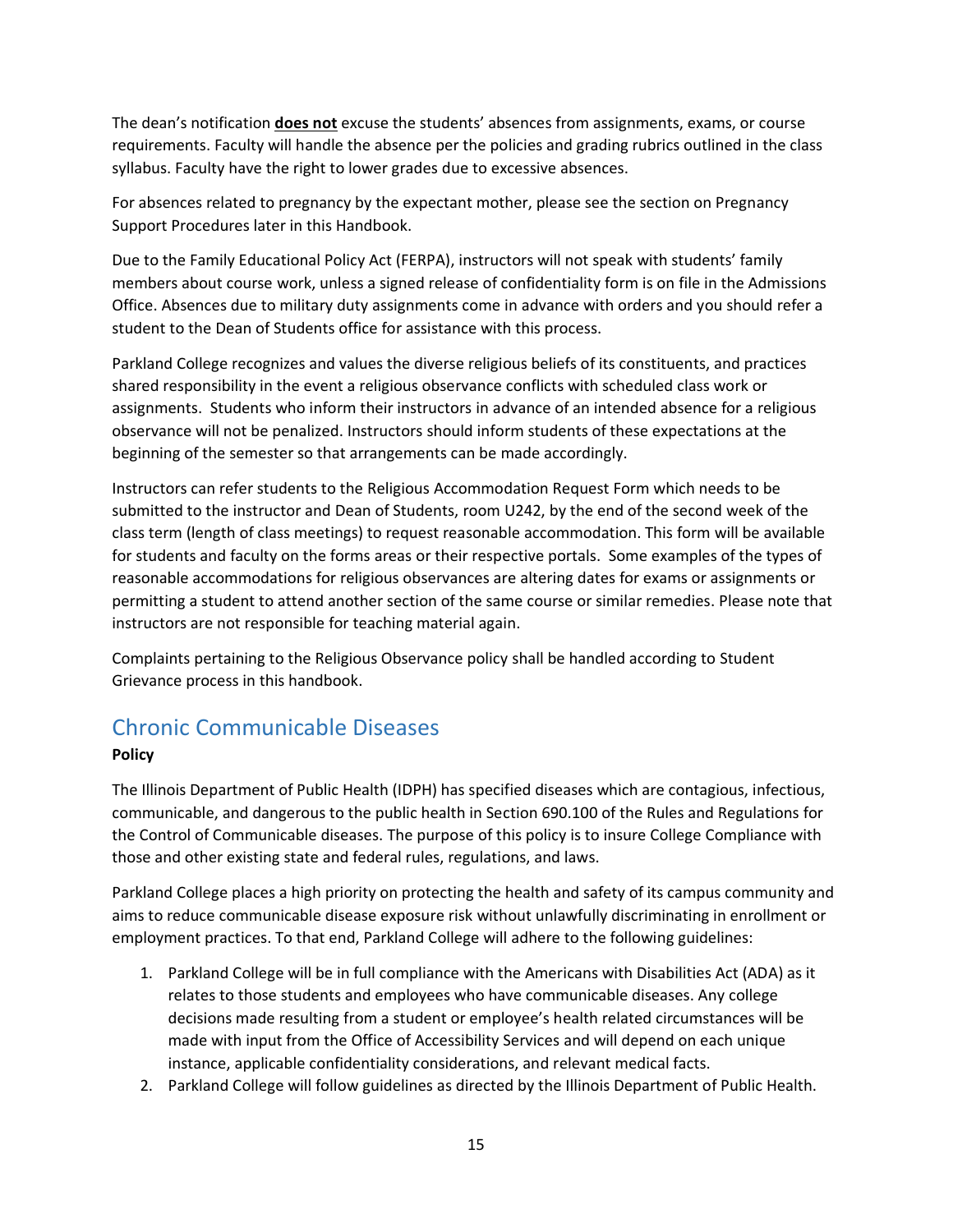The dean's notification **does not** excuse the students' absences from assignments, exams, or course requirements. Faculty will handle the absence per the policies and grading rubrics outlined in the class syllabus. Faculty have the right to lower grades due to excessive absences.

For absences related to pregnancy by the expectant mother, please see the section on Pregnancy Support Procedures later in this Handbook.

Due to the Family Educational Policy Act (FERPA), instructors will not speak with students' family members about course work, unless a signed release of confidentiality form is on file in the Admissions Office. Absences due to military duty assignments come in advance with orders and you should refer a student to the Dean of Students office for assistance with this process.

Parkland College recognizes and values the diverse religious beliefs of its constituents, and practices shared responsibility in the event a religious observance conflicts with scheduled class work or assignments. Students who inform their instructors in advance of an intended absence for a religious observance will not be penalized. Instructors should inform students of these expectations at the beginning of the semester so that arrangements can be made accordingly.

Instructors can refer students to the Religious Accommodation Request Form which needs to be submitted to the instructor and Dean of Students, room U242, by the end of the second week of the class term (length of class meetings) to request reasonable accommodation. This form will be available for students and faculty on the forms areas or their respective portals. Some examples of the types of reasonable accommodations for religious observances are altering dates for exams or assignments or permitting a student to attend another section of the same course or similar remedies. Please note that instructors are not responsible for teaching material again.

Complaints pertaining to the Religious Observance policy shall be handled according to Student Grievance process in this handbook.

## Chronic Communicable Diseases

**Policy**

The Illinois Department of Public Health (IDPH) has specified diseases which are contagious, infectious, communicable, and dangerous to the public health in Section 690.100 of the Rules and Regulations for the Control of Communicable diseases. The purpose of this policy is to insure College Compliance with those and other existing state and federal rules, regulations, and laws.

Parkland College places a high priority on protecting the health and safety of its campus community and aims to reduce communicable disease exposure risk without unlawfully discriminating in enrollment or employment practices. To that end, Parkland College will adhere to the following guidelines:

1. Parkland College will be in full compliance with the Americans with Disabilities Act (ADA) as it relates to those students and employees who have communicable diseases. Any college decisions made resulting from a student or employee's health related circumstances will be made with input from the Office of Accessibility Services and will depend on each unique instance, applicable confidentiality considerations, and relevant medical facts.
2. Parkland College will follow guidelines as directed by the Illinois Department of Public Health.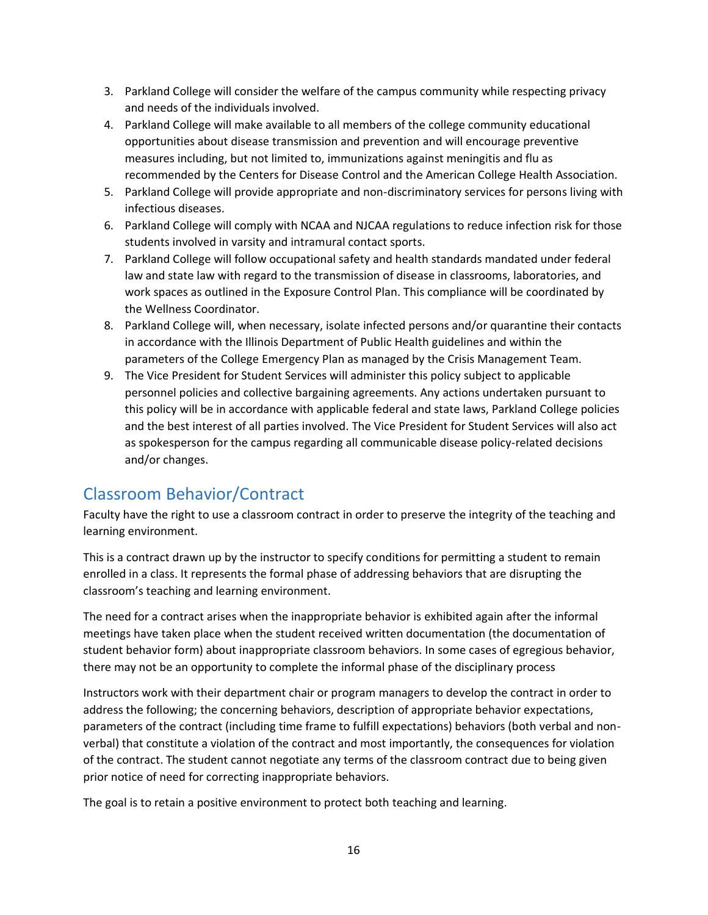3. Parkland College will consider the welfare of the campus community while respecting privacy and needs of the individuals involved.
4. Parkland College will make available to all members of the college community educational opportunities about disease transmission and prevention and will encourage preventive measures including, but not limited to, immunizations against meningitis and flu as recommended by the Centers for Disease Control and the American College Health Association.
5. Parkland College will provide appropriate and non-discriminatory services for persons living with infectious diseases.
6. Parkland College will comply with NCAA and NJCAA regulations to reduce infection risk for those students involved in varsity and intramural contact sports.
7. Parkland College will follow occupational safety and health standards mandated under federal law and state law with regard to the transmission of disease in classrooms, laboratories, and work spaces as outlined in the Exposure Control Plan. This compliance will be coordinated by the Wellness Coordinator.
8. Parkland College will, when necessary, isolate infected persons and/or quarantine their contacts in accordance with the Illinois Department of Public Health guidelines and within the parameters of the College Emergency Plan as managed by the Crisis Management Team.
9. The Vice President for Student Services will administer this policy subject to applicable personnel policies and collective bargaining agreements. Any actions undertaken pursuant to this policy will be in accordance with applicable federal and state laws, Parkland College policies and the best interest of all parties involved. The Vice President for Student Services will also act as spokesperson for the campus regarding all communicable disease policy-related decisions and/or changes.

## Classroom Behavior/Contract

Faculty have the right to use a classroom contract in order to preserve the integrity of the teaching and learning environment.

This is a contract drawn up by the instructor to specify conditions for permitting a student to remain enrolled in a class. It represents the formal phase of addressing behaviors that are disrupting the classroom's teaching and learning environment.

The need for a contract arises when the inappropriate behavior is exhibited again after the informal meetings have taken place when the student received written documentation (the documentation of student behavior form) about inappropriate classroom behaviors. In some cases of egregious behavior, there may not be an opportunity to complete the informal phase of the disciplinary process

Instructors work with their department chair or program managers to develop the contract in order to address the following; the concerning behaviors, description of appropriate behavior expectations, parameters of the contract (including time frame to fulfill expectations) behaviors (both verbal and non-verbal) that constitute a violation of the contract and most importantly, the consequences for violation of the contract. The student cannot negotiate any terms of the classroom contract due to being given prior notice of need for correcting inappropriate behaviors.

The goal is to retain a positive environment to protect both teaching and learning.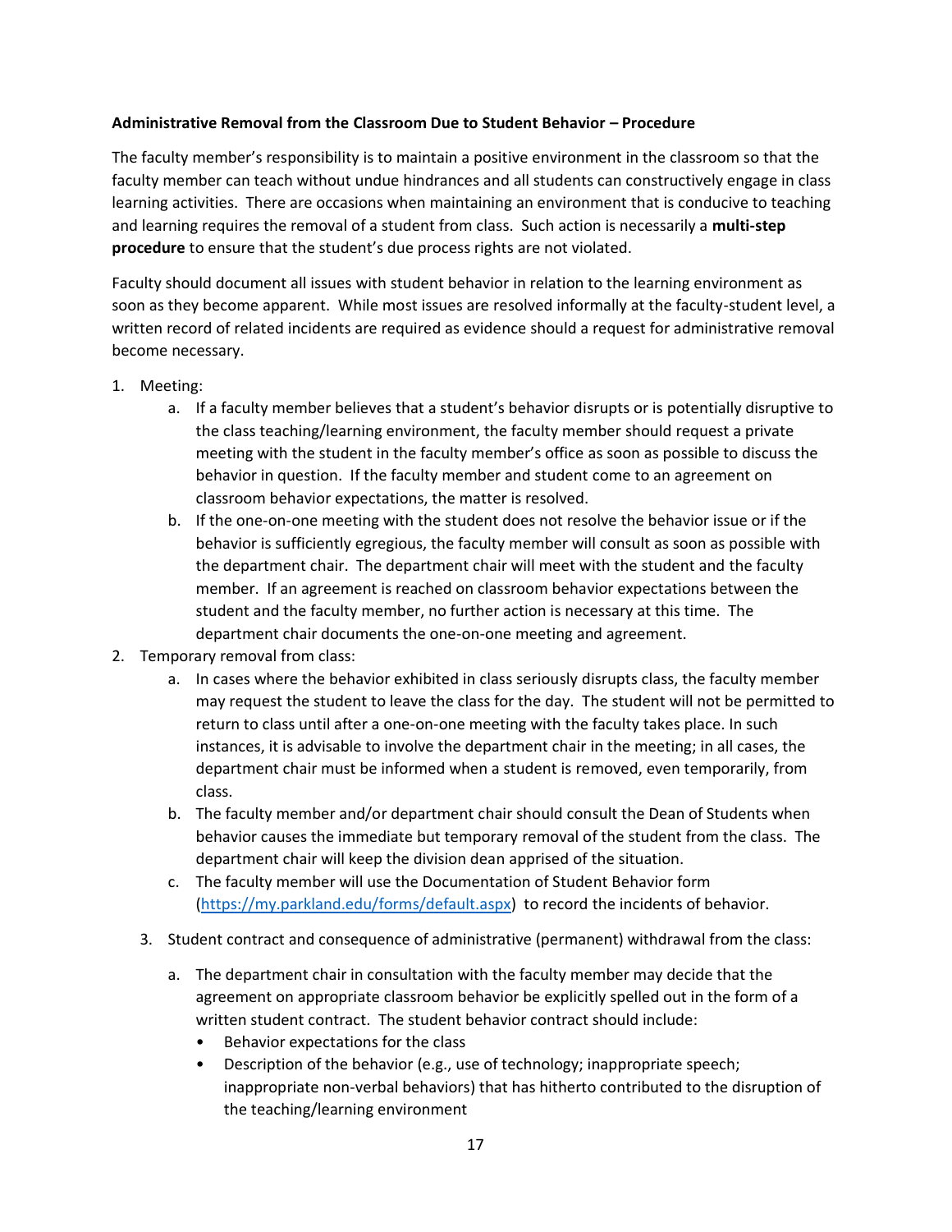**Administrative Removal from the Classroom Due to Student Behavior – Procedure**

The faculty member's responsibility is to maintain a positive environment in the classroom so that the faculty member can teach without undue hindrances and all students can constructively engage in class learning activities. There are occasions when maintaining an environment that is conducive to teaching and learning requires the removal of a student from class. Such action is necessarily a **multi-step procedure** to ensure that the student's due process rights are not violated.

Faculty should document all issues with student behavior in relation to the learning environment as soon as they become apparent. While most issues are resolved informally at the faculty-student level, a written record of related incidents are required as evidence should a request for administrative removal become necessary.

1. Meeting:
   a. If a faculty member believes that a student's behavior disrupts or is potentially disruptive to the class teaching/learning environment, the faculty member should request a private meeting with the student in the faculty member's office as soon as possible to discuss the behavior in question. If the faculty member and student come to an agreement on classroom behavior expectations, the matter is resolved.
   b. If the one-on-one meeting with the student does not resolve the behavior issue or if the behavior is sufficiently egregious, the faculty member will consult as soon as possible with the department chair. The department chair will meet with the student and the faculty member. If an agreement is reached on classroom behavior expectations between the student and the faculty member, no further action is necessary at this time. The department chair documents the one-on-one meeting and agreement.
2. Temporary removal from class:
   a. In cases where the behavior exhibited in class seriously disrupts class, the faculty member may request the student to leave the class for the day. The student will not be permitted to return to class until after a one-on-one meeting with the faculty takes place. In such instances, it is advisable to involve the department chair in the meeting; in all cases, the department chair must be informed when a student is removed, even temporarily, from class.
   b. The faculty member and/or department chair should consult the Dean of Students when behavior causes the immediate but temporary removal of the student from the class. The department chair will keep the division dean apprised of the situation.
   c. The faculty member will use the Documentation of Student Behavior form ([https://my.parkland.edu/forms/default.aspx](https://my.parkland.edu/forms/default.aspx)) to record the incidents of behavior.
3. Student contract and consequence of administrative (permanent) withdrawal from the class:
   a. The department chair in consultation with the faculty member may decide that the agreement on appropriate classroom behavior be explicitly spelled out in the form of a written student contract. The student behavior contract should include:
      - Behavior expectations for the class
      - Description of the behavior (e.g., use of technology; inappropriate speech; inappropriate non-verbal behaviors) that has hitherto contributed to the disruption of the teaching/learning environment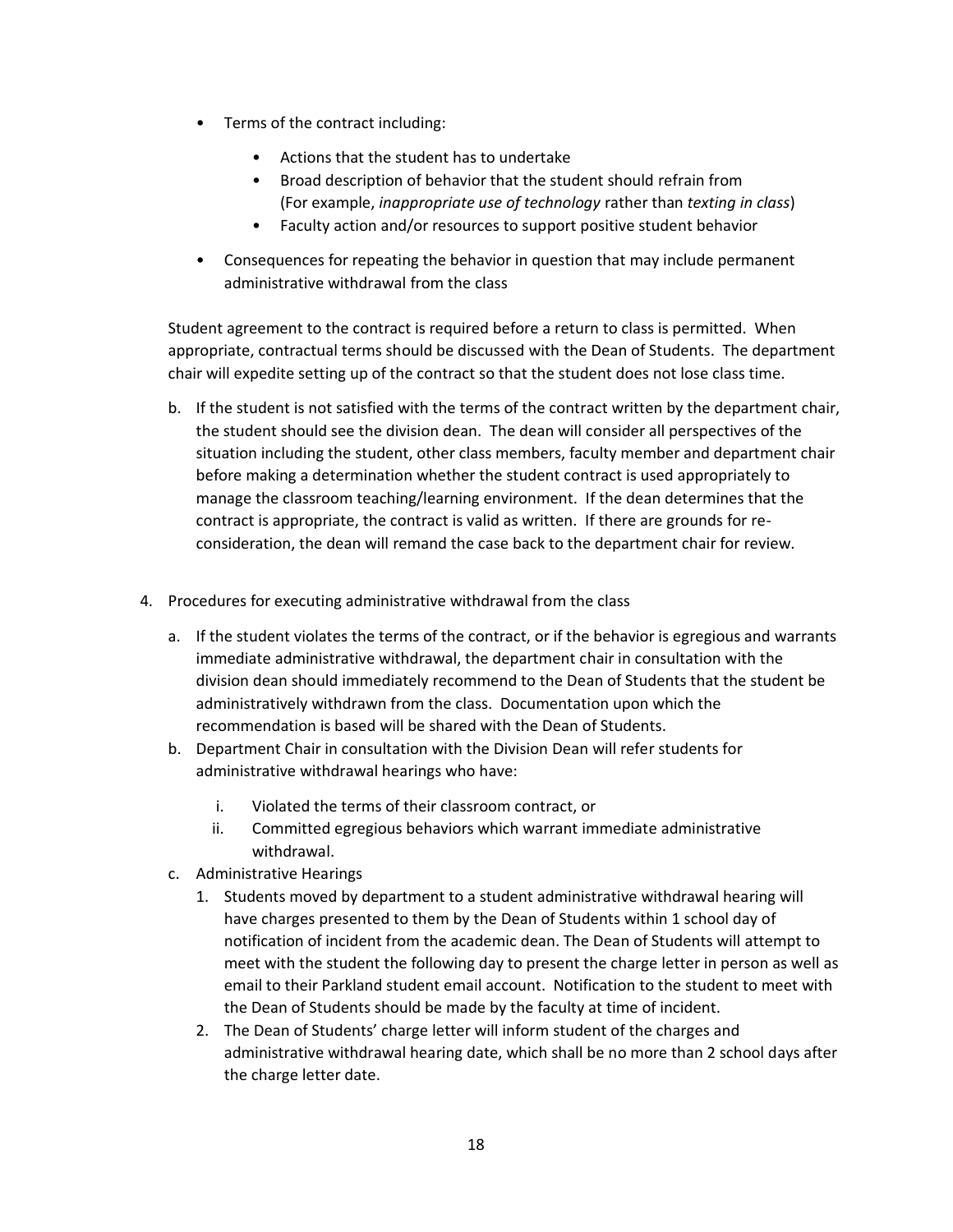- Terms of the contract including:
    - Actions that the student has to undertake
    - Broad description of behavior that the student should refrain from (For example, *inappropriate use of technology* rather than *texting in class*)
    - Faculty action and/or resources to support positive student behavior
- Consequences for repeating the behavior in question that may include permanent administrative withdrawal from the class

Student agreement to the contract is required before a return to class is permitted. When appropriate, contractual terms should be discussed with the Dean of Students. The department chair will expedite setting up of the contract so that the student does not lose class time.

b. If the student is not satisfied with the terms of the contract written by the department chair, the student should see the division dean. The dean will consider all perspectives of the situation including the student, other class members, faculty member and department chair before making a determination whether the student contract is used appropriately to manage the classroom teaching/learning environment. If the dean determines that the contract is appropriate, the contract is valid as written. If there are grounds for re-consideration, the dean will remand the case back to the department chair for review.

4. Procedures for executing administrative withdrawal from the class

    a. If the student violates the terms of the contract, or if the behavior is egregious and warrants immediate administrative withdrawal, the department chair in consultation with the division dean should immediately recommend to the Dean of Students that the student be administratively withdrawn from the class. Documentation upon which the recommendation is based will be shared with the Dean of Students.
    b. Department Chair in consultation with the Division Dean will refer students for administrative withdrawal hearings who have:
        i. Violated the terms of their classroom contract, or
        ii. Committed egregious behaviors which warrant immediate administrative withdrawal.
    c. Administrative Hearings
        1. Students moved by department to a student administrative withdrawal hearing will have charges presented to them by the Dean of Students within 1 school day of notification of incident from the academic dean. The Dean of Students will attempt to meet with the student the following day to present the charge letter in person as well as email to their Parkland student email account. Notification to the student to meet with the Dean of Students should be made by the faculty at time of incident.
        2. The Dean of Students' charge letter will inform student of the charges and administrative withdrawal hearing date, which shall be no more than 2 school days after the charge letter date.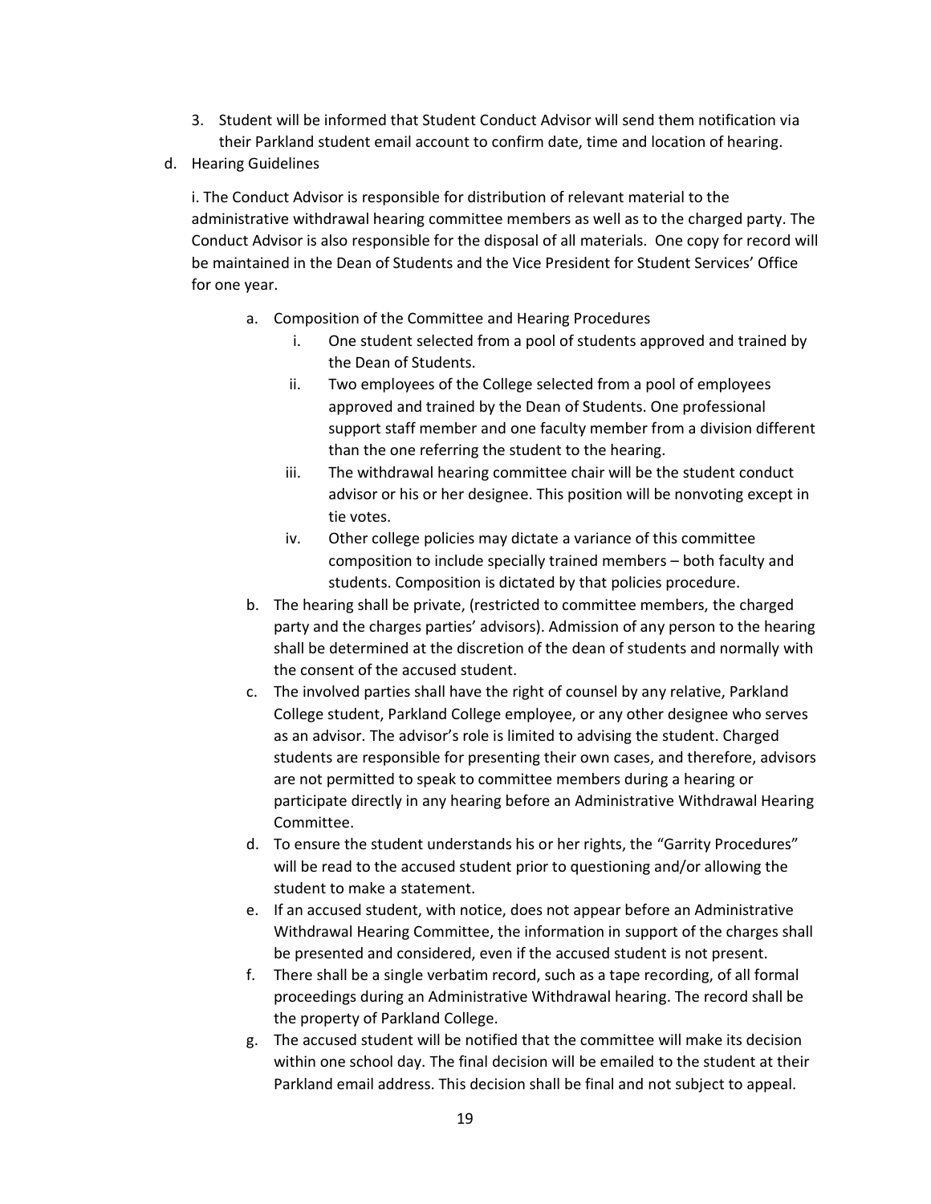3. Student will be informed that Student Conduct Advisor will send them notification via their Parkland student email account to confirm date, time and location of hearing.

d. Hearing Guidelines

   i. The Conduct Advisor is responsible for distribution of relevant material to the administrative withdrawal hearing committee members as well as to the charged party. The Conduct Advisor is also responsible for the disposal of all materials. One copy for record will be maintained in the Dean of Students and the Vice President for Student Services' Office for one year.

   a. Composition of the Committee and Hearing Procedures
      i. One student selected from a pool of students approved and trained by the Dean of Students.
      ii. Two employees of the College selected from a pool of employees approved and trained by the Dean of Students. One professional support staff member and one faculty member from a division different than the one referring the student to the hearing.
      iii. The withdrawal hearing committee chair will be the student conduct advisor or his or her designee. This position will be nonvoting except in tie votes.
      iv. Other college policies may dictate a variance of this committee composition to include specially trained members – both faculty and students. Composition is dictated by that policies procedure.

   b. The hearing shall be private, (restricted to committee members, the charged party and the charges parties' advisors). Admission of any person to the hearing shall be determined at the discretion of the dean of students and normally with the consent of the accused student.

   c. The involved parties shall have the right of counsel by any relative, Parkland College student, Parkland College employee, or any other designee who serves as an advisor. The advisor's role is limited to advising the student. Charged students are responsible for presenting their own cases, and therefore, advisors are not permitted to speak to committee members during a hearing or participate directly in any hearing before an Administrative Withdrawal Hearing Committee.

   d. To ensure the student understands his or her rights, the "Garrity Procedures" will be read to the accused student prior to questioning and/or allowing the student to make a statement.

   e. If an accused student, with notice, does not appear before an Administrative Withdrawal Hearing Committee, the information in support of the charges shall be presented and considered, even if the accused student is not present.

   f. There shall be a single verbatim record, such as a tape recording, of all formal proceedings during an Administrative Withdrawal hearing. The record shall be the property of Parkland College.

   g. The accused student will be notified that the committee will make its decision within one school day. The final decision will be emailed to the student at their Parkland email address. This decision shall be final and not subject to appeal.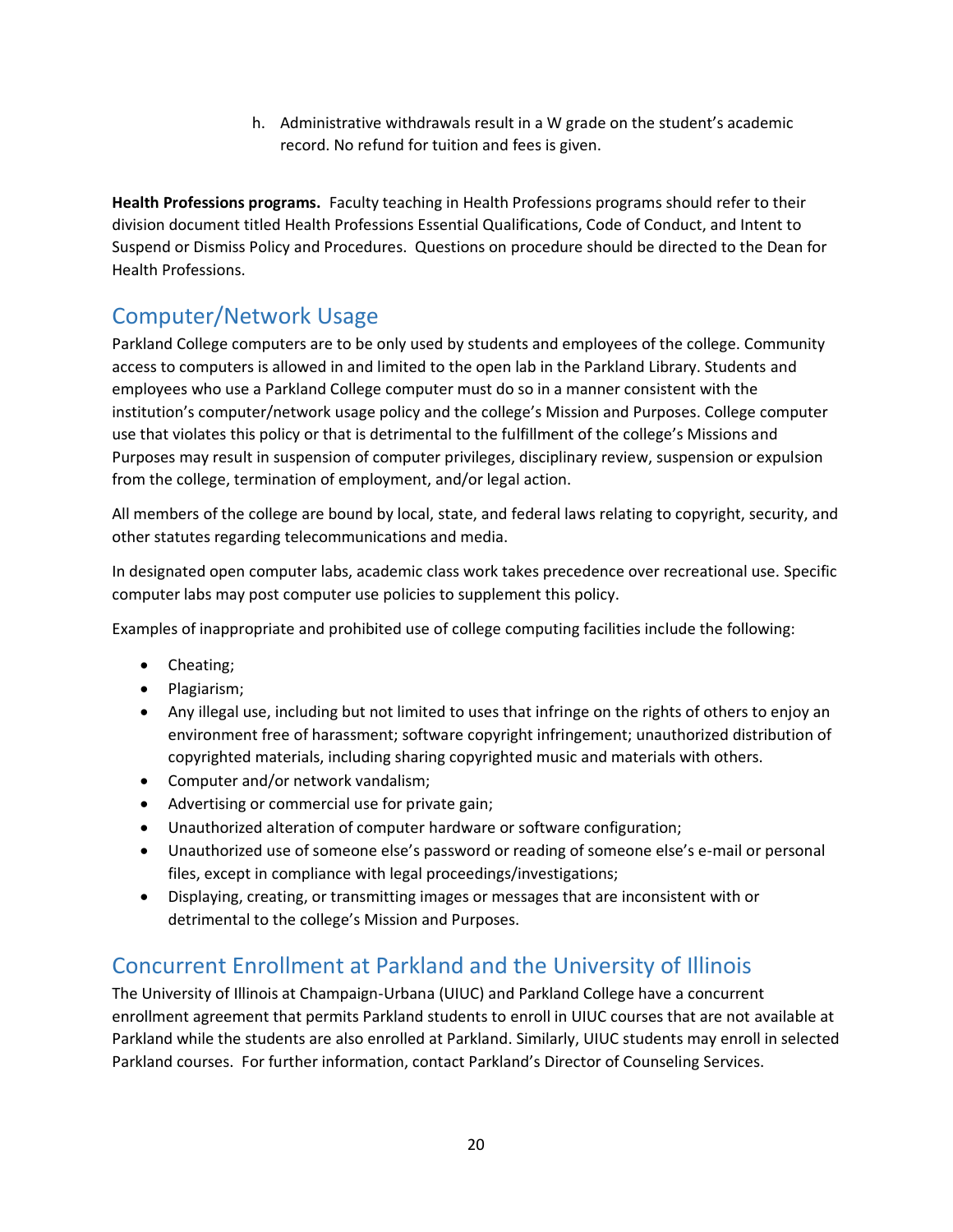h. Administrative withdrawals result in a W grade on the student's academic record. No refund for tuition and fees is given.

**Health Professions programs.** Faculty teaching in Health Professions programs should refer to their division document titled Health Professions Essential Qualifications, Code of Conduct, and Intent to Suspend or Dismiss Policy and Procedures. Questions on procedure should be directed to the Dean for Health Professions.

## Computer/Network Usage

Parkland College computers are to be only used by students and employees of the college. Community access to computers is allowed in and limited to the open lab in the Parkland Library. Students and employees who use a Parkland College computer must do so in a manner consistent with the institution's computer/network usage policy and the college's Mission and Purposes. College computer use that violates this policy or that is detrimental to the fulfillment of the college's Missions and Purposes may result in suspension of computer privileges, disciplinary review, suspension or expulsion from the college, termination of employment, and/or legal action.

All members of the college are bound by local, state, and federal laws relating to copyright, security, and other statutes regarding telecommunications and media.

In designated open computer labs, academic class work takes precedence over recreational use. Specific computer labs may post computer use policies to supplement this policy.

Examples of inappropriate and prohibited use of college computing facilities include the following:

- Cheating;
- Plagiarism;
- Any illegal use, including but not limited to uses that infringe on the rights of others to enjoy an environment free of harassment; software copyright infringement; unauthorized distribution of copyrighted materials, including sharing copyrighted music and materials with others.
- Computer and/or network vandalism;
- Advertising or commercial use for private gain;
- Unauthorized alteration of computer hardware or software configuration;
- Unauthorized use of someone else's password or reading of someone else's e-mail or personal files, except in compliance with legal proceedings/investigations;
- Displaying, creating, or transmitting images or messages that are inconsistent with or detrimental to the college's Mission and Purposes.

## Concurrent Enrollment at Parkland and the University of Illinois

The University of Illinois at Champaign-Urbana (UIUC) and Parkland College have a concurrent enrollment agreement that permits Parkland students to enroll in UIUC courses that are not available at Parkland while the students are also enrolled at Parkland. Similarly, UIUC students may enroll in selected Parkland courses. For further information, contact Parkland's Director of Counseling Services.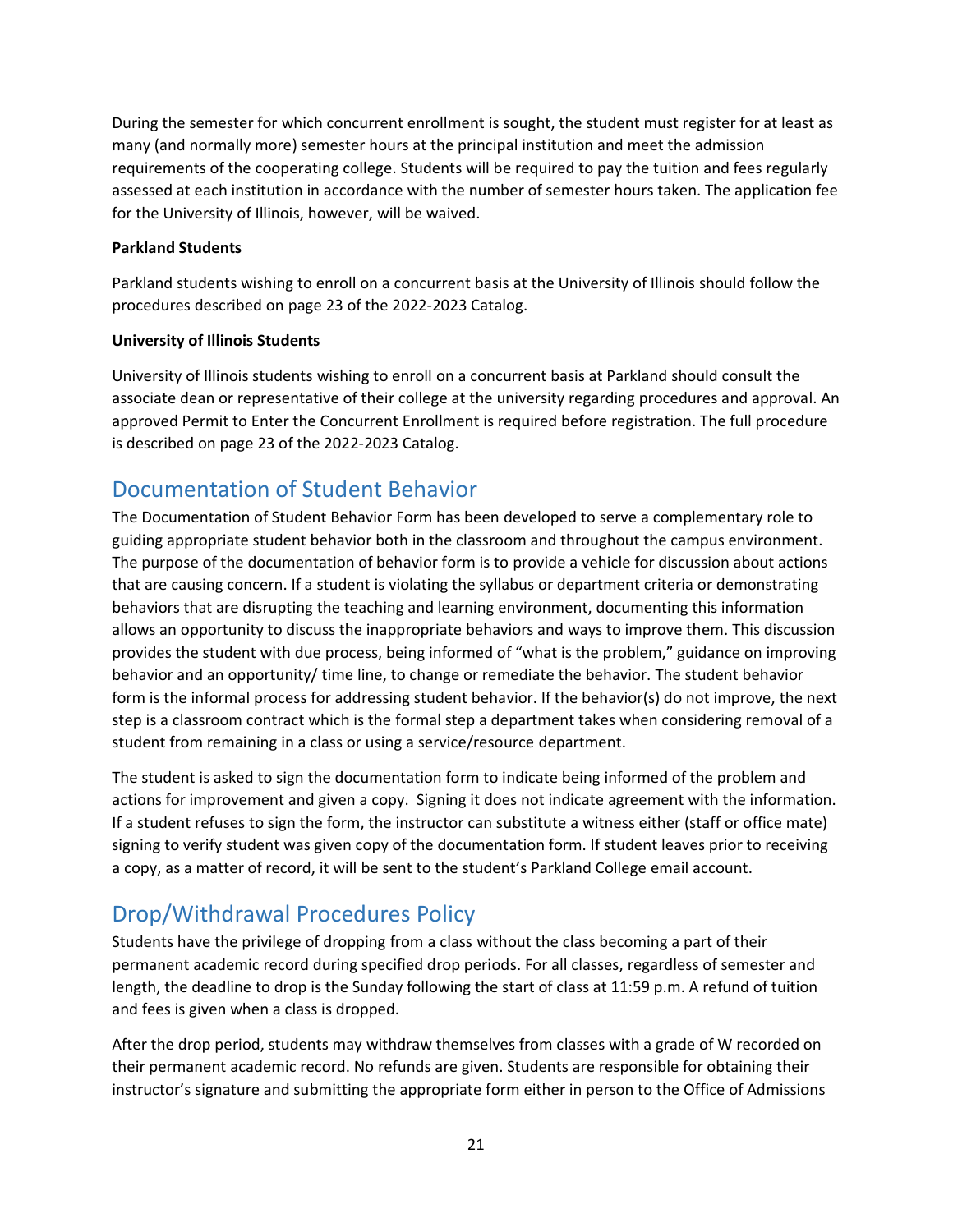During the semester for which concurrent enrollment is sought, the student must register for at least as many (and normally more) semester hours at the principal institution and meet the admission requirements of the cooperating college. Students will be required to pay the tuition and fees regularly assessed at each institution in accordance with the number of semester hours taken. The application fee for the University of Illinois, however, will be waived.

**Parkland Students**

Parkland students wishing to enroll on a concurrent basis at the University of Illinois should follow the procedures described on page 23 of the 2022-2023 Catalog.

**University of Illinois Students**

University of Illinois students wishing to enroll on a concurrent basis at Parkland should consult the associate dean or representative of their college at the university regarding procedures and approval. An approved Permit to Enter the Concurrent Enrollment is required before registration. The full procedure is described on page 23 of the 2022-2023 Catalog.

## Documentation of Student Behavior

The Documentation of Student Behavior Form has been developed to serve a complementary role to guiding appropriate student behavior both in the classroom and throughout the campus environment. The purpose of the documentation of behavior form is to provide a vehicle for discussion about actions that are causing concern. If a student is violating the syllabus or department criteria or demonstrating behaviors that are disrupting the teaching and learning environment, documenting this information allows an opportunity to discuss the inappropriate behaviors and ways to improve them. This discussion provides the student with due process, being informed of “what is the problem,” guidance on improving behavior and an opportunity/ time line, to change or remediate the behavior. The student behavior form is the informal process for addressing student behavior. If the behavior(s) do not improve, the next step is a classroom contract which is the formal step a department takes when considering removal of a student from remaining in a class or using a service/resource department.

The student is asked to sign the documentation form to indicate being informed of the problem and actions for improvement and given a copy. Signing it does not indicate agreement with the information. If a student refuses to sign the form, the instructor can substitute a witness either (staff or office mate) signing to verify student was given copy of the documentation form. If student leaves prior to receiving a copy, as a matter of record, it will be sent to the student’s Parkland College email account.

## Drop/Withdrawal Procedures Policy

Students have the privilege of dropping from a class without the class becoming a part of their permanent academic record during specified drop periods. For all classes, regardless of semester and length, the deadline to drop is the Sunday following the start of class at 11:59 p.m. A refund of tuition and fees is given when a class is dropped.

After the drop period, students may withdraw themselves from classes with a grade of W recorded on their permanent academic record. No refunds are given. Students are responsible for obtaining their instructor’s signature and submitting the appropriate form either in person to the Office of Admissions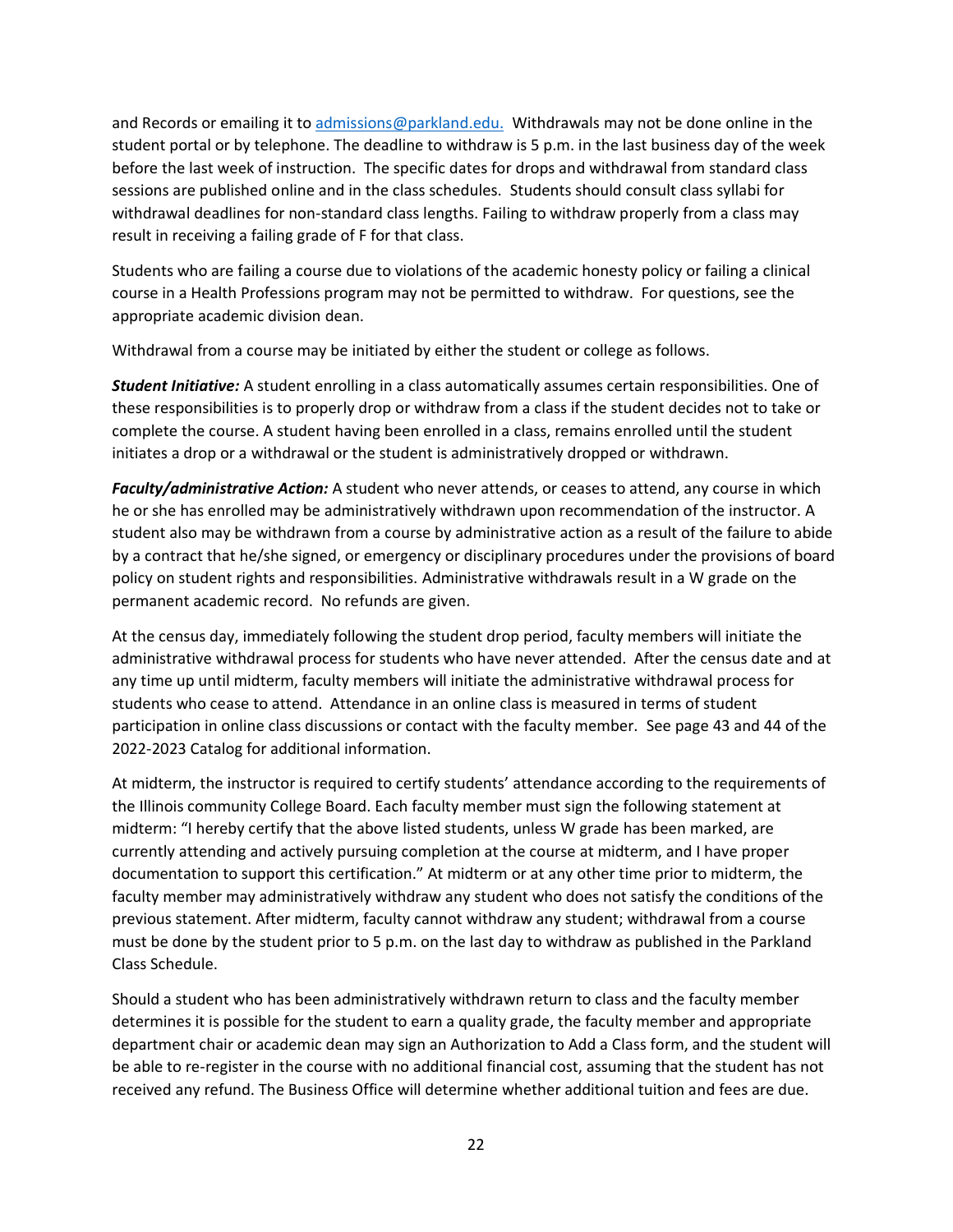and Records or emailing it to [admissions@parkland.edu.](mailto:admissions@parkland.edu) Withdrawals may not be done online in the student portal or by telephone. The deadline to withdraw is 5 p.m. in the last business day of the week before the last week of instruction. The specific dates for drops and withdrawal from standard class sessions are published online and in the class schedules. Students should consult class syllabi for withdrawal deadlines for non-standard class lengths. Failing to withdraw properly from a class may result in receiving a failing grade of F for that class.

Students who are failing a course due to violations of the academic honesty policy or failing a clinical course in a Health Professions program may not be permitted to withdraw. For questions, see the appropriate academic division dean.

Withdrawal from a course may be initiated by either the student or college as follows.

***Student Initiative:*** A student enrolling in a class automatically assumes certain responsibilities. One of these responsibilities is to properly drop or withdraw from a class if the student decides not to take or complete the course. A student having been enrolled in a class, remains enrolled until the student initiates a drop or a withdrawal or the student is administratively dropped or withdrawn.

***Faculty/administrative Action:*** A student who never attends, or ceases to attend, any course in which he or she has enrolled may be administratively withdrawn upon recommendation of the instructor. A student also may be withdrawn from a course by administrative action as a result of the failure to abide by a contract that he/she signed, or emergency or disciplinary procedures under the provisions of board policy on student rights and responsibilities. Administrative withdrawals result in a W grade on the permanent academic record. No refunds are given.

At the census day, immediately following the student drop period, faculty members will initiate the administrative withdrawal process for students who have never attended. After the census date and at any time up until midterm, faculty members will initiate the administrative withdrawal process for students who cease to attend. Attendance in an online class is measured in terms of student participation in online class discussions or contact with the faculty member. See page 43 and 44 of the 2022-2023 Catalog for additional information.

At midterm, the instructor is required to certify students' attendance according to the requirements of the Illinois community College Board. Each faculty member must sign the following statement at midterm: "I hereby certify that the above listed students, unless W grade has been marked, are currently attending and actively pursuing completion at the course at midterm, and I have proper documentation to support this certification." At midterm or at any other time prior to midterm, the faculty member may administratively withdraw any student who does not satisfy the conditions of the previous statement. After midterm, faculty cannot withdraw any student; withdrawal from a course must be done by the student prior to 5 p.m. on the last day to withdraw as published in the Parkland Class Schedule.

Should a student who has been administratively withdrawn return to class and the faculty member determines it is possible for the student to earn a quality grade, the faculty member and appropriate department chair or academic dean may sign an Authorization to Add a Class form, and the student will be able to re-register in the course with no additional financial cost, assuming that the student has not received any refund. The Business Office will determine whether additional tuition and fees are due.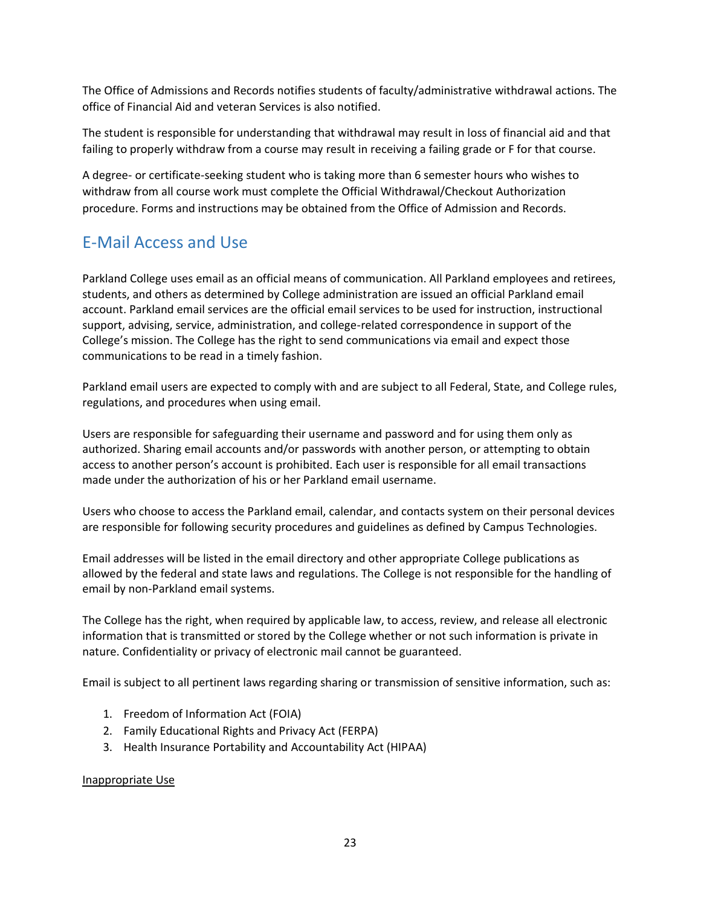The Office of Admissions and Records notifies students of faculty/administrative withdrawal actions. The office of Financial Aid and veteran Services is also notified.

The student is responsible for understanding that withdrawal may result in loss of financial aid and that failing to properly withdraw from a course may result in receiving a failing grade or F for that course.

A degree- or certificate-seeking student who is taking more than 6 semester hours who wishes to withdraw from all course work must complete the Official Withdrawal/Checkout Authorization procedure. Forms and instructions may be obtained from the Office of Admission and Records.

## E-Mail Access and Use

Parkland College uses email as an official means of communication. All Parkland employees and retirees, students, and others as determined by College administration are issued an official Parkland email account. Parkland email services are the official email services to be used for instruction, instructional support, advising, service, administration, and college-related correspondence in support of the College's mission. The College has the right to send communications via email and expect those communications to be read in a timely fashion.

Parkland email users are expected to comply with and are subject to all Federal, State, and College rules, regulations, and procedures when using email.

Users are responsible for safeguarding their username and password and for using them only as authorized. Sharing email accounts and/or passwords with another person, or attempting to obtain access to another person's account is prohibited. Each user is responsible for all email transactions made under the authorization of his or her Parkland email username.

Users who choose to access the Parkland email, calendar, and contacts system on their personal devices are responsible for following security procedures and guidelines as defined by Campus Technologies.

Email addresses will be listed in the email directory and other appropriate College publications as allowed by the federal and state laws and regulations. The College is not responsible for the handling of email by non-Parkland email systems.

The College has the right, when required by applicable law, to access, review, and release all electronic information that is transmitted or stored by the College whether or not such information is private in nature. Confidentiality or privacy of electronic mail cannot be guaranteed.

Email is subject to all pertinent laws regarding sharing or transmission of sensitive information, such as:

1. Freedom of Information Act (FOIA)
2. Family Educational Rights and Privacy Act (FERPA)
3. Health Insurance Portability and Accountability Act (HIPAA)

<u>Inappropriate Use</u>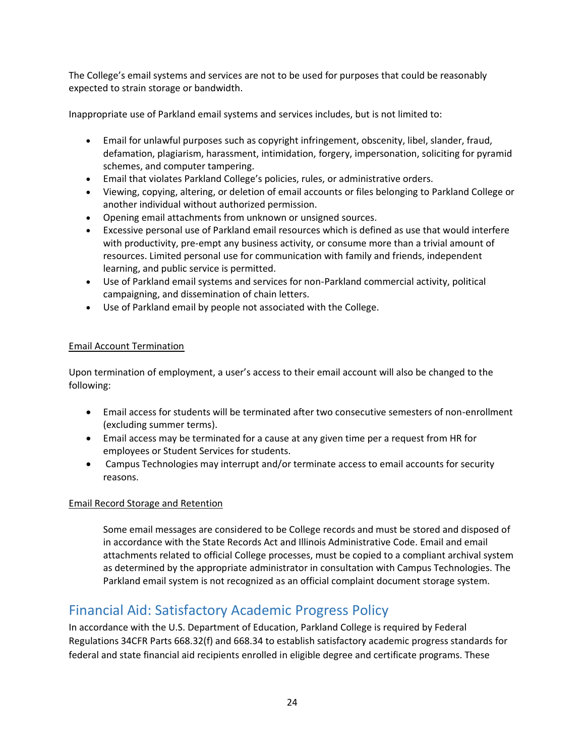The College's email systems and services are not to be used for purposes that could be reasonably expected to strain storage or bandwidth.

Inappropriate use of Parkland email systems and services includes, but is not limited to:

- Email for unlawful purposes such as copyright infringement, obscenity, libel, slander, fraud, defamation, plagiarism, harassment, intimidation, forgery, impersonation, soliciting for pyramid schemes, and computer tampering.
- Email that violates Parkland College's policies, rules, or administrative orders.
- Viewing, copying, altering, or deletion of email accounts or files belonging to Parkland College or another individual without authorized permission.
- Opening email attachments from unknown or unsigned sources.
- Excessive personal use of Parkland email resources which is defined as use that would interfere with productivity, pre-empt any business activity, or consume more than a trivial amount of resources. Limited personal use for communication with family and friends, independent learning, and public service is permitted.
- Use of Parkland email systems and services for non-Parkland commercial activity, political campaigning, and dissemination of chain letters.
- Use of Parkland email by people not associated with the College.

<u>Email Account Termination</u>

Upon termination of employment, a user's access to their email account will also be changed to the following:

- Email access for students will be terminated after two consecutive semesters of non-enrollment (excluding summer terms).
- Email access may be terminated for a cause at any given time per a request from HR for employees or Student Services for students.
- Campus Technologies may interrupt and/or terminate access to email accounts for security reasons.

<u>Email Record Storage and Retention</u>

Some email messages are considered to be College records and must be stored and disposed of in accordance with the State Records Act and Illinois Administrative Code. Email and email attachments related to official College processes, must be copied to a compliant archival system as determined by the appropriate administrator in consultation with Campus Technologies. The Parkland email system is not recognized as an official complaint document storage system.

## Financial Aid: Satisfactory Academic Progress Policy

In accordance with the U.S. Department of Education, Parkland College is required by Federal Regulations 34CFR Parts 668.32(f) and 668.34 to establish satisfactory academic progress standards for federal and state financial aid recipients enrolled in eligible degree and certificate programs. These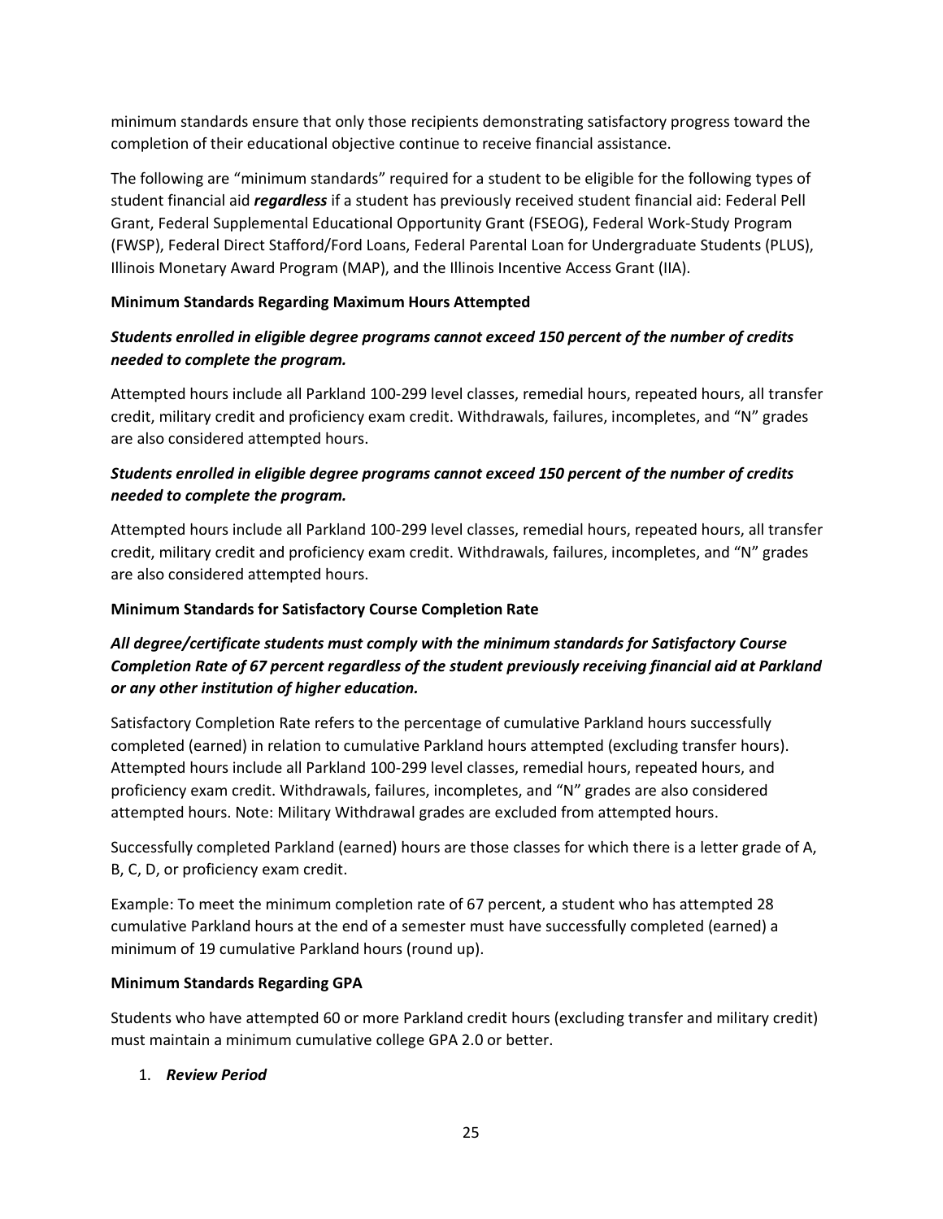minimum standards ensure that only those recipients demonstrating satisfactory progress toward the completion of their educational objective continue to receive financial assistance.

The following are "minimum standards" required for a student to be eligible for the following types of student financial aid ***regardless*** if a student has previously received student financial aid: Federal Pell Grant, Federal Supplemental Educational Opportunity Grant (FSEOG), Federal Work-Study Program (FWSP), Federal Direct Stafford/Ford Loans, Federal Parental Loan for Undergraduate Students (PLUS), Illinois Monetary Award Program (MAP), and the Illinois Incentive Access Grant (IIA).

**Minimum Standards Regarding Maximum Hours Attempted**

***Students enrolled in eligible degree programs cannot exceed 150 percent of the number of credits needed to complete the program.***

Attempted hours include all Parkland 100-299 level classes, remedial hours, repeated hours, all transfer credit, military credit and proficiency exam credit. Withdrawals, failures, incompletes, and "N" grades are also considered attempted hours.

***Students enrolled in eligible degree programs cannot exceed 150 percent of the number of credits needed to complete the program.***

Attempted hours include all Parkland 100-299 level classes, remedial hours, repeated hours, all transfer credit, military credit and proficiency exam credit. Withdrawals, failures, incompletes, and "N" grades are also considered attempted hours.

**Minimum Standards for Satisfactory Course Completion Rate**

***All degree/certificate students must comply with the minimum standards for Satisfactory Course Completion Rate of 67 percent regardless of the student previously receiving financial aid at Parkland or any other institution of higher education.***

Satisfactory Completion Rate refers to the percentage of cumulative Parkland hours successfully completed (earned) in relation to cumulative Parkland hours attempted (excluding transfer hours). Attempted hours include all Parkland 100-299 level classes, remedial hours, repeated hours, and proficiency exam credit. Withdrawals, failures, incompletes, and "N" grades are also considered attempted hours. Note: Military Withdrawal grades are excluded from attempted hours.

Successfully completed Parkland (earned) hours are those classes for which there is a letter grade of A, B, C, D, or proficiency exam credit.

Example: To meet the minimum completion rate of 67 percent, a student who has attempted 28 cumulative Parkland hours at the end of a semester must have successfully completed (earned) a minimum of 19 cumulative Parkland hours (round up).

**Minimum Standards Regarding GPA**

Students who have attempted 60 or more Parkland credit hours (excluding transfer and military credit) must maintain a minimum cumulative college GPA 2.0 or better.

1. ***Review Period***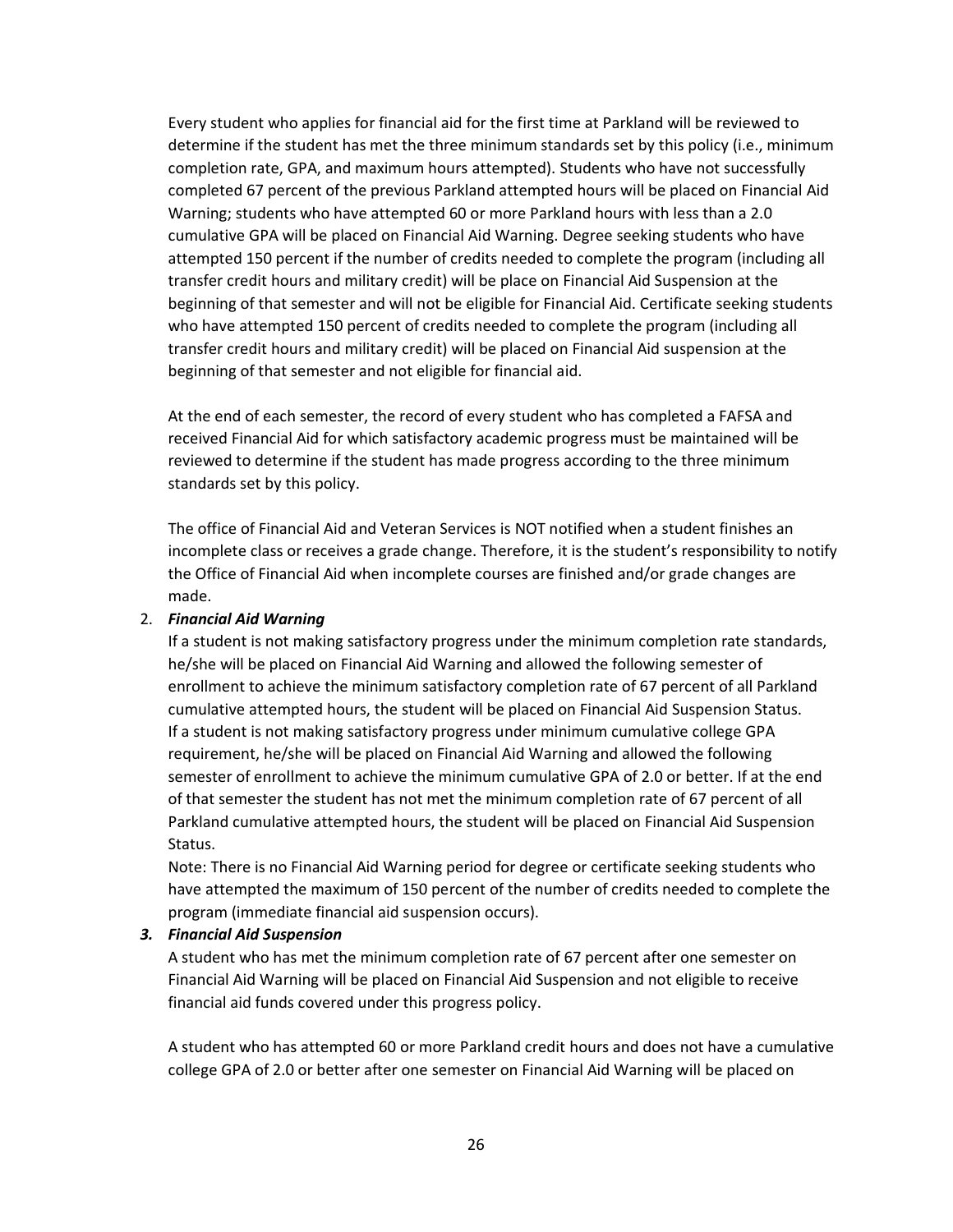Every student who applies for financial aid for the first time at Parkland will be reviewed to determine if the student has met the three minimum standards set by this policy (i.e., minimum completion rate, GPA, and maximum hours attempted). Students who have not successfully completed 67 percent of the previous Parkland attempted hours will be placed on Financial Aid Warning; students who have attempted 60 or more Parkland hours with less than a 2.0 cumulative GPA will be placed on Financial Aid Warning. Degree seeking students who have attempted 150 percent if the number of credits needed to complete the program (including all transfer credit hours and military credit) will be place on Financial Aid Suspension at the beginning of that semester and will not be eligible for Financial Aid. Certificate seeking students who have attempted 150 percent of credits needed to complete the program (including all transfer credit hours and military credit) will be placed on Financial Aid suspension at the beginning of that semester and not eligible for financial aid.

At the end of each semester, the record of every student who has completed a FAFSA and received Financial Aid for which satisfactory academic progress must be maintained will be reviewed to determine if the student has made progress according to the three minimum standards set by this policy.

The office of Financial Aid and Veteran Services is NOT notified when a student finishes an incomplete class or receives a grade change. Therefore, it is the student's responsibility to notify the Office of Financial Aid when incomplete courses are finished and/or grade changes are made.

2. ***Financial Aid Warning***

   If a student is not making satisfactory progress under the minimum completion rate standards, he/she will be placed on Financial Aid Warning and allowed the following semester of enrollment to achieve the minimum satisfactory completion rate of 67 percent of all Parkland cumulative attempted hours, the student will be placed on Financial Aid Suspension Status. If a student is not making satisfactory progress under minimum cumulative college GPA requirement, he/she will be placed on Financial Aid Warning and allowed the following semester of enrollment to achieve the minimum cumulative GPA of 2.0 or better. If at the end of that semester the student has not met the minimum completion rate of 67 percent of all Parkland cumulative attempted hours, the student will be placed on Financial Aid Suspension Status.

   Note: There is no Financial Aid Warning period for degree or certificate seeking students who have attempted the maximum of 150 percent of the number of credits needed to complete the program (immediate financial aid suspension occurs).

3. ***Financial Aid Suspension***

   A student who has met the minimum completion rate of 67 percent after one semester on Financial Aid Warning will be placed on Financial Aid Suspension and not eligible to receive financial aid funds covered under this progress policy.

   A student who has attempted 60 or more Parkland credit hours and does not have a cumulative college GPA of 2.0 or better after one semester on Financial Aid Warning will be placed on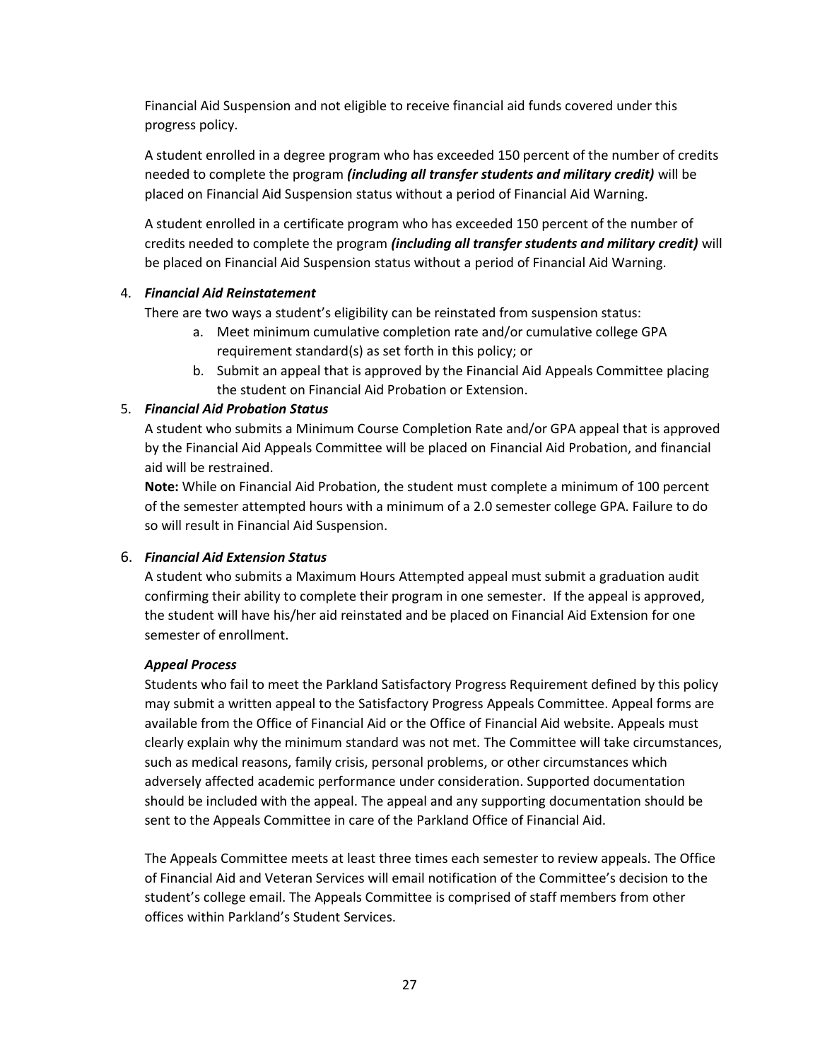Financial Aid Suspension and not eligible to receive financial aid funds covered under this progress policy.

A student enrolled in a degree program who has exceeded 150 percent of the number of credits needed to complete the program ***(including all transfer students and military credit)*** will be placed on Financial Aid Suspension status without a period of Financial Aid Warning.

A student enrolled in a certificate program who has exceeded 150 percent of the number of credits needed to complete the program ***(including all transfer students and military credit)*** will be placed on Financial Aid Suspension status without a period of Financial Aid Warning.

4. ***Financial Aid Reinstatement***
   There are two ways a student's eligibility can be reinstated from suspension status:
   a. Meet minimum cumulative completion rate and/or cumulative college GPA requirement standard(s) as set forth in this policy; or
   b. Submit an appeal that is approved by the Financial Aid Appeals Committee placing the student on Financial Aid Probation or Extension.
5. ***Financial Aid Probation Status***
   A student who submits a Minimum Course Completion Rate and/or GPA appeal that is approved by the Financial Aid Appeals Committee will be placed on Financial Aid Probation, and financial aid will be restrained.
   **Note:** While on Financial Aid Probation, the student must complete a minimum of 100 percent of the semester attempted hours with a minimum of a 2.0 semester college GPA. Failure to do so will result in Financial Aid Suspension.
6. ***Financial Aid Extension Status***
   A student who submits a Maximum Hours Attempted appeal must submit a graduation audit confirming their ability to complete their program in one semester. If the appeal is approved, the student will have his/her aid reinstated and be placed on Financial Aid Extension for one semester of enrollment.

***Appeal Process***

Students who fail to meet the Parkland Satisfactory Progress Requirement defined by this policy may submit a written appeal to the Satisfactory Progress Appeals Committee. Appeal forms are available from the Office of Financial Aid or the Office of Financial Aid website. Appeals must clearly explain why the minimum standard was not met. The Committee will take circumstances, such as medical reasons, family crisis, personal problems, or other circumstances which adversely affected academic performance under consideration. Supported documentation should be included with the appeal. The appeal and any supporting documentation should be sent to the Appeals Committee in care of the Parkland Office of Financial Aid.

The Appeals Committee meets at least three times each semester to review appeals. The Office of Financial Aid and Veteran Services will email notification of the Committee's decision to the student's college email. The Appeals Committee is comprised of staff members from other offices within Parkland's Student Services.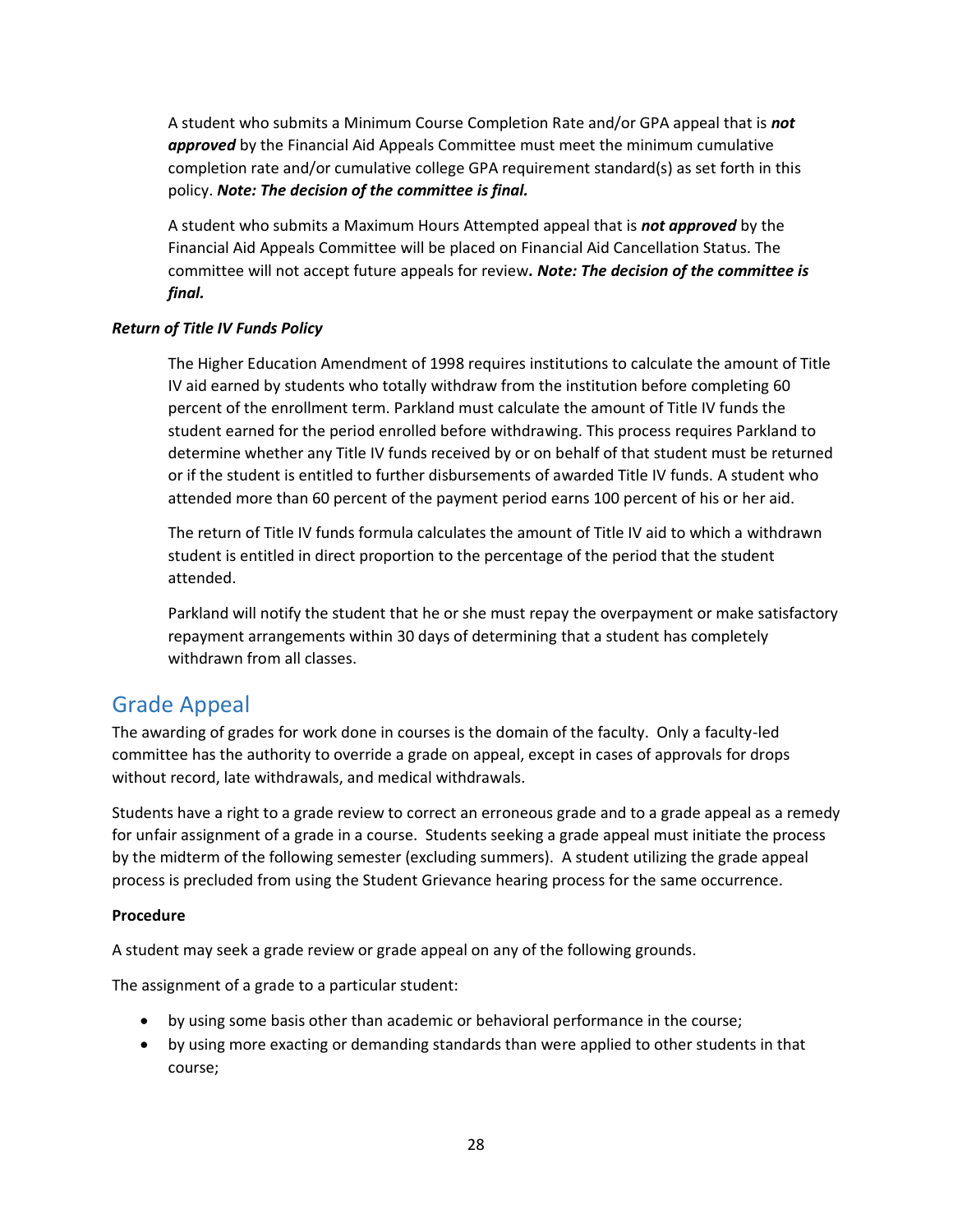A student who submits a Minimum Course Completion Rate and/or GPA appeal that is ***not approved*** by the Financial Aid Appeals Committee must meet the minimum cumulative completion rate and/or cumulative college GPA requirement standard(s) as set forth in this policy. ***Note: The decision of the committee is final.***

A student who submits a Maximum Hours Attempted appeal that is ***not approved*** by the Financial Aid Appeals Committee will be placed on Financial Aid Cancellation Status. The committee will not accept future appeals for review***. Note: The decision of the committee is final.***

***Return of Title IV Funds Policy***

The Higher Education Amendment of 1998 requires institutions to calculate the amount of Title IV aid earned by students who totally withdraw from the institution before completing 60 percent of the enrollment term. Parkland must calculate the amount of Title IV funds the student earned for the period enrolled before withdrawing. This process requires Parkland to determine whether any Title IV funds received by or on behalf of that student must be returned or if the student is entitled to further disbursements of awarded Title IV funds. A student who attended more than 60 percent of the payment period earns 100 percent of his or her aid.

The return of Title IV funds formula calculates the amount of Title IV aid to which a withdrawn student is entitled in direct proportion to the percentage of the period that the student attended.

Parkland will notify the student that he or she must repay the overpayment or make satisfactory repayment arrangements within 30 days of determining that a student has completely withdrawn from all classes.

## Grade Appeal

The awarding of grades for work done in courses is the domain of the faculty. Only a faculty-led committee has the authority to override a grade on appeal, except in cases of approvals for drops without record, late withdrawals, and medical withdrawals.

Students have a right to a grade review to correct an erroneous grade and to a grade appeal as a remedy for unfair assignment of a grade in a course. Students seeking a grade appeal must initiate the process by the midterm of the following semester (excluding summers). A student utilizing the grade appeal process is precluded from using the Student Grievance hearing process for the same occurrence.

**Procedure**

A student may seek a grade review or grade appeal on any of the following grounds.

The assignment of a grade to a particular student:

- by using some basis other than academic or behavioral performance in the course;
- by using more exacting or demanding standards than were applied to other students in that course;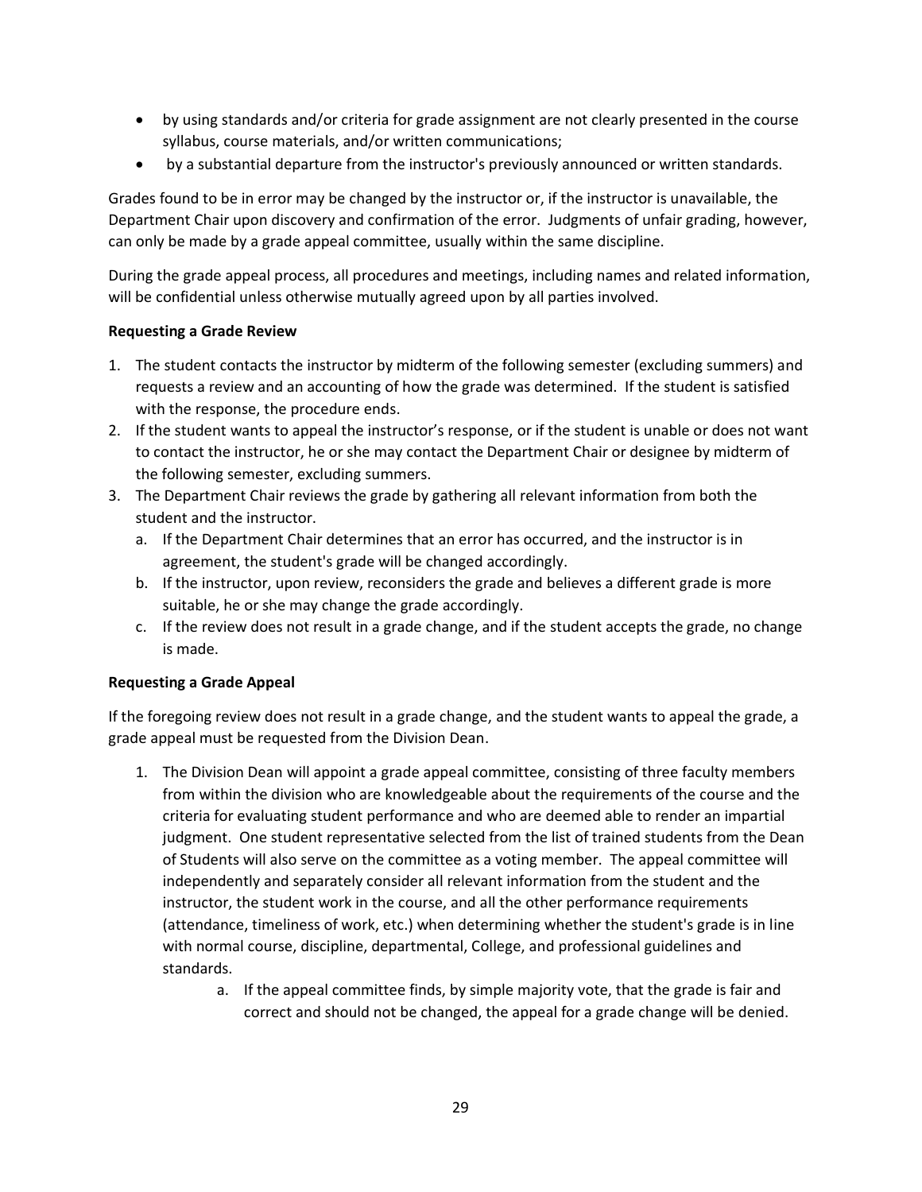- by using standards and/or criteria for grade assignment are not clearly presented in the course syllabus, course materials, and/or written communications;
- by a substantial departure from the instructor's previously announced or written standards.

Grades found to be in error may be changed by the instructor or, if the instructor is unavailable, the Department Chair upon discovery and confirmation of the error. Judgments of unfair grading, however, can only be made by a grade appeal committee, usually within the same discipline.

During the grade appeal process, all procedures and meetings, including names and related information, will be confidential unless otherwise mutually agreed upon by all parties involved.

**Requesting a Grade Review**

1. The student contacts the instructor by midterm of the following semester (excluding summers) and requests a review and an accounting of how the grade was determined. If the student is satisfied with the response, the procedure ends.
2. If the student wants to appeal the instructor's response, or if the student is unable or does not want to contact the instructor, he or she may contact the Department Chair or designee by midterm of the following semester, excluding summers.
3. The Department Chair reviews the grade by gathering all relevant information from both the student and the instructor.
   a. If the Department Chair determines that an error has occurred, and the instructor is in agreement, the student's grade will be changed accordingly.
   b. If the instructor, upon review, reconsiders the grade and believes a different grade is more suitable, he or she may change the grade accordingly.
   c. If the review does not result in a grade change, and if the student accepts the grade, no change is made.

**Requesting a Grade Appeal**

If the foregoing review does not result in a grade change, and the student wants to appeal the grade, a grade appeal must be requested from the Division Dean.

1. The Division Dean will appoint a grade appeal committee, consisting of three faculty members from within the division who are knowledgeable about the requirements of the course and the criteria for evaluating student performance and who are deemed able to render an impartial judgment. One student representative selected from the list of trained students from the Dean of Students will also serve on the committee as a voting member. The appeal committee will independently and separately consider all relevant information from the student and the instructor, the student work in the course, and all the other performance requirements (attendance, timeliness of work, etc.) when determining whether the student's grade is in line with normal course, discipline, departmental, College, and professional guidelines and standards.
   a. If the appeal committee finds, by simple majority vote, that the grade is fair and correct and should not be changed, the appeal for a grade change will be denied.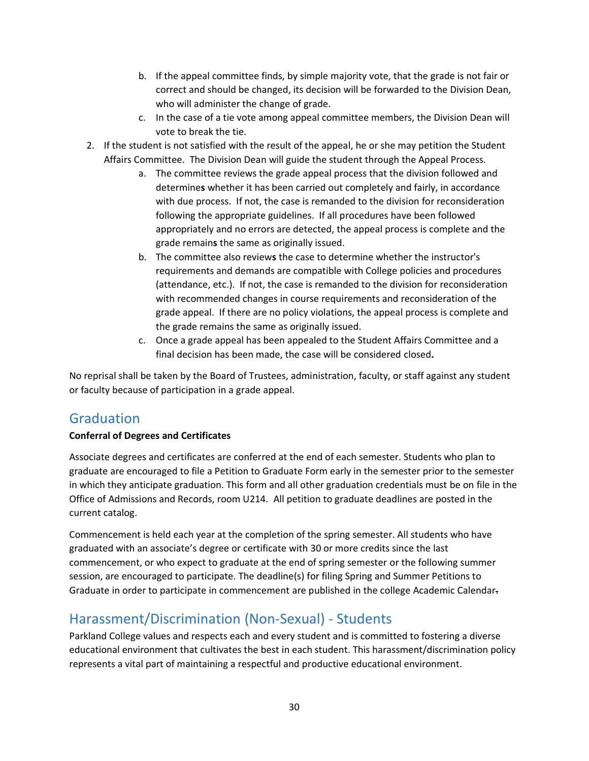b. If the appeal committee finds, by simple majority vote, that the grade is not fair or correct and should be changed, its decision will be forwarded to the Division Dean, who will administer the change of grade.
   c. In the case of a tie vote among appeal committee members, the Division Dean will vote to break the tie.
2. If the student is not satisfied with the result of the appeal, he or she may petition the Student Affairs Committee. The Division Dean will guide the student through the Appeal Process.
   a. The committee reviews the grade appeal process that the division followed and determines whether it has been carried out completely and fairly, in accordance with due process. If not, the case is remanded to the division for reconsideration following the appropriate guidelines. If all procedures have been followed appropriately and no errors are detected, the appeal process is complete and the grade remains the same as originally issued.
   b. The committee also reviews the case to determine whether the instructor's requirements and demands are compatible with College policies and procedures (attendance, etc.). If not, the case is remanded to the division for reconsideration with recommended changes in course requirements and reconsideration of the grade appeal. If there are no policy violations, the appeal process is complete and the grade remains the same as originally issued.
   c. Once a grade appeal has been appealed to the Student Affairs Committee and a final decision has been made, the case will be considered closed.

No reprisal shall be taken by the Board of Trustees, administration, faculty, or staff against any student or faculty because of participation in a grade appeal.

## Graduation

**Conferral of Degrees and Certificates**

Associate degrees and certificates are conferred at the end of each semester. Students who plan to graduate are encouraged to file a Petition to Graduate Form early in the semester prior to the semester in which they anticipate graduation. This form and all other graduation credentials must be on file in the Office of Admissions and Records, room U214. All petition to graduate deadlines are posted in the current catalog.

Commencement is held each year at the completion of the spring semester. All students who have graduated with an associate's degree or certificate with 30 or more credits since the last commencement, or who expect to graduate at the end of spring semester or the following summer session, are encouraged to participate. The deadline(s) for filing Spring and Summer Petitions to Graduate in order to participate in commencement are published in the college Academic Calendar.

## Harassment/Discrimination (Non-Sexual) - Students

Parkland College values and respects each and every student and is committed to fostering a diverse educational environment that cultivates the best in each student. This harassment/discrimination policy represents a vital part of maintaining a respectful and productive educational environment.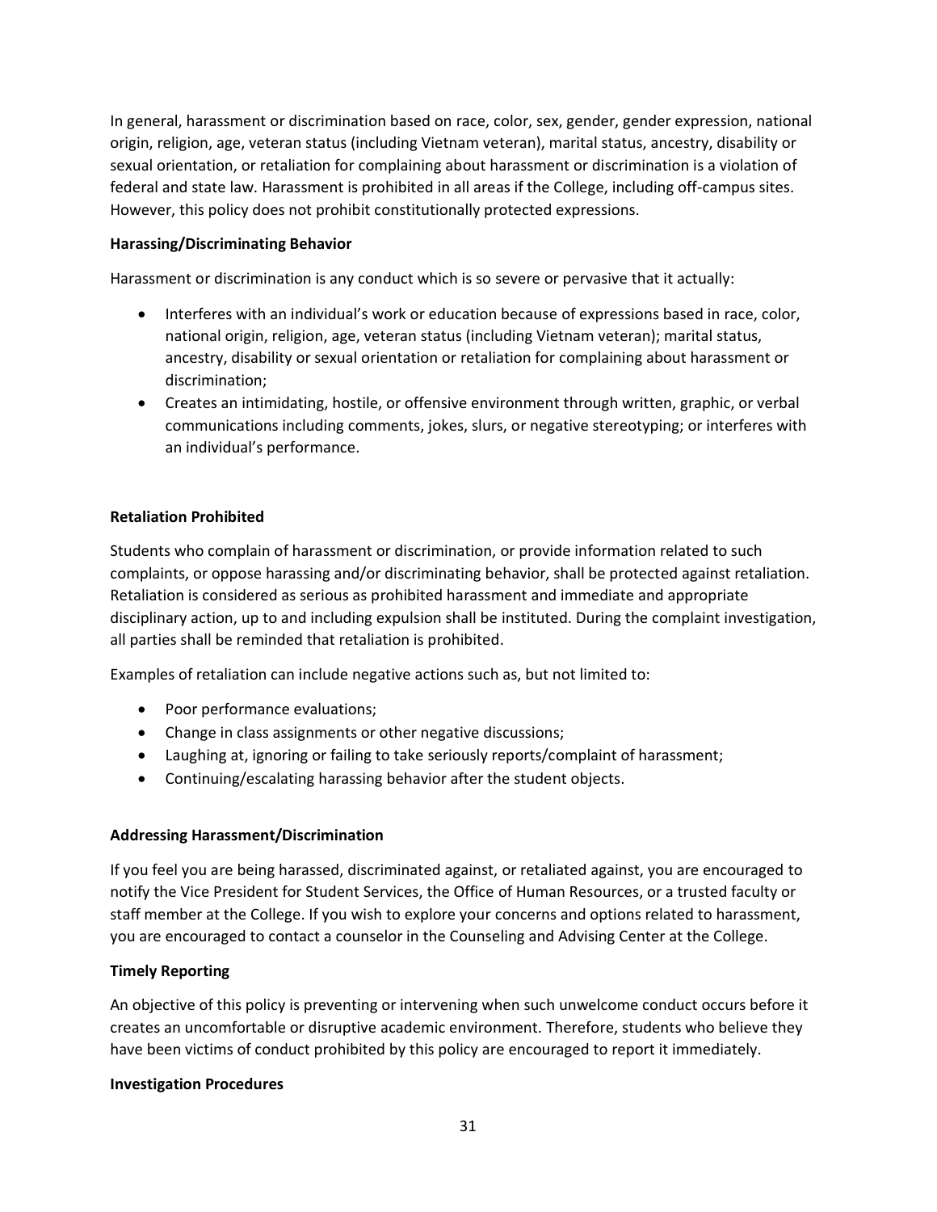In general, harassment or discrimination based on race, color, sex, gender, gender expression, national origin, religion, age, veteran status (including Vietnam veteran), marital status, ancestry, disability or sexual orientation, or retaliation for complaining about harassment or discrimination is a violation of federal and state law. Harassment is prohibited in all areas if the College, including off-campus sites. However, this policy does not prohibit constitutionally protected expressions.

**Harassing/Discriminating Behavior**

Harassment or discrimination is any conduct which is so severe or pervasive that it actually:

- Interferes with an individual's work or education because of expressions based in race, color, national origin, religion, age, veteran status (including Vietnam veteran); marital status, ancestry, disability or sexual orientation or retaliation for complaining about harassment or discrimination;
- Creates an intimidating, hostile, or offensive environment through written, graphic, or verbal communications including comments, jokes, slurs, or negative stereotyping; or interferes with an individual's performance.

**Retaliation Prohibited**

Students who complain of harassment or discrimination, or provide information related to such complaints, or oppose harassing and/or discriminating behavior, shall be protected against retaliation. Retaliation is considered as serious as prohibited harassment and immediate and appropriate disciplinary action, up to and including expulsion shall be instituted. During the complaint investigation, all parties shall be reminded that retaliation is prohibited.

Examples of retaliation can include negative actions such as, but not limited to:

- Poor performance evaluations;
- Change in class assignments or other negative discussions;
- Laughing at, ignoring or failing to take seriously reports/complaint of harassment;
- Continuing/escalating harassing behavior after the student objects.

**Addressing Harassment/Discrimination**

If you feel you are being harassed, discriminated against, or retaliated against, you are encouraged to notify the Vice President for Student Services, the Office of Human Resources, or a trusted faculty or staff member at the College. If you wish to explore your concerns and options related to harassment, you are encouraged to contact a counselor in the Counseling and Advising Center at the College.

**Timely Reporting**

An objective of this policy is preventing or intervening when such unwelcome conduct occurs before it creates an uncomfortable or disruptive academic environment. Therefore, students who believe they have been victims of conduct prohibited by this policy are encouraged to report it immediately.

**Investigation Procedures**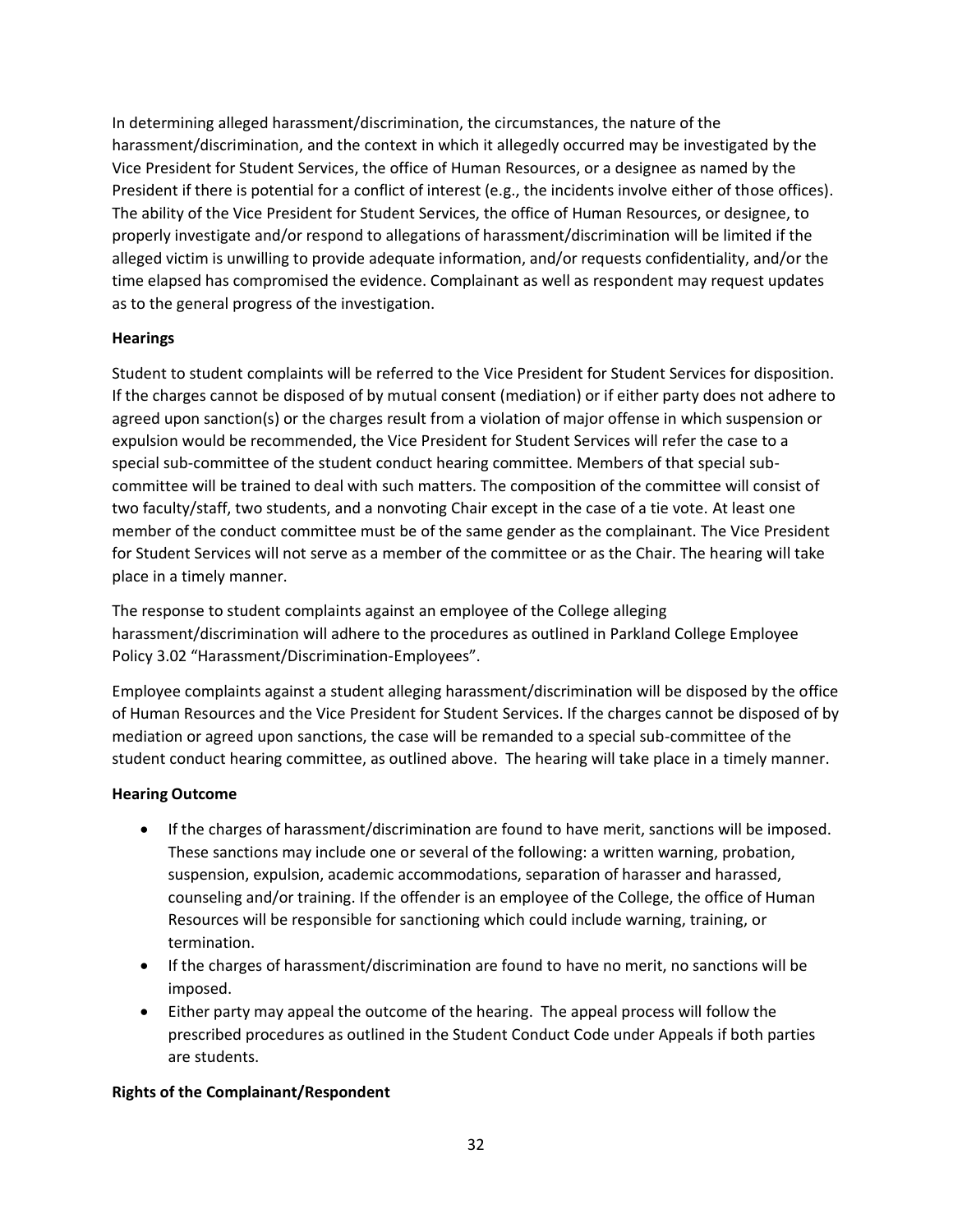In determining alleged harassment/discrimination, the circumstances, the nature of the harassment/discrimination, and the context in which it allegedly occurred may be investigated by the Vice President for Student Services, the office of Human Resources, or a designee as named by the President if there is potential for a conflict of interest (e.g., the incidents involve either of those offices). The ability of the Vice President for Student Services, the office of Human Resources, or designee, to properly investigate and/or respond to allegations of harassment/discrimination will be limited if the alleged victim is unwilling to provide adequate information, and/or requests confidentiality, and/or the time elapsed has compromised the evidence. Complainant as well as respondent may request updates as to the general progress of the investigation.

**Hearings**

Student to student complaints will be referred to the Vice President for Student Services for disposition. If the charges cannot be disposed of by mutual consent (mediation) or if either party does not adhere to agreed upon sanction(s) or the charges result from a violation of major offense in which suspension or expulsion would be recommended, the Vice President for Student Services will refer the case to a special sub-committee of the student conduct hearing committee. Members of that special sub-committee will be trained to deal with such matters. The composition of the committee will consist of two faculty/staff, two students, and a nonvoting Chair except in the case of a tie vote. At least one member of the conduct committee must be of the same gender as the complainant. The Vice President for Student Services will not serve as a member of the committee or as the Chair. The hearing will take place in a timely manner.

The response to student complaints against an employee of the College alleging harassment/discrimination will adhere to the procedures as outlined in Parkland College Employee Policy 3.02 "Harassment/Discrimination-Employees".

Employee complaints against a student alleging harassment/discrimination will be disposed by the office of Human Resources and the Vice President for Student Services. If the charges cannot be disposed of by mediation or agreed upon sanctions, the case will be remanded to a special sub-committee of the student conduct hearing committee, as outlined above. The hearing will take place in a timely manner.

**Hearing Outcome**

- If the charges of harassment/discrimination are found to have merit, sanctions will be imposed. These sanctions may include one or several of the following: a written warning, probation, suspension, expulsion, academic accommodations, separation of harasser and harassed, counseling and/or training. If the offender is an employee of the College, the office of Human Resources will be responsible for sanctioning which could include warning, training, or termination.
- If the charges of harassment/discrimination are found to have no merit, no sanctions will be imposed.
- Either party may appeal the outcome of the hearing. The appeal process will follow the prescribed procedures as outlined in the Student Conduct Code under Appeals if both parties are students.

**Rights of the Complainant/Respondent**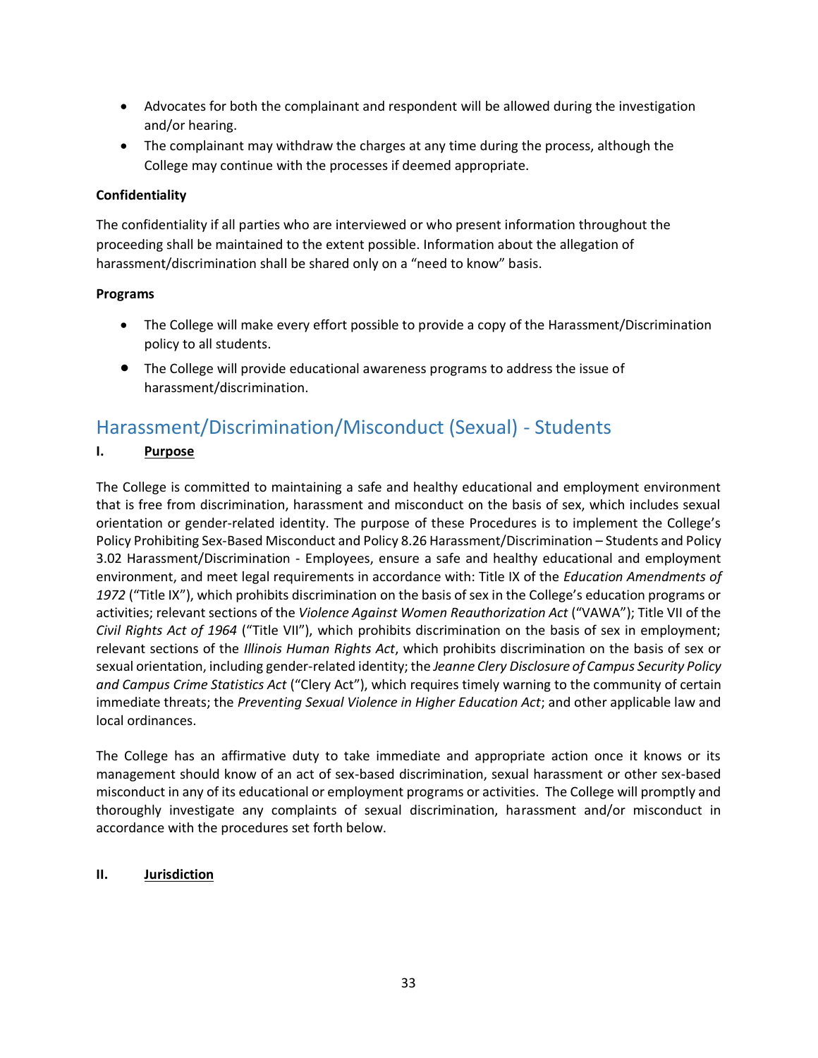- Advocates for both the complainant and respondent will be allowed during the investigation and/or hearing.
- The complainant may withdraw the charges at any time during the process, although the College may continue with the processes if deemed appropriate.

**Confidentiality**

The confidentiality if all parties who are interviewed or who present information throughout the proceeding shall be maintained to the extent possible. Information about the allegation of harassment/discrimination shall be shared only on a "need to know" basis.

**Programs**

- The College will make every effort possible to provide a copy of the Harassment/Discrimination policy to all students.
- The College will provide educational awareness programs to address the issue of harassment/discrimination.

## Harassment/Discrimination/Misconduct (Sexual) - Students

**I. <u>Purpose</u>**

The College is committed to maintaining a safe and healthy educational and employment environment that is free from discrimination, harassment and misconduct on the basis of sex, which includes sexual orientation or gender-related identity. The purpose of these Procedures is to implement the College's Policy Prohibiting Sex-Based Misconduct and Policy 8.26 Harassment/Discrimination – Students and Policy 3.02 Harassment/Discrimination - Employees, ensure a safe and healthy educational and employment environment, and meet legal requirements in accordance with: Title IX of the *Education Amendments of 1972* ("Title IX"), which prohibits discrimination on the basis of sex in the College's education programs or activities; relevant sections of the *Violence Against Women Reauthorization Act* ("VAWA"); Title VII of the *Civil Rights Act of 1964* ("Title VII"), which prohibits discrimination on the basis of sex in employment; relevant sections of the *Illinois Human Rights Act*, which prohibits discrimination on the basis of sex or sexual orientation, including gender-related identity; the *Jeanne Clery Disclosure of Campus Security Policy and Campus Crime Statistics Act* ("Clery Act"), which requires timely warning to the community of certain immediate threats; the *Preventing Sexual Violence in Higher Education Act*; and other applicable law and local ordinances.

The College has an affirmative duty to take immediate and appropriate action once it knows or its management should know of an act of sex-based discrimination, sexual harassment or other sex-based misconduct in any of its educational or employment programs or activities. The College will promptly and thoroughly investigate any complaints of sexual discrimination, harassment and/or misconduct in accordance with the procedures set forth below.

**II. <u>Jurisdiction</u>**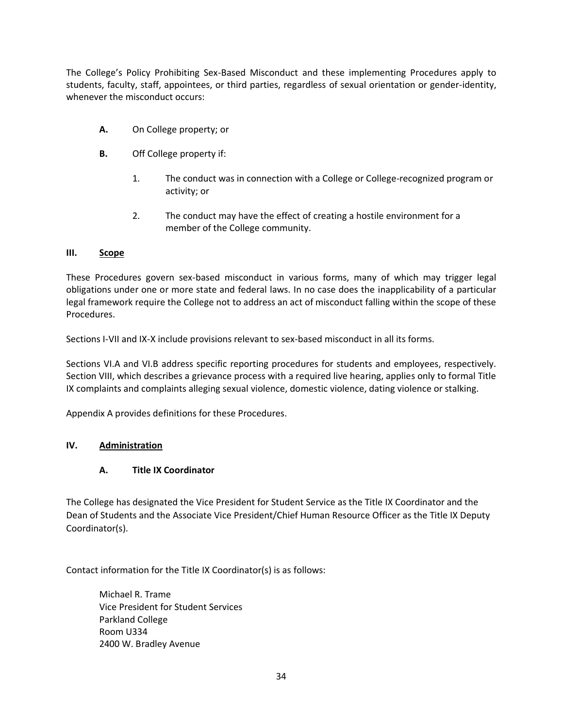The College's Policy Prohibiting Sex-Based Misconduct and these implementing Procedures apply to students, faculty, staff, appointees, or third parties, regardless of sexual orientation or gender-identity, whenever the misconduct occurs:

- **A.** On College property; or
- **B.** Off College property if:
    1. The conduct was in connection with a College or College-recognized program or activity; or
    2. The conduct may have the effect of creating a hostile environment for a member of the College community.

## III. Scope

These Procedures govern sex-based misconduct in various forms, many of which may trigger legal obligations under one or more state and federal laws. In no case does the inapplicability of a particular legal framework require the College not to address an act of misconduct falling within the scope of these Procedures.

Sections I-VII and IX-X include provisions relevant to sex-based misconduct in all its forms.

Sections VI.A and VI.B address specific reporting procedures for students and employees, respectively. Section VIII, which describes a grievance process with a required live hearing, applies only to formal Title IX complaints and complaints alleging sexual violence, domestic violence, dating violence or stalking.

Appendix A provides definitions for these Procedures.

## IV. Administration

### A. Title IX Coordinator

The College has designated the Vice President for Student Service as the Title IX Coordinator and the Dean of Students and the Associate Vice President/Chief Human Resource Officer as the Title IX Deputy Coordinator(s).

Contact information for the Title IX Coordinator(s) is as follows:

Michael R. Trame
Vice President for Student Services
Parkland College
Room U334
2400 W. Bradley Avenue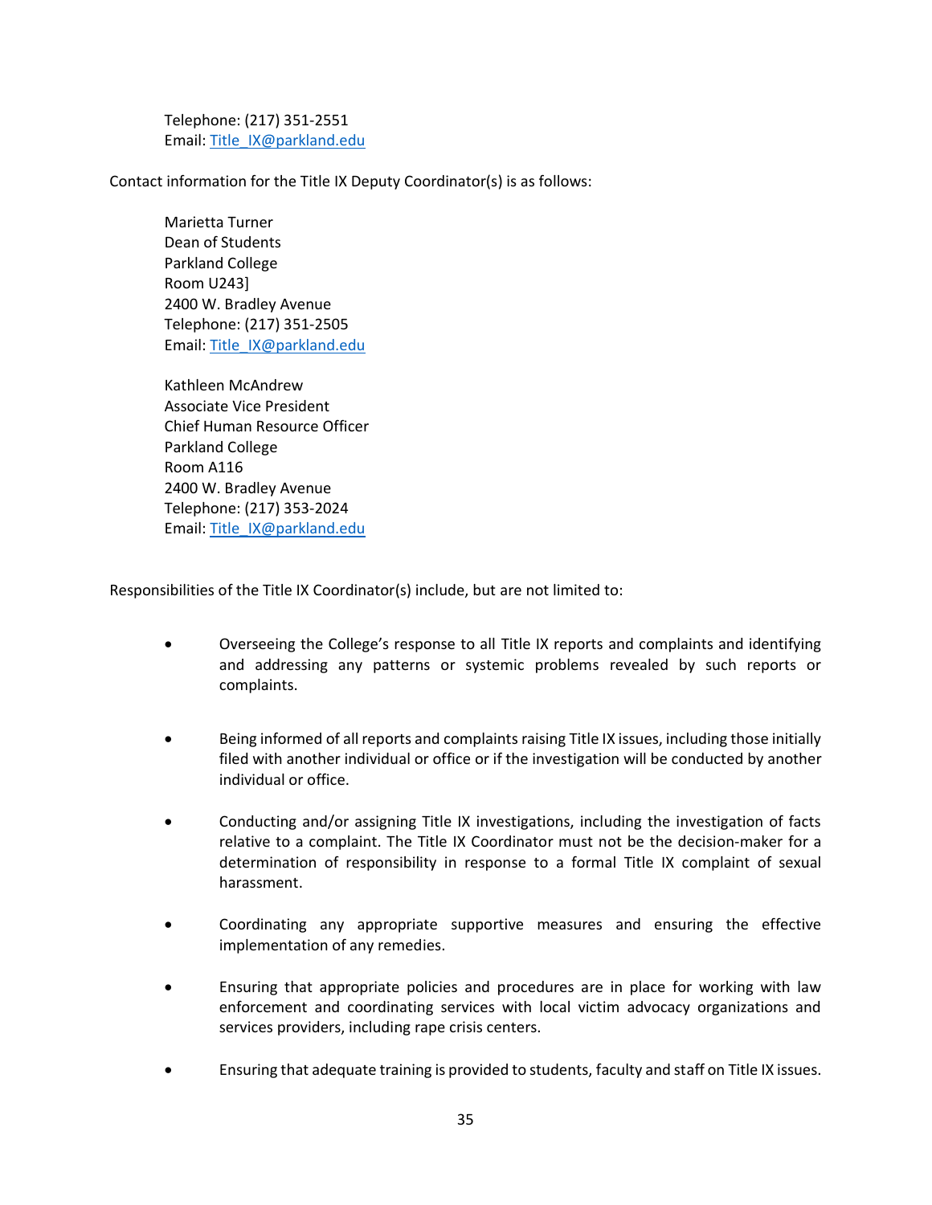Telephone: (217) 351-2551
Email: Title_IX@parkland.edu

Contact information for the Title IX Deputy Coordinator(s) is as follows:

Marietta Turner
Dean of Students
Parkland College
Room U243]
2400 W. Bradley Avenue
Telephone: (217) 351-2505
Email: Title_IX@parkland.edu

Kathleen McAndrew
Associate Vice President
Chief Human Resource Officer
Parkland College
Room A116
2400 W. Bradley Avenue
Telephone: (217) 353-2024
Email: Title_IX@parkland.edu

Responsibilities of the Title IX Coordinator(s) include, but are not limited to:

- Overseeing the College's response to all Title IX reports and complaints and identifying and addressing any patterns or systemic problems revealed by such reports or complaints.
- Being informed of all reports and complaints raising Title IX issues, including those initially filed with another individual or office or if the investigation will be conducted by another individual or office.
- Conducting and/or assigning Title IX investigations, including the investigation of facts relative to a complaint. The Title IX Coordinator must not be the decision-maker for a determination of responsibility in response to a formal Title IX complaint of sexual harassment.
- Coordinating any appropriate supportive measures and ensuring the effective implementation of any remedies.
- Ensuring that appropriate policies and procedures are in place for working with law enforcement and coordinating services with local victim advocacy organizations and services providers, including rape crisis centers.
- Ensuring that adequate training is provided to students, faculty and staff on Title IX issues.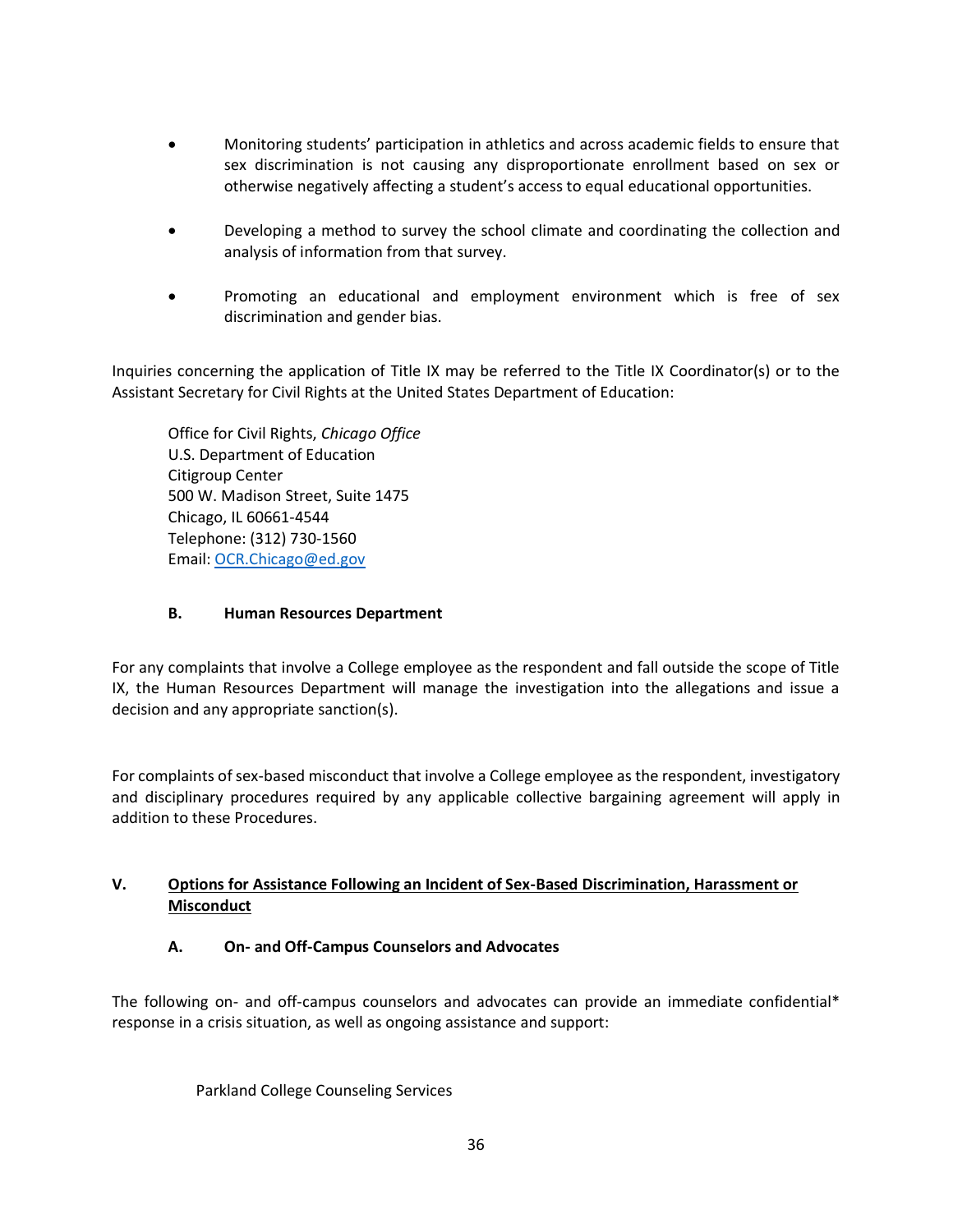- Monitoring students' participation in athletics and across academic fields to ensure that sex discrimination is not causing any disproportionate enrollment based on sex or otherwise negatively affecting a student's access to equal educational opportunities.

- Developing a method to survey the school climate and coordinating the collection and analysis of information from that survey.

- Promoting an educational and employment environment which is free of sex discrimination and gender bias.

Inquiries concerning the application of Title IX may be referred to the Title IX Coordinator(s) or to the Assistant Secretary for Civil Rights at the United States Department of Education:

> Office for Civil Rights, *Chicago Office*
> U.S. Department of Education
> Citigroup Center
> 500 W. Madison Street, Suite 1475
> Chicago, IL 60661-4544
> Telephone: (312) 730-1560
> Email: [OCR.Chicago@ed.gov](mailto:OCR.Chicago@ed.gov)

### B. Human Resources Department

For any complaints that involve a College employee as the respondent and fall outside the scope of Title IX, the Human Resources Department will manage the investigation into the allegations and issue a decision and any appropriate sanction(s).

For complaints of sex-based misconduct that involve a College employee as the respondent, investigatory and disciplinary procedures required by any applicable collective bargaining agreement will apply in addition to these Procedures.

## V. <u>Options for Assistance Following an Incident of Sex-Based Discrimination, Harassment or Misconduct</u>

### A. On- and Off-Campus Counselors and Advocates

The following on- and off-campus counselors and advocates can provide an immediate confidential* response in a crisis situation, as well as ongoing assistance and support:

Parkland College Counseling Services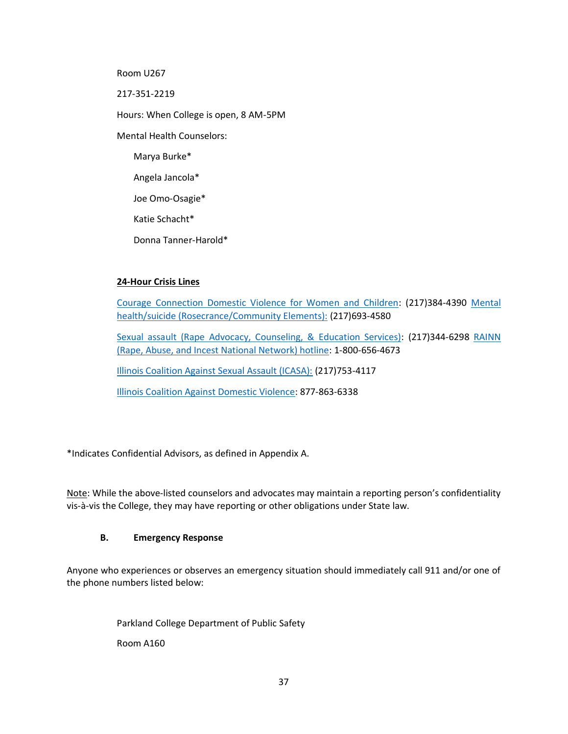Room U267

217-351-2219

Hours: When College is open, 8 AM-5PM

Mental Health Counselors:

Marya Burke*

Angela Jancola*

Joe Omo-Osagie*

Katie Schacht*

Donna Tanner-Harold*

**24-Hour Crisis Lines**

Courage Connection Domestic Violence for Women and Children: (217)384-4390 Mental health/suicide (Rosecrance/Community Elements): (217)693-4580

Sexual assault (Rape Advocacy, Counseling, & Education Services): (217)344-6298 RAINN (Rape, Abuse, and Incest National Network) hotline: 1-800-656-4673

Illinois Coalition Against Sexual Assault (ICASA): (217)753-4117

Illinois Coalition Against Domestic Violence: 877-863-6338

*Indicates Confidential Advisors, as defined in Appendix A.

Note: While the above-listed counselors and advocates may maintain a reporting person's confidentiality vis-à-vis the College, they may have reporting or other obligations under State law.

**B. Emergency Response**

Anyone who experiences or observes an emergency situation should immediately call 911 and/or one of the phone numbers listed below:

Parkland College Department of Public Safety

Room A160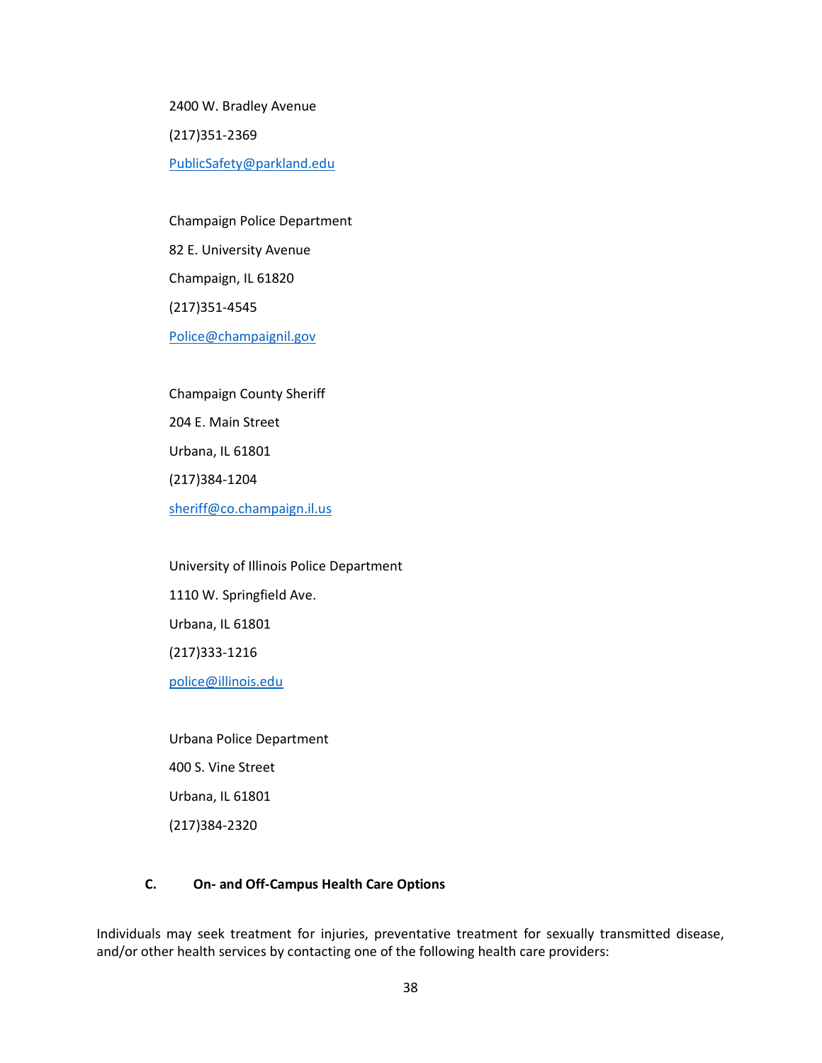2400 W. Bradley Avenue

(217)351-2369

PublicSafety@parkland.edu

Champaign Police Department

82 E. University Avenue

Champaign, IL 61820

(217)351-4545

Police@champaignil.gov

Champaign County Sheriff

204 E. Main Street

Urbana, IL 61801

(217)384-1204

sheriff@co.champaign.il.us

University of Illinois Police Department

1110 W. Springfield Ave.

Urbana, IL 61801

(217)333-1216

police@illinois.edu

Urbana Police Department

400 S. Vine Street

Urbana, IL 61801

(217)384-2320

### C. On- and Off-Campus Health Care Options

Individuals may seek treatment for injuries, preventative treatment for sexually transmitted disease, and/or other health services by contacting one of the following health care providers: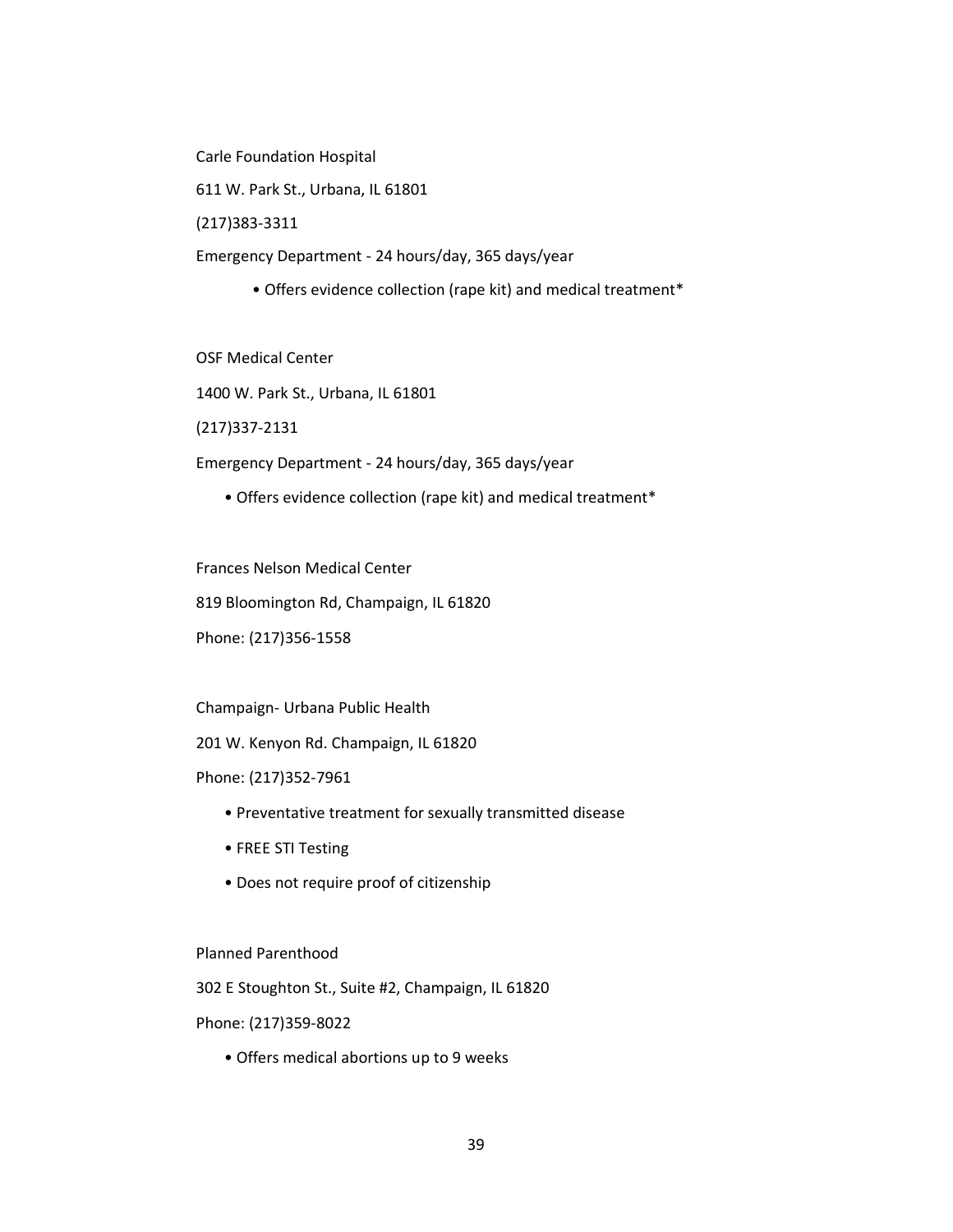Carle Foundation Hospital

611 W. Park St., Urbana, IL 61801

(217)383-3311

Emergency Department - 24 hours/day, 365 days/year

- Offers evidence collection (rape kit) and medical treatment*

OSF Medical Center

1400 W. Park St., Urbana, IL 61801

(217)337-2131

Emergency Department - 24 hours/day, 365 days/year

- Offers evidence collection (rape kit) and medical treatment*

Frances Nelson Medical Center

819 Bloomington Rd, Champaign, IL 61820

Phone: (217)356-1558

Champaign- Urbana Public Health

201 W. Kenyon Rd. Champaign, IL 61820

Phone: (217)352-7961

- Preventative treatment for sexually transmitted disease
- FREE STI Testing
- Does not require proof of citizenship

Planned Parenthood

302 E Stoughton St., Suite #2, Champaign, IL 61820

Phone: (217)359-8022

- Offers medical abortions up to 9 weeks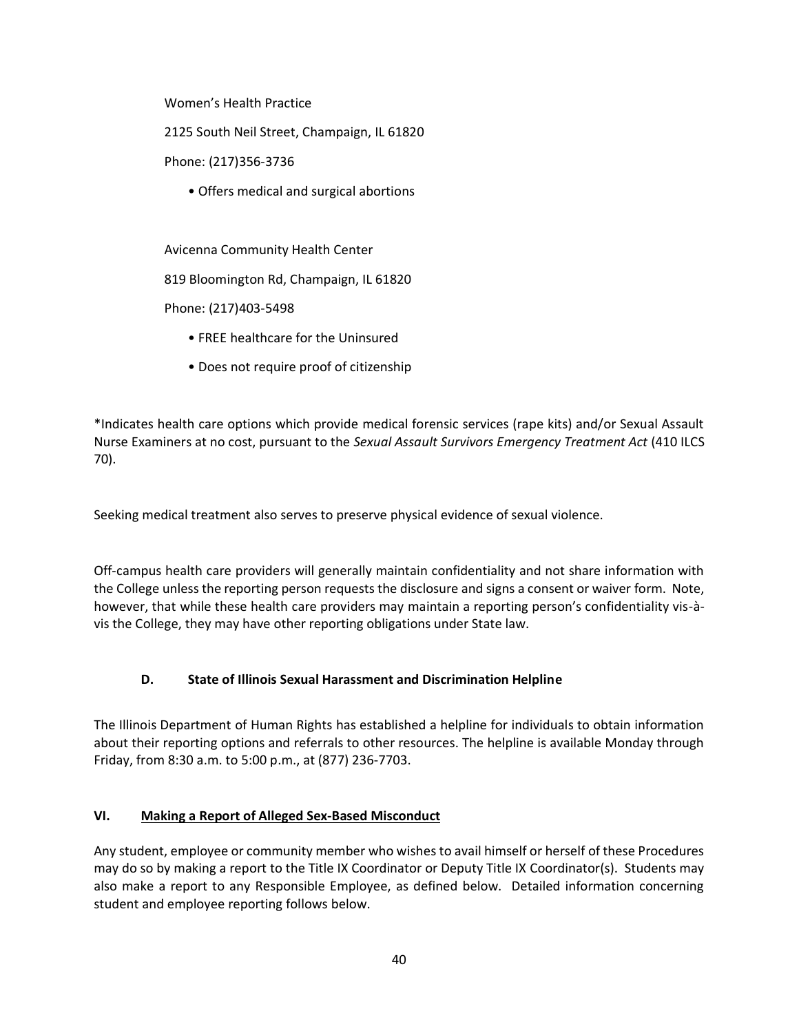Women's Health Practice

2125 South Neil Street, Champaign, IL 61820

Phone: (217)356-3736

- Offers medical and surgical abortions

Avicenna Community Health Center

819 Bloomington Rd, Champaign, IL 61820

Phone: (217)403-5498

- FREE healthcare for the Uninsured
- Does not require proof of citizenship

*Indicates health care options which provide medical forensic services (rape kits) and/or Sexual Assault Nurse Examiners at no cost, pursuant to the *Sexual Assault Survivors Emergency Treatment Act* (410 ILCS 70).

Seeking medical treatment also serves to preserve physical evidence of sexual violence.

Off-campus health care providers will generally maintain confidentiality and not share information with the College unless the reporting person requests the disclosure and signs a consent or waiver form. Note, however, that while these health care providers may maintain a reporting person's confidentiality vis-à-vis the College, they may have other reporting obligations under State law.

### D. State of Illinois Sexual Harassment and Discrimination Helpline

The Illinois Department of Human Rights has established a helpline for individuals to obtain information about their reporting options and referrals to other resources. The helpline is available Monday through Friday, from 8:30 a.m. to 5:00 p.m., at (877) 236-7703.

## VI. Making a Report of Alleged Sex-Based Misconduct

Any student, employee or community member who wishes to avail himself or herself of these Procedures may do so by making a report to the Title IX Coordinator or Deputy Title IX Coordinator(s). Students may also make a report to any Responsible Employee, as defined below. Detailed information concerning student and employee reporting follows below.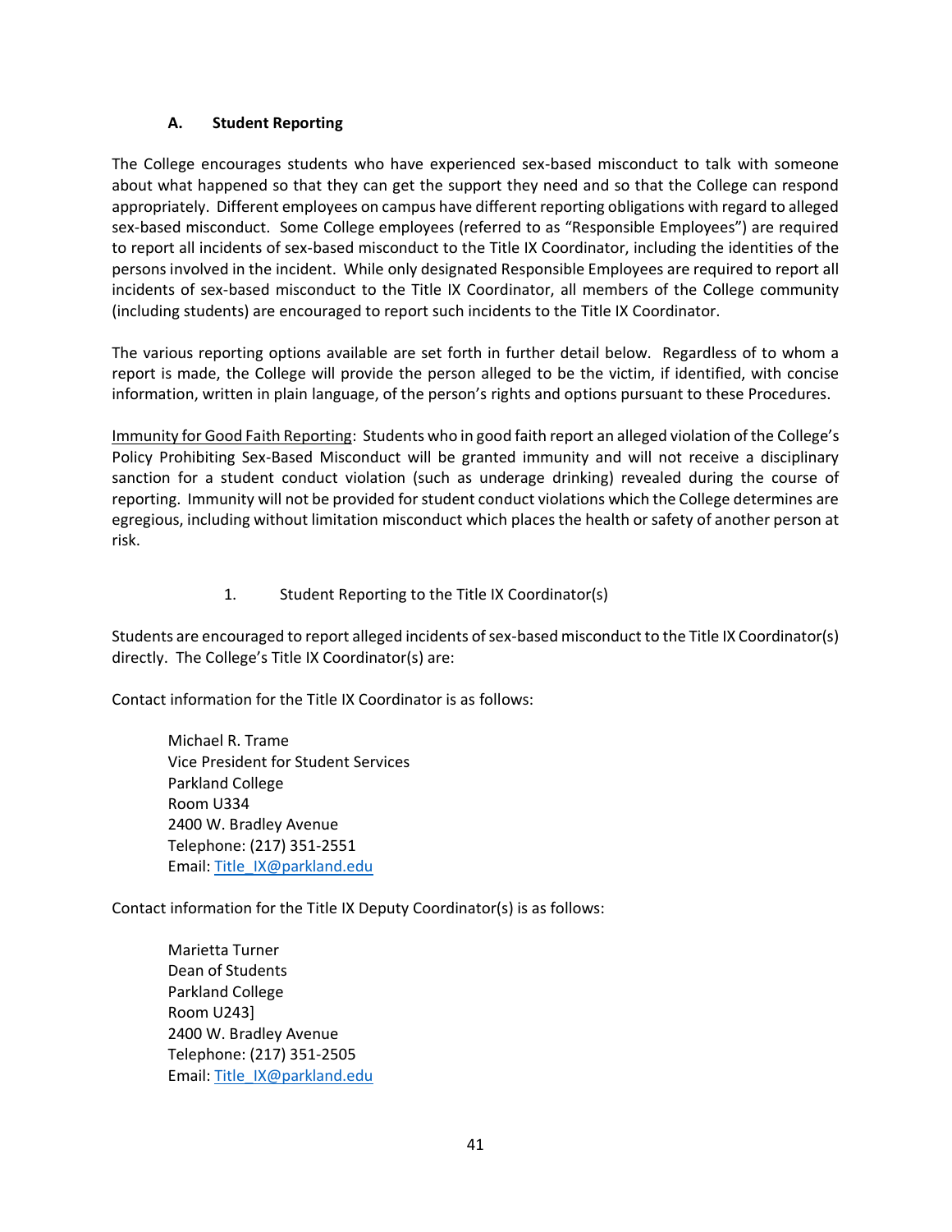### A. Student Reporting

The College encourages students who have experienced sex-based misconduct to talk with someone about what happened so that they can get the support they need and so that the College can respond appropriately. Different employees on campus have different reporting obligations with regard to alleged sex-based misconduct. Some College employees (referred to as "Responsible Employees") are required to report all incidents of sex-based misconduct to the Title IX Coordinator, including the identities of the persons involved in the incident. While only designated Responsible Employees are required to report all incidents of sex-based misconduct to the Title IX Coordinator, all members of the College community (including students) are encouraged to report such incidents to the Title IX Coordinator.

The various reporting options available are set forth in further detail below. Regardless of to whom a report is made, the College will provide the person alleged to be the victim, if identified, with concise information, written in plain language, of the person's rights and options pursuant to these Procedures.

<u>Immunity for Good Faith Reporting</u>: Students who in good faith report an alleged violation of the College's Policy Prohibiting Sex-Based Misconduct will be granted immunity and will not receive a disciplinary sanction for a student conduct violation (such as underage drinking) revealed during the course of reporting. Immunity will not be provided for student conduct violations which the College determines are egregious, including without limitation misconduct which places the health or safety of another person at risk.

#### 1. Student Reporting to the Title IX Coordinator(s)

Students are encouraged to report alleged incidents of sex-based misconduct to the Title IX Coordinator(s) directly. The College's Title IX Coordinator(s) are:

Contact information for the Title IX Coordinator is as follows:

Michael R. Trame
Vice President for Student Services
Parkland College
Room U334
2400 W. Bradley Avenue
Telephone: (217) 351-2551
Email: Title_IX@parkland.edu

Contact information for the Title IX Deputy Coordinator(s) is as follows:

Marietta Turner
Dean of Students
Parkland College
Room U243]
2400 W. Bradley Avenue
Telephone: (217) 351-2505
Email: Title_IX@parkland.edu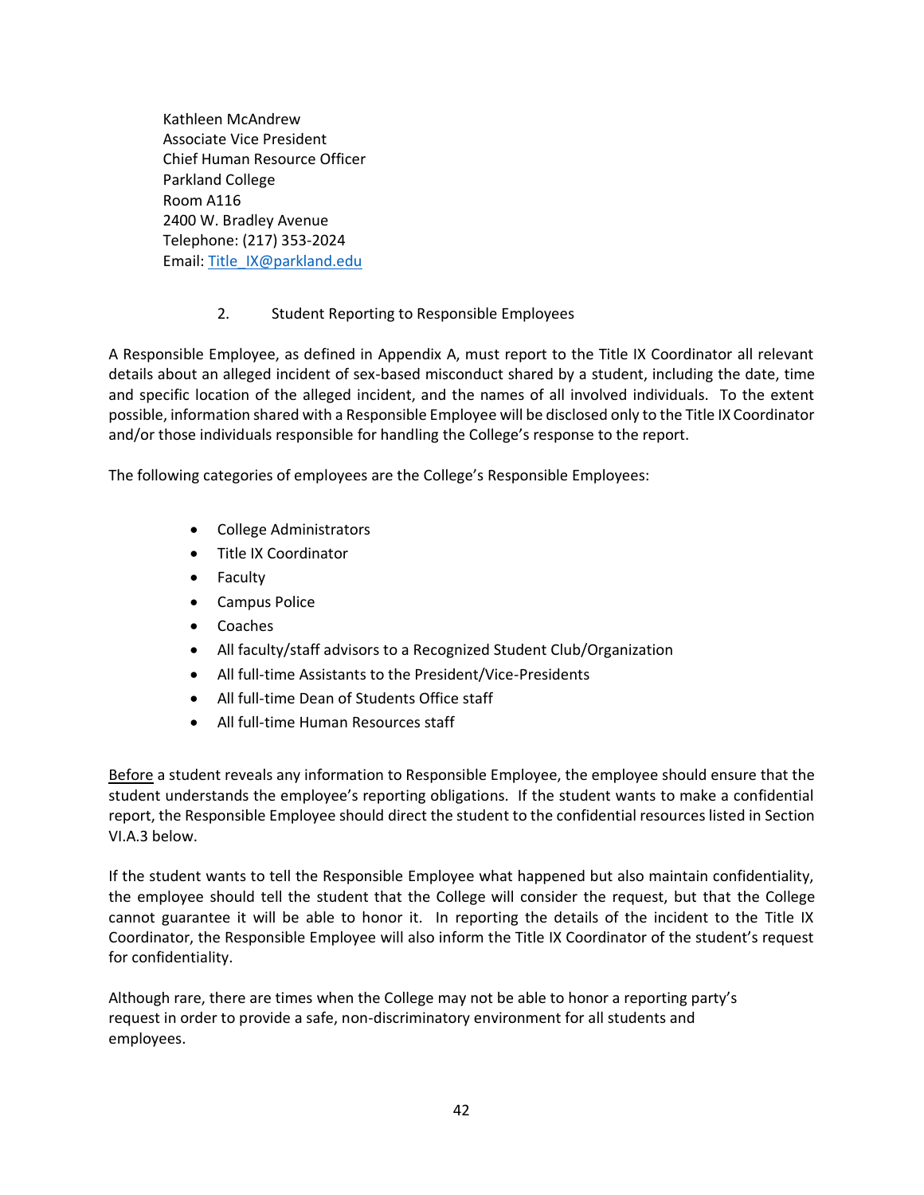Kathleen McAndrew
Associate Vice President
Chief Human Resource Officer
Parkland College
Room A116
2400 W. Bradley Avenue
Telephone: (217) 353-2024
Email: Title_IX@parkland.edu

2. Student Reporting to Responsible Employees

A Responsible Employee, as defined in Appendix A, must report to the Title IX Coordinator all relevant details about an alleged incident of sex-based misconduct shared by a student, including the date, time and specific location of the alleged incident, and the names of all involved individuals. To the extent possible, information shared with a Responsible Employee will be disclosed only to the Title IX Coordinator and/or those individuals responsible for handling the College's response to the report.

The following categories of employees are the College's Responsible Employees:

- College Administrators
- Title IX Coordinator
- Faculty
- Campus Police
- Coaches
- All faculty/staff advisors to a Recognized Student Club/Organization
- All full-time Assistants to the President/Vice-Presidents
- All full-time Dean of Students Office staff
- All full-time Human Resources staff

<u>Before</u> a student reveals any information to Responsible Employee, the employee should ensure that the student understands the employee's reporting obligations. If the student wants to make a confidential report, the Responsible Employee should direct the student to the confidential resources listed in Section VI.A.3 below.

If the student wants to tell the Responsible Employee what happened but also maintain confidentiality, the employee should tell the student that the College will consider the request, but that the College cannot guarantee it will be able to honor it. In reporting the details of the incident to the Title IX Coordinator, the Responsible Employee will also inform the Title IX Coordinator of the student's request for confidentiality.

Although rare, there are times when the College may not be able to honor a reporting party's request in order to provide a safe, non-discriminatory environment for all students and employees.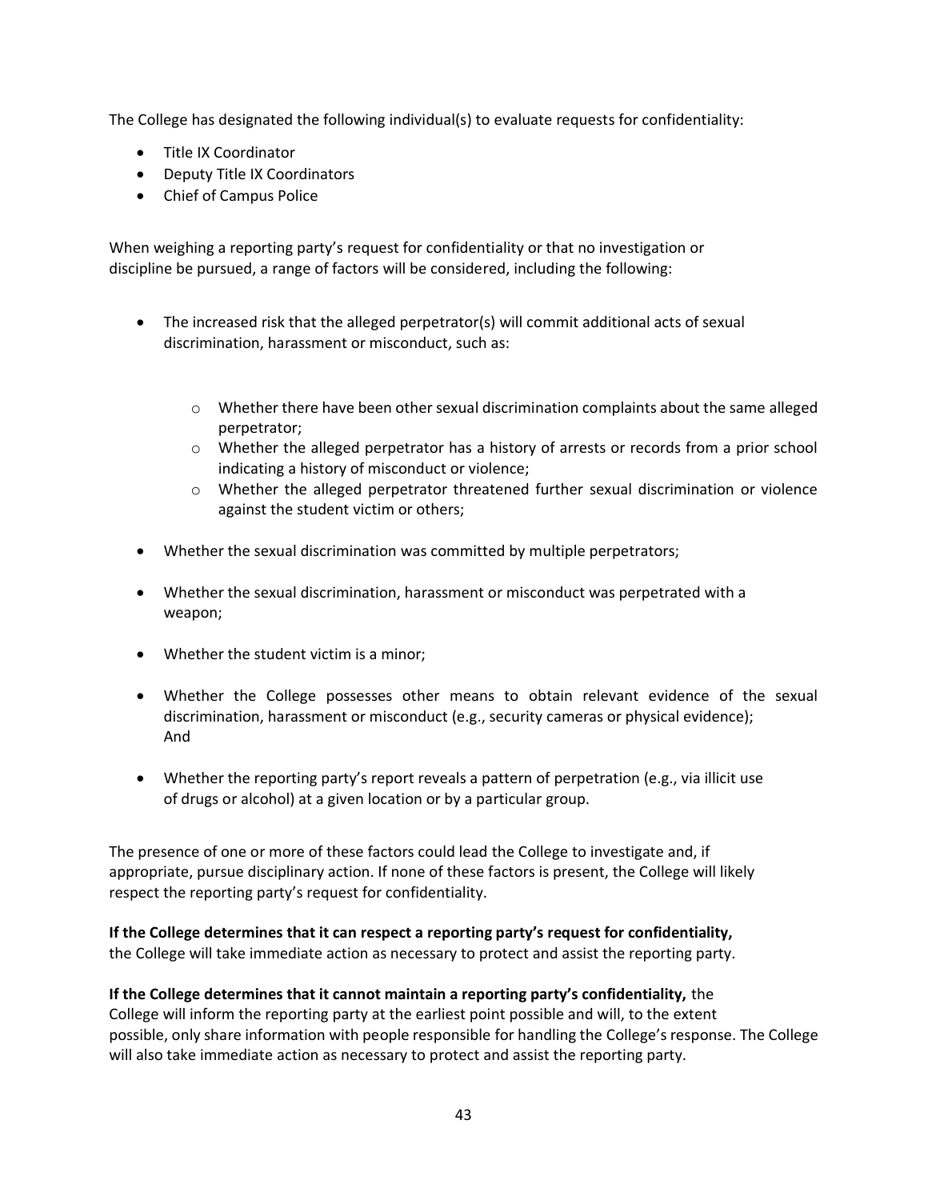The College has designated the following individual(s) to evaluate requests for confidentiality:

- Title IX Coordinator
- Deputy Title IX Coordinators
- Chief of Campus Police

When weighing a reporting party's request for confidentiality or that no investigation or discipline be pursued, a range of factors will be considered, including the following:

- The increased risk that the alleged perpetrator(s) will commit additional acts of sexual discrimination, harassment or misconduct, such as:
  - Whether there have been other sexual discrimination complaints about the same alleged perpetrator;
  - Whether the alleged perpetrator has a history of arrests or records from a prior school indicating a history of misconduct or violence;
  - Whether the alleged perpetrator threatened further sexual discrimination or violence against the student victim or others;
- Whether the sexual discrimination was committed by multiple perpetrators;
- Whether the sexual discrimination, harassment or misconduct was perpetrated with a weapon;
- Whether the student victim is a minor;
- Whether the College possesses other means to obtain relevant evidence of the sexual discrimination, harassment or misconduct (e.g., security cameras or physical evidence); And
- Whether the reporting party's report reveals a pattern of perpetration (e.g., via illicit use of drugs or alcohol) at a given location or by a particular group.

The presence of one or more of these factors could lead the College to investigate and, if appropriate, pursue disciplinary action. If none of these factors is present, the College will likely respect the reporting party's request for confidentiality.

**If the College determines that it can respect a reporting party's request for confidentiality,** the College will take immediate action as necessary to protect and assist the reporting party.

**If the College determines that it cannot maintain a reporting party's confidentiality,** the College will inform the reporting party at the earliest point possible and will, to the extent possible, only share information with people responsible for handling the College's response. The College will also take immediate action as necessary to protect and assist the reporting party.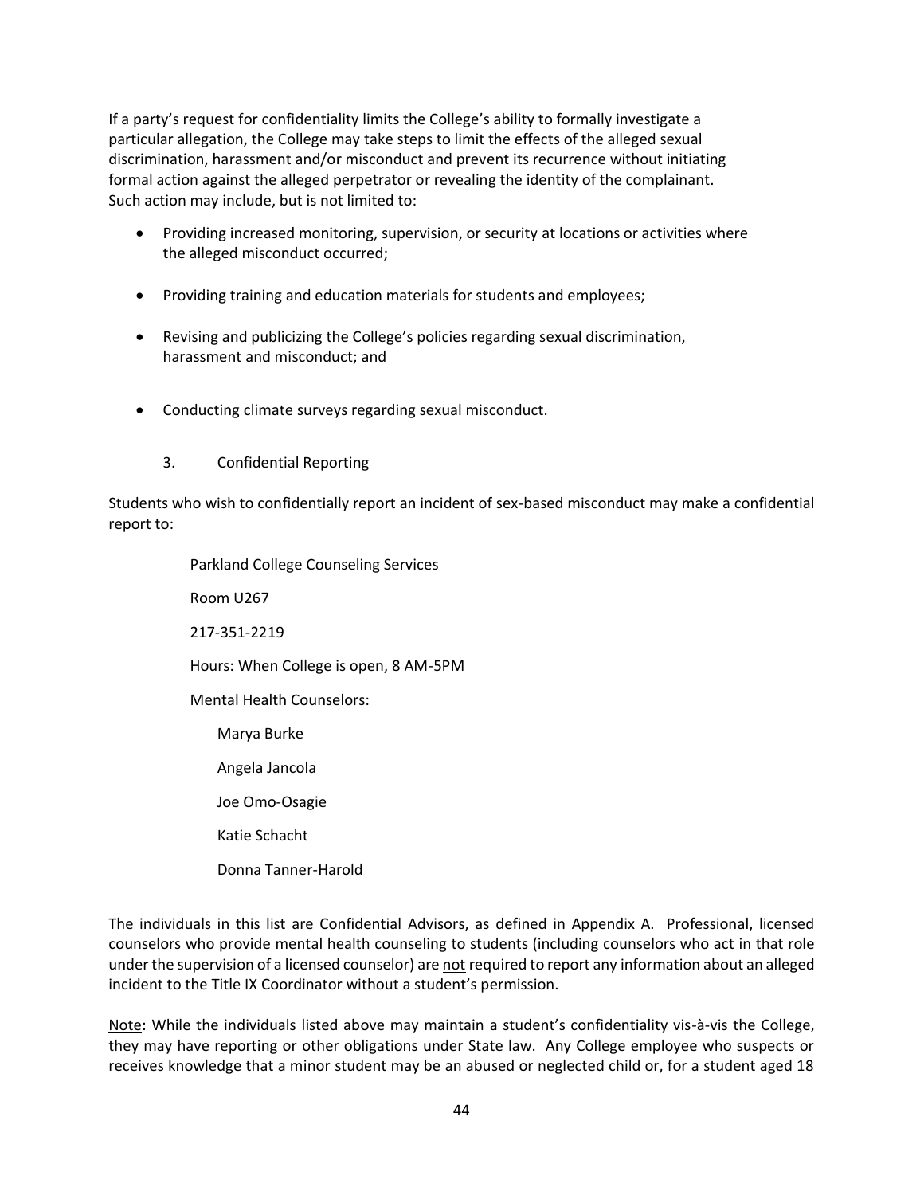If a party's request for confidentiality limits the College's ability to formally investigate a particular allegation, the College may take steps to limit the effects of the alleged sexual discrimination, harassment and/or misconduct and prevent its recurrence without initiating formal action against the alleged perpetrator or revealing the identity of the complainant. Such action may include, but is not limited to:

- Providing increased monitoring, supervision, or security at locations or activities where the alleged misconduct occurred;
- Providing training and education materials for students and employees;
- Revising and publicizing the College's policies regarding sexual discrimination, harassment and misconduct; and
- Conducting climate surveys regarding sexual misconduct.

3. Confidential Reporting

Students who wish to confidentially report an incident of sex-based misconduct may make a confidential report to:

Parkland College Counseling Services

Room U267

217-351-2219

Hours: When College is open, 8 AM-5PM

Mental Health Counselors:

- Marya Burke
- Angela Jancola
- Joe Omo-Osagie
- Katie Schacht
- Donna Tanner-Harold

The individuals in this list are Confidential Advisors, as defined in Appendix A. Professional, licensed counselors who provide mental health counseling to students (including counselors who act in that role under the supervision of a licensed counselor) are <u>not</u> required to report any information about an alleged incident to the Title IX Coordinator without a student's permission.

<u>Note</u>: While the individuals listed above may maintain a student's confidentiality vis-à-vis the College, they may have reporting or other obligations under State law. Any College employee who suspects or receives knowledge that a minor student may be an abused or neglected child or, for a student aged 18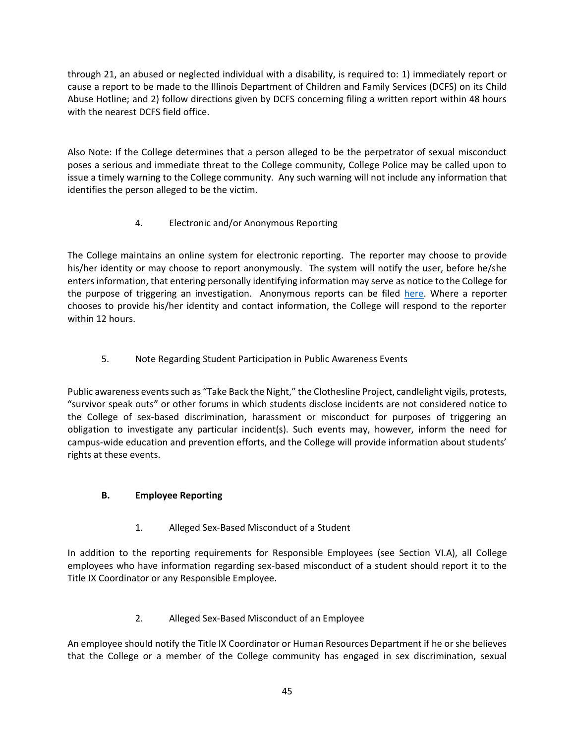through 21, an abused or neglected individual with a disability, is required to: 1) immediately report or cause a report to be made to the Illinois Department of Children and Family Services (DCFS) on its Child Abuse Hotline; and 2) follow directions given by DCFS concerning filing a written report within 48 hours with the nearest DCFS field office.

Also Note: If the College determines that a person alleged to be the perpetrator of sexual misconduct poses a serious and immediate threat to the College community, College Police may be called upon to issue a timely warning to the College community. Any such warning will not include any information that identifies the person alleged to be the victim.

4. Electronic and/or Anonymous Reporting

The College maintains an online system for electronic reporting. The reporter may choose to provide his/her identity or may choose to report anonymously. The system will notify the user, before he/she enters information, that entering personally identifying information may serve as notice to the College for the purpose of triggering an investigation. Anonymous reports can be filed here. Where a reporter chooses to provide his/her identity and contact information, the College will respond to the reporter within 12 hours.

5. Note Regarding Student Participation in Public Awareness Events

Public awareness events such as "Take Back the Night," the Clothesline Project, candlelight vigils, protests, "survivor speak outs" or other forums in which students disclose incidents are not considered notice to the College of sex-based discrimination, harassment or misconduct for purposes of triggering an obligation to investigate any particular incident(s). Such events may, however, inform the need for campus-wide education and prevention efforts, and the College will provide information about students' rights at these events.

### B. Employee Reporting

1. Alleged Sex-Based Misconduct of a Student

In addition to the reporting requirements for Responsible Employees (see Section VI.A), all College employees who have information regarding sex-based misconduct of a student should report it to the Title IX Coordinator or any Responsible Employee.

2. Alleged Sex-Based Misconduct of an Employee

An employee should notify the Title IX Coordinator or Human Resources Department if he or she believes that the College or a member of the College community has engaged in sex discrimination, sexual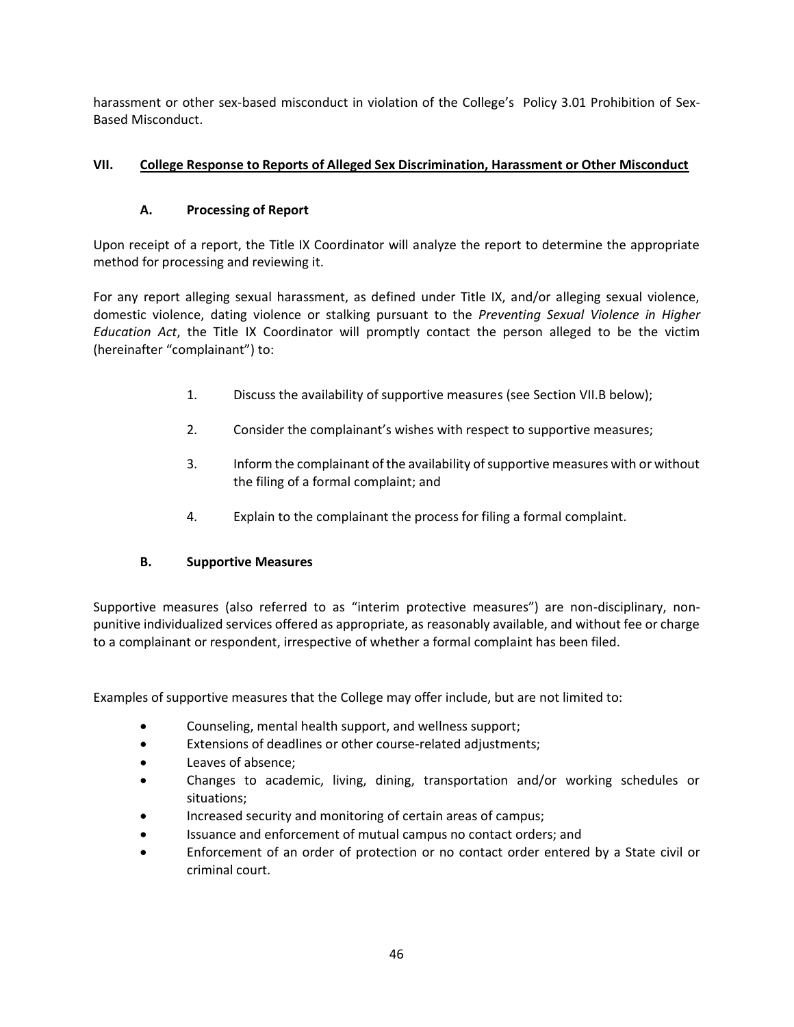harassment or other sex-based misconduct in violation of the College's Policy 3.01 Prohibition of Sex-Based Misconduct.

## VII. College Response to Reports of Alleged Sex Discrimination, Harassment or Other Misconduct

### A. Processing of Report

Upon receipt of a report, the Title IX Coordinator will analyze the report to determine the appropriate method for processing and reviewing it.

For any report alleging sexual harassment, as defined under Title IX, and/or alleging sexual violence, domestic violence, dating violence or stalking pursuant to the *Preventing Sexual Violence in Higher Education Act*, the Title IX Coordinator will promptly contact the person alleged to be the victim (hereinafter "complainant") to:

1. Discuss the availability of supportive measures (see Section VII.B below);
2. Consider the complainant's wishes with respect to supportive measures;
3. Inform the complainant of the availability of supportive measures with or without the filing of a formal complaint; and
4. Explain to the complainant the process for filing a formal complaint.

### B. Supportive Measures

Supportive measures (also referred to as "interim protective measures") are non-disciplinary, non-punitive individualized services offered as appropriate, as reasonably available, and without fee or charge to a complainant or respondent, irrespective of whether a formal complaint has been filed.

Examples of supportive measures that the College may offer include, but are not limited to:

- Counseling, mental health support, and wellness support;
- Extensions of deadlines or other course-related adjustments;
- Leaves of absence;
- Changes to academic, living, dining, transportation and/or working schedules or situations;
- Increased security and monitoring of certain areas of campus;
- Issuance and enforcement of mutual campus no contact orders; and
- Enforcement of an order of protection or no contact order entered by a State civil or criminal court.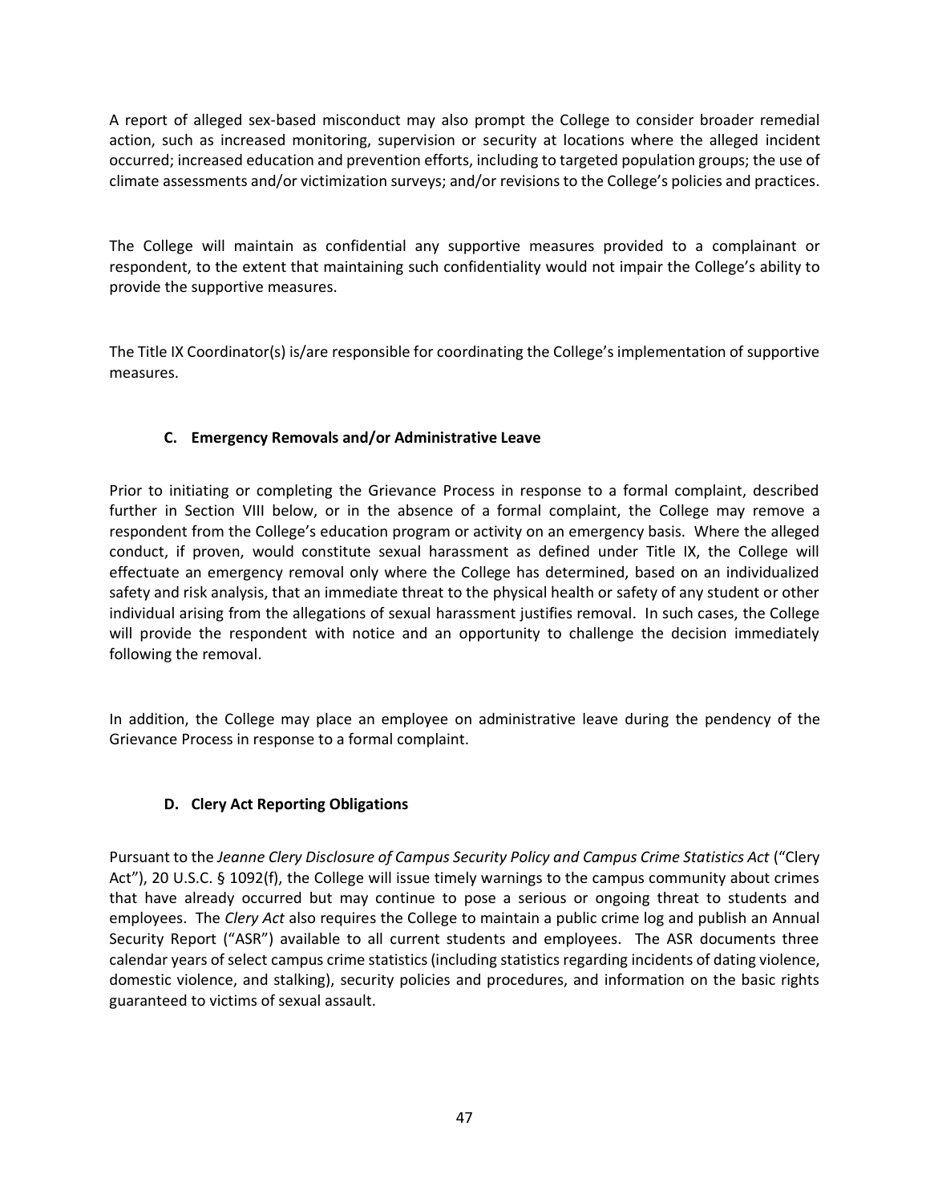A report of alleged sex-based misconduct may also prompt the College to consider broader remedial action, such as increased monitoring, supervision or security at locations where the alleged incident occurred; increased education and prevention efforts, including to targeted population groups; the use of climate assessments and/or victimization surveys; and/or revisions to the College's policies and practices.

The College will maintain as confidential any supportive measures provided to a complainant or respondent, to the extent that maintaining such confidentiality would not impair the College's ability to provide the supportive measures.

The Title IX Coordinator(s) is/are responsible for coordinating the College's implementation of supportive measures.

### C. Emergency Removals and/or Administrative Leave

Prior to initiating or completing the Grievance Process in response to a formal complaint, described further in Section VIII below, or in the absence of a formal complaint, the College may remove a respondent from the College's education program or activity on an emergency basis. Where the alleged conduct, if proven, would constitute sexual harassment as defined under Title IX, the College will effectuate an emergency removal only where the College has determined, based on an individualized safety and risk analysis, that an immediate threat to the physical health or safety of any student or other individual arising from the allegations of sexual harassment justifies removal. In such cases, the College will provide the respondent with notice and an opportunity to challenge the decision immediately following the removal.

In addition, the College may place an employee on administrative leave during the pendency of the Grievance Process in response to a formal complaint.

### D. Clery Act Reporting Obligations

Pursuant to the *Jeanne Clery Disclosure of Campus Security Policy and Campus Crime Statistics Act* ("Clery Act"), 20 U.S.C. § 1092(f), the College will issue timely warnings to the campus community about crimes that have already occurred but may continue to pose a serious or ongoing threat to students and employees. The *Clery Act* also requires the College to maintain a public crime log and publish an Annual Security Report ("ASR") available to all current students and employees. The ASR documents three calendar years of select campus crime statistics (including statistics regarding incidents of dating violence, domestic violence, and stalking), security policies and procedures, and information on the basic rights guaranteed to victims of sexual assault.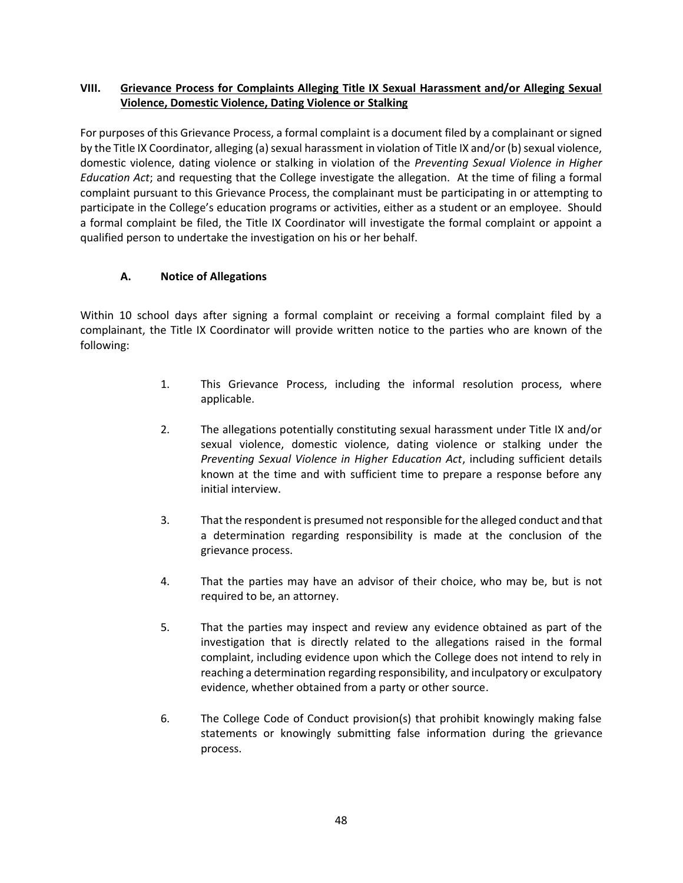## VIII. Grievance Process for Complaints Alleging Title IX Sexual Harassment and/or Alleging Sexual Violence, Domestic Violence, Dating Violence or Stalking

For purposes of this Grievance Process, a formal complaint is a document filed by a complainant or signed by the Title IX Coordinator, alleging (a) sexual harassment in violation of Title IX and/or (b) sexual violence, domestic violence, dating violence or stalking in violation of the *Preventing Sexual Violence in Higher Education Act*; and requesting that the College investigate the allegation. At the time of filing a formal complaint pursuant to this Grievance Process, the complainant must be participating in or attempting to participate in the College's education programs or activities, either as a student or an employee. Should a formal complaint be filed, the Title IX Coordinator will investigate the formal complaint or appoint a qualified person to undertake the investigation on his or her behalf.

### A. Notice of Allegations

Within 10 school days after signing a formal complaint or receiving a formal complaint filed by a complainant, the Title IX Coordinator will provide written notice to the parties who are known of the following:

1. This Grievance Process, including the informal resolution process, where applicable.

2. The allegations potentially constituting sexual harassment under Title IX and/or sexual violence, domestic violence, dating violence or stalking under the *Preventing Sexual Violence in Higher Education Act*, including sufficient details known at the time and with sufficient time to prepare a response before any initial interview.

3. That the respondent is presumed not responsible for the alleged conduct and that a determination regarding responsibility is made at the conclusion of the grievance process.

4. That the parties may have an advisor of their choice, who may be, but is not required to be, an attorney.

5. That the parties may inspect and review any evidence obtained as part of the investigation that is directly related to the allegations raised in the formal complaint, including evidence upon which the College does not intend to rely in reaching a determination regarding responsibility, and inculpatory or exculpatory evidence, whether obtained from a party or other source.

6. The College Code of Conduct provision(s) that prohibit knowingly making false statements or knowingly submitting false information during the grievance process.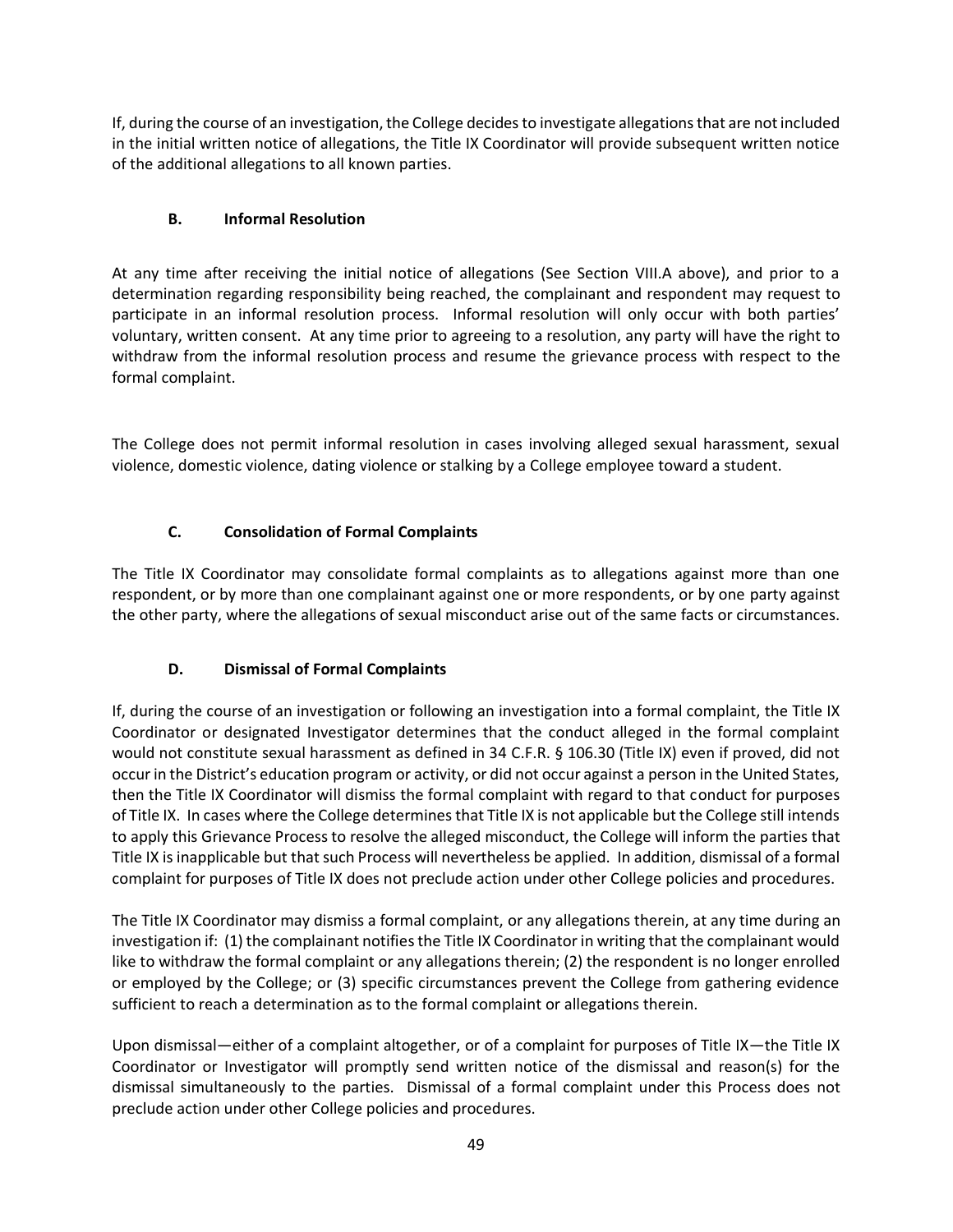If, during the course of an investigation, the College decides to investigate allegations that are not included in the initial written notice of allegations, the Title IX Coordinator will provide subsequent written notice of the additional allegations to all known parties.

### B. Informal Resolution

At any time after receiving the initial notice of allegations (See Section VIII.A above), and prior to a determination regarding responsibility being reached, the complainant and respondent may request to participate in an informal resolution process. Informal resolution will only occur with both parties' voluntary, written consent. At any time prior to agreeing to a resolution, any party will have the right to withdraw from the informal resolution process and resume the grievance process with respect to the formal complaint.

The College does not permit informal resolution in cases involving alleged sexual harassment, sexual violence, domestic violence, dating violence or stalking by a College employee toward a student.

### C. Consolidation of Formal Complaints

The Title IX Coordinator may consolidate formal complaints as to allegations against more than one respondent, or by more than one complainant against one or more respondents, or by one party against the other party, where the allegations of sexual misconduct arise out of the same facts or circumstances.

### D. Dismissal of Formal Complaints

If, during the course of an investigation or following an investigation into a formal complaint, the Title IX Coordinator or designated Investigator determines that the conduct alleged in the formal complaint would not constitute sexual harassment as defined in 34 C.F.R. § 106.30 (Title IX) even if proved, did not occur in the District's education program or activity, or did not occur against a person in the United States, then the Title IX Coordinator will dismiss the formal complaint with regard to that conduct for purposes of Title IX. In cases where the College determines that Title IX is not applicable but the College still intends to apply this Grievance Process to resolve the alleged misconduct, the College will inform the parties that Title IX is inapplicable but that such Process will nevertheless be applied. In addition, dismissal of a formal complaint for purposes of Title IX does not preclude action under other College policies and procedures.

The Title IX Coordinator may dismiss a formal complaint, or any allegations therein, at any time during an investigation if: (1) the complainant notifies the Title IX Coordinator in writing that the complainant would like to withdraw the formal complaint or any allegations therein; (2) the respondent is no longer enrolled or employed by the College; or (3) specific circumstances prevent the College from gathering evidence sufficient to reach a determination as to the formal complaint or allegations therein.

Upon dismissal—either of a complaint altogether, or of a complaint for purposes of Title IX—the Title IX Coordinator or Investigator will promptly send written notice of the dismissal and reason(s) for the dismissal simultaneously to the parties. Dismissal of a formal complaint under this Process does not preclude action under other College policies and procedures.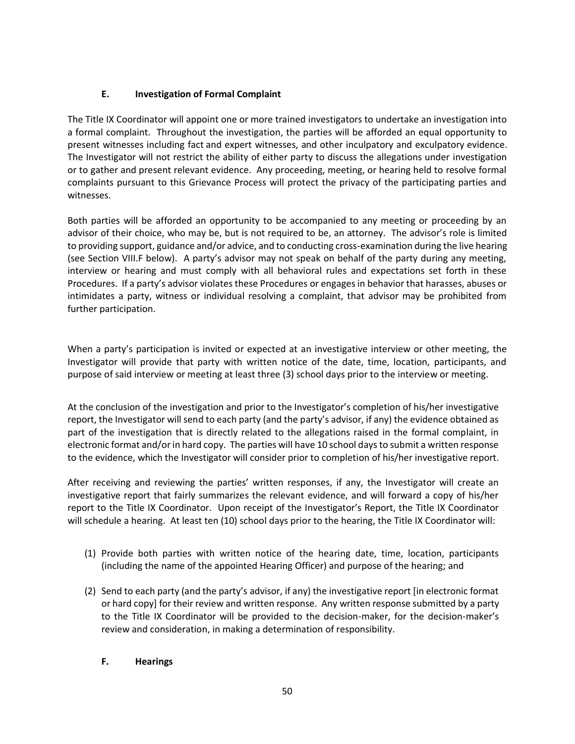### E. Investigation of Formal Complaint

The Title IX Coordinator will appoint one or more trained investigators to undertake an investigation into a formal complaint. Throughout the investigation, the parties will be afforded an equal opportunity to present witnesses including fact and expert witnesses, and other inculpatory and exculpatory evidence. The Investigator will not restrict the ability of either party to discuss the allegations under investigation or to gather and present relevant evidence. Any proceeding, meeting, or hearing held to resolve formal complaints pursuant to this Grievance Process will protect the privacy of the participating parties and witnesses.

Both parties will be afforded an opportunity to be accompanied to any meeting or proceeding by an advisor of their choice, who may be, but is not required to be, an attorney. The advisor's role is limited to providing support, guidance and/or advice, and to conducting cross-examination during the live hearing (see Section VIII.F below). A party's advisor may not speak on behalf of the party during any meeting, interview or hearing and must comply with all behavioral rules and expectations set forth in these Procedures. If a party's advisor violates these Procedures or engages in behavior that harasses, abuses or intimidates a party, witness or individual resolving a complaint, that advisor may be prohibited from further participation.

When a party's participation is invited or expected at an investigative interview or other meeting, the Investigator will provide that party with written notice of the date, time, location, participants, and purpose of said interview or meeting at least three (3) school days prior to the interview or meeting.

At the conclusion of the investigation and prior to the Investigator's completion of his/her investigative report, the Investigator will send to each party (and the party's advisor, if any) the evidence obtained as part of the investigation that is directly related to the allegations raised in the formal complaint, in electronic format and/or in hard copy. The parties will have 10 school days to submit a written response to the evidence, which the Investigator will consider prior to completion of his/her investigative report.

After receiving and reviewing the parties' written responses, if any, the Investigator will create an investigative report that fairly summarizes the relevant evidence, and will forward a copy of his/her report to the Title IX Coordinator. Upon receipt of the Investigator's Report, the Title IX Coordinator will schedule a hearing. At least ten (10) school days prior to the hearing, the Title IX Coordinator will:

(1) Provide both parties with written notice of the hearing date, time, location, participants (including the name of the appointed Hearing Officer) and purpose of the hearing; and

(2) Send to each party (and the party's advisor, if any) the investigative report [in electronic format or hard copy] for their review and written response. Any written response submitted by a party to the Title IX Coordinator will be provided to the decision-maker, for the decision-maker's review and consideration, in making a determination of responsibility.

### F. Hearings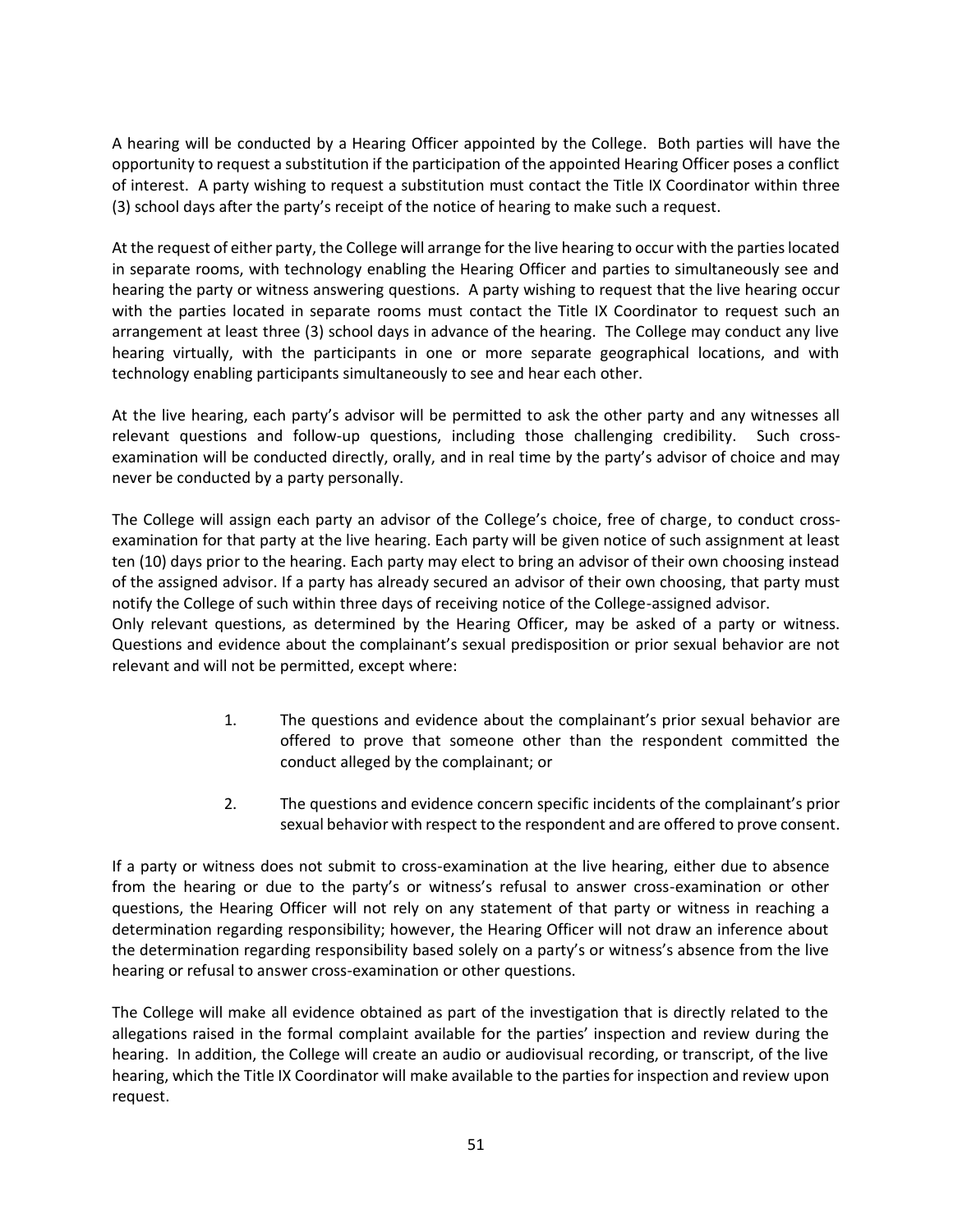A hearing will be conducted by a Hearing Officer appointed by the College. Both parties will have the opportunity to request a substitution if the participation of the appointed Hearing Officer poses a conflict of interest. A party wishing to request a substitution must contact the Title IX Coordinator within three (3) school days after the party's receipt of the notice of hearing to make such a request.

At the request of either party, the College will arrange for the live hearing to occur with the parties located in separate rooms, with technology enabling the Hearing Officer and parties to simultaneously see and hearing the party or witness answering questions. A party wishing to request that the live hearing occur with the parties located in separate rooms must contact the Title IX Coordinator to request such an arrangement at least three (3) school days in advance of the hearing. The College may conduct any live hearing virtually, with the participants in one or more separate geographical locations, and with technology enabling participants simultaneously to see and hear each other.

At the live hearing, each party's advisor will be permitted to ask the other party and any witnesses all relevant questions and follow-up questions, including those challenging credibility. Such cross-examination will be conducted directly, orally, and in real time by the party's advisor of choice and may never be conducted by a party personally.

The College will assign each party an advisor of the College's choice, free of charge, to conduct cross-examination for that party at the live hearing. Each party will be given notice of such assignment at least ten (10) days prior to the hearing. Each party may elect to bring an advisor of their own choosing instead of the assigned advisor. If a party has already secured an advisor of their own choosing, that party must notify the College of such within three days of receiving notice of the College-assigned advisor.
Only relevant questions, as determined by the Hearing Officer, may be asked of a party or witness. Questions and evidence about the complainant's sexual predisposition or prior sexual behavior are not relevant and will not be permitted, except where:

1. The questions and evidence about the complainant's prior sexual behavior are offered to prove that someone other than the respondent committed the conduct alleged by the complainant; or

2. The questions and evidence concern specific incidents of the complainant's prior sexual behavior with respect to the respondent and are offered to prove consent.

If a party or witness does not submit to cross-examination at the live hearing, either due to absence from the hearing or due to the party's or witness's refusal to answer cross-examination or other questions, the Hearing Officer will not rely on any statement of that party or witness in reaching a determination regarding responsibility; however, the Hearing Officer will not draw an inference about the determination regarding responsibility based solely on a party's or witness's absence from the live hearing or refusal to answer cross-examination or other questions.

The College will make all evidence obtained as part of the investigation that is directly related to the allegations raised in the formal complaint available for the parties' inspection and review during the hearing. In addition, the College will create an audio or audiovisual recording, or transcript, of the live hearing, which the Title IX Coordinator will make available to the parties for inspection and review upon request.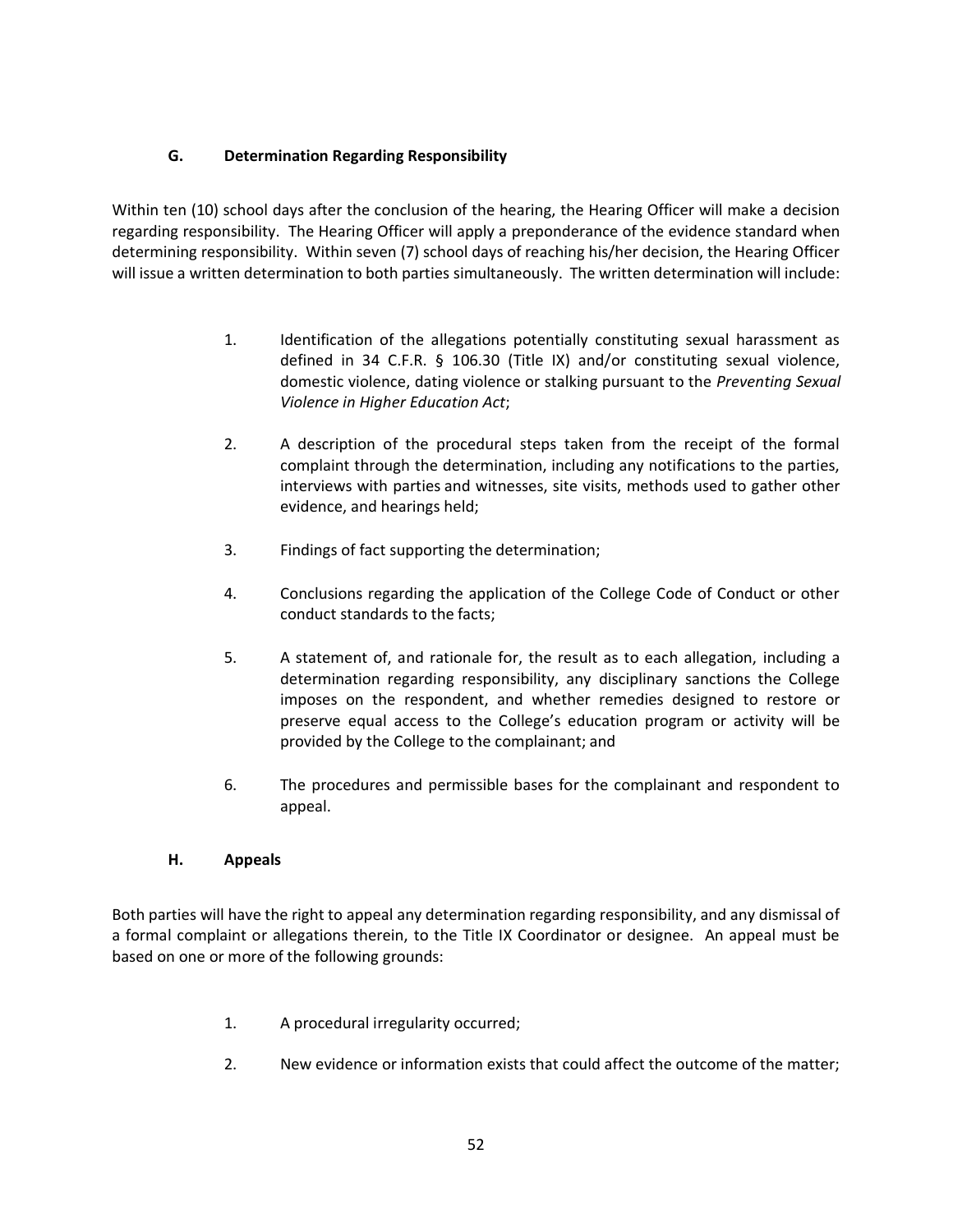### G. Determination Regarding Responsibility

Within ten (10) school days after the conclusion of the hearing, the Hearing Officer will make a decision regarding responsibility. The Hearing Officer will apply a preponderance of the evidence standard when determining responsibility. Within seven (7) school days of reaching his/her decision, the Hearing Officer will issue a written determination to both parties simultaneously. The written determination will include:

1. Identification of the allegations potentially constituting sexual harassment as defined in 34 C.F.R. § 106.30 (Title IX) and/or constituting sexual violence, domestic violence, dating violence or stalking pursuant to the *Preventing Sexual Violence in Higher Education Act*;

2. A description of the procedural steps taken from the receipt of the formal complaint through the determination, including any notifications to the parties, interviews with parties and witnesses, site visits, methods used to gather other evidence, and hearings held;

3. Findings of fact supporting the determination;

4. Conclusions regarding the application of the College Code of Conduct or other conduct standards to the facts;

5. A statement of, and rationale for, the result as to each allegation, including a determination regarding responsibility, any disciplinary sanctions the College imposes on the respondent, and whether remedies designed to restore or preserve equal access to the College's education program or activity will be provided by the College to the complainant; and

6. The procedures and permissible bases for the complainant and respondent to appeal.

### H. Appeals

Both parties will have the right to appeal any determination regarding responsibility, and any dismissal of a formal complaint or allegations therein, to the Title IX Coordinator or designee. An appeal must be based on one or more of the following grounds:

1. A procedural irregularity occurred;

2. New evidence or information exists that could affect the outcome of the matter;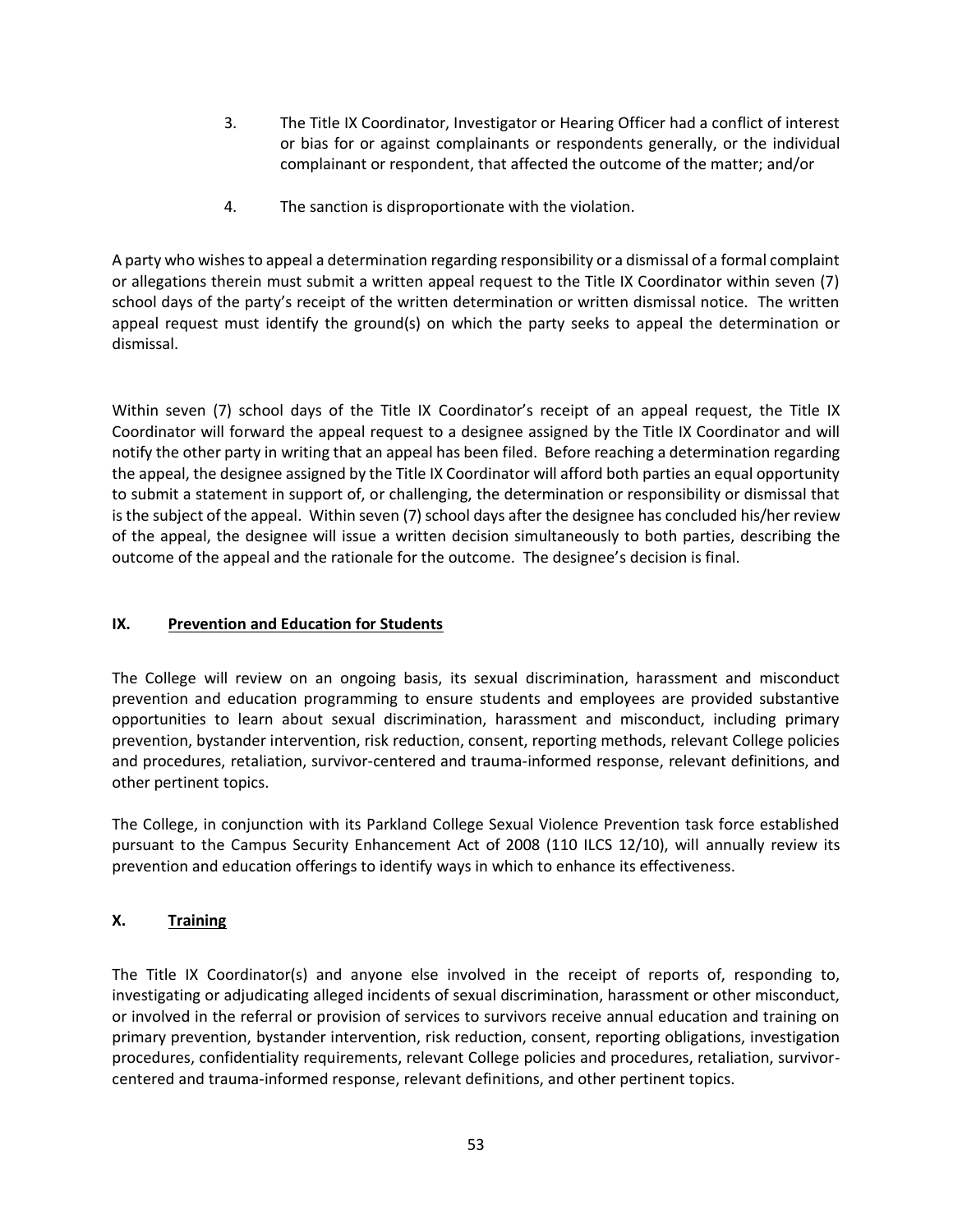3. The Title IX Coordinator, Investigator or Hearing Officer had a conflict of interest or bias for or against complainants or respondents generally, or the individual complainant or respondent, that affected the outcome of the matter; and/or

4. The sanction is disproportionate with the violation.

A party who wishes to appeal a determination regarding responsibility or a dismissal of a formal complaint or allegations therein must submit a written appeal request to the Title IX Coordinator within seven (7) school days of the party's receipt of the written determination or written dismissal notice. The written appeal request must identify the ground(s) on which the party seeks to appeal the determination or dismissal.

Within seven (7) school days of the Title IX Coordinator's receipt of an appeal request, the Title IX Coordinator will forward the appeal request to a designee assigned by the Title IX Coordinator and will notify the other party in writing that an appeal has been filed. Before reaching a determination regarding the appeal, the designee assigned by the Title IX Coordinator will afford both parties an equal opportunity to submit a statement in support of, or challenging, the determination or responsibility or dismissal that is the subject of the appeal. Within seven (7) school days after the designee has concluded his/her review of the appeal, the designee will issue a written decision simultaneously to both parties, describing the outcome of the appeal and the rationale for the outcome. The designee's decision is final.

## IX. Prevention and Education for Students

The College will review on an ongoing basis, its sexual discrimination, harassment and misconduct prevention and education programming to ensure students and employees are provided substantive opportunities to learn about sexual discrimination, harassment and misconduct, including primary prevention, bystander intervention, risk reduction, consent, reporting methods, relevant College policies and procedures, retaliation, survivor-centered and trauma-informed response, relevant definitions, and other pertinent topics.

The College, in conjunction with its Parkland College Sexual Violence Prevention task force established pursuant to the Campus Security Enhancement Act of 2008 (110 ILCS 12/10), will annually review its prevention and education offerings to identify ways in which to enhance its effectiveness.

## X. Training

The Title IX Coordinator(s) and anyone else involved in the receipt of reports of, responding to, investigating or adjudicating alleged incidents of sexual discrimination, harassment or other misconduct, or involved in the referral or provision of services to survivors receive annual education and training on primary prevention, bystander intervention, risk reduction, consent, reporting obligations, investigation procedures, confidentiality requirements, relevant College policies and procedures, retaliation, survivor-centered and trauma-informed response, relevant definitions, and other pertinent topics.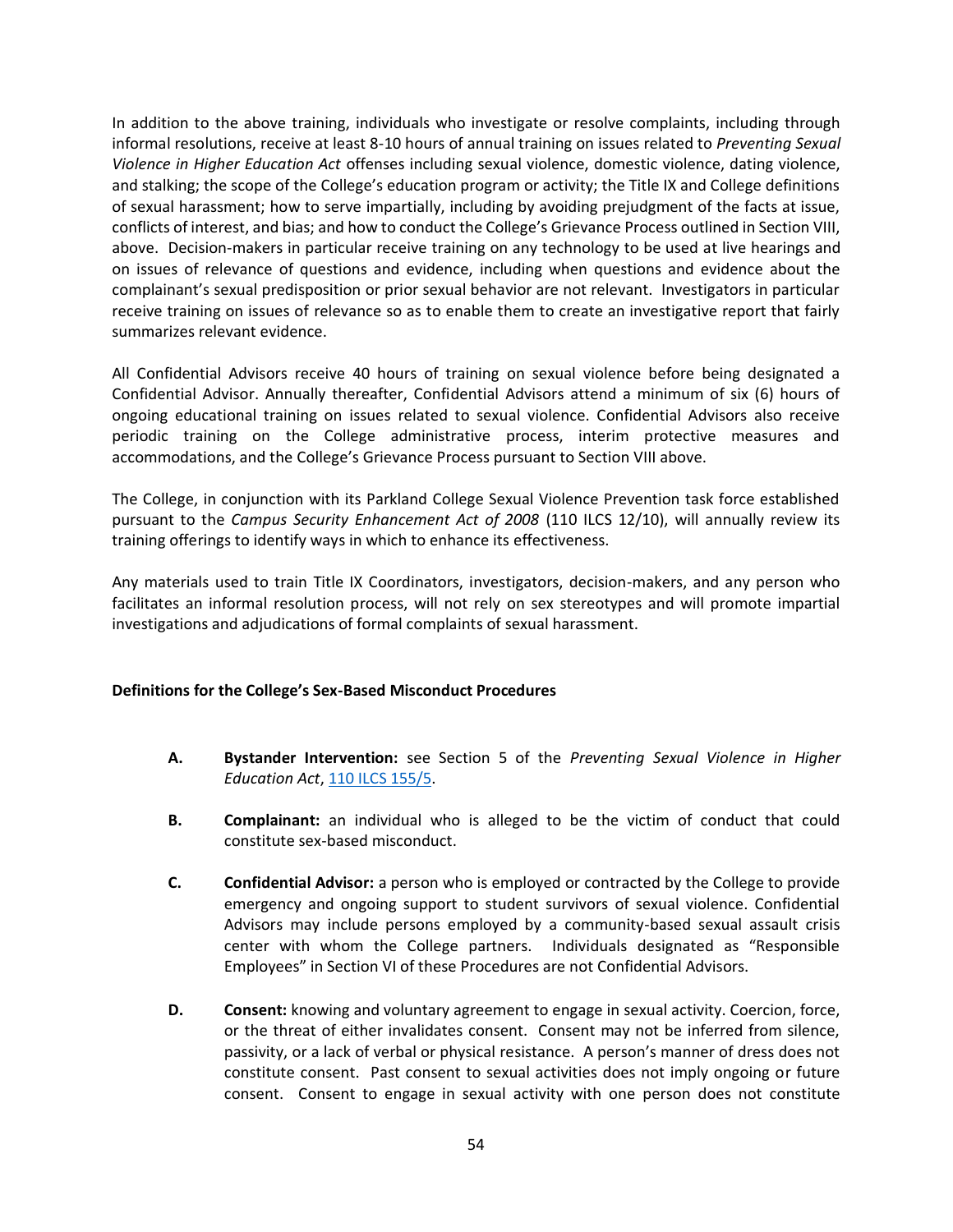In addition to the above training, individuals who investigate or resolve complaints, including through informal resolutions, receive at least 8-10 hours of annual training on issues related to *Preventing Sexual Violence in Higher Education Act* offenses including sexual violence, domestic violence, dating violence, and stalking; the scope of the College's education program or activity; the Title IX and College definitions of sexual harassment; how to serve impartially, including by avoiding prejudgment of the facts at issue, conflicts of interest, and bias; and how to conduct the College's Grievance Process outlined in Section VIII, above. Decision-makers in particular receive training on any technology to be used at live hearings and on issues of relevance of questions and evidence, including when questions and evidence about the complainant's sexual predisposition or prior sexual behavior are not relevant. Investigators in particular receive training on issues of relevance so as to enable them to create an investigative report that fairly summarizes relevant evidence.

All Confidential Advisors receive 40 hours of training on sexual violence before being designated a Confidential Advisor. Annually thereafter, Confidential Advisors attend a minimum of six (6) hours of ongoing educational training on issues related to sexual violence. Confidential Advisors also receive periodic training on the College administrative process, interim protective measures and accommodations, and the College's Grievance Process pursuant to Section VIII above.

The College, in conjunction with its Parkland College Sexual Violence Prevention task force established pursuant to the *Campus Security Enhancement Act of 2008* (110 ILCS 12/10), will annually review its training offerings to identify ways in which to enhance its effectiveness.

Any materials used to train Title IX Coordinators, investigators, decision-makers, and any person who facilitates an informal resolution process, will not rely on sex stereotypes and will promote impartial investigations and adjudications of formal complaints of sexual harassment.

**Definitions for the College's Sex-Based Misconduct Procedures**

**A. Bystander Intervention:** see Section 5 of the *Preventing Sexual Violence in Higher Education Act*, 110 ILCS 155/5.

**B. Complainant:** an individual who is alleged to be the victim of conduct that could constitute sex-based misconduct.

**C. Confidential Advisor:** a person who is employed or contracted by the College to provide emergency and ongoing support to student survivors of sexual violence. Confidential Advisors may include persons employed by a community-based sexual assault crisis center with whom the College partners. Individuals designated as "Responsible Employees" in Section VI of these Procedures are not Confidential Advisors.

**D. Consent:** knowing and voluntary agreement to engage in sexual activity. Coercion, force, or the threat of either invalidates consent. Consent may not be inferred from silence, passivity, or a lack of verbal or physical resistance. A person's manner of dress does not constitute consent. Past consent to sexual activities does not imply ongoing or future consent. Consent to engage in sexual activity with one person does not constitute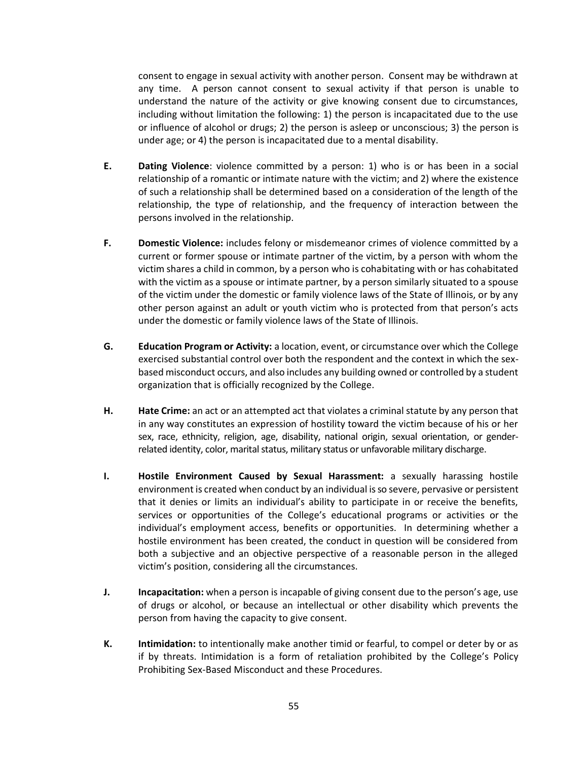consent to engage in sexual activity with another person. Consent may be withdrawn at any time. A person cannot consent to sexual activity if that person is unable to understand the nature of the activity or give knowing consent due to circumstances, including without limitation the following: 1) the person is incapacitated due to the use or influence of alcohol or drugs; 2) the person is asleep or unconscious; 3) the person is under age; or 4) the person is incapacitated due to a mental disability.

**E. Dating Violence**: violence committed by a person: 1) who is or has been in a social relationship of a romantic or intimate nature with the victim; and 2) where the existence of such a relationship shall be determined based on a consideration of the length of the relationship, the type of relationship, and the frequency of interaction between the persons involved in the relationship.

**F. Domestic Violence:** includes felony or misdemeanor crimes of violence committed by a current or former spouse or intimate partner of the victim, by a person with whom the victim shares a child in common, by a person who is cohabitating with or has cohabitated with the victim as a spouse or intimate partner, by a person similarly situated to a spouse of the victim under the domestic or family violence laws of the State of Illinois, or by any other person against an adult or youth victim who is protected from that person's acts under the domestic or family violence laws of the State of Illinois.

**G. Education Program or Activity:** a location, event, or circumstance over which the College exercised substantial control over both the respondent and the context in which the sex-based misconduct occurs, and also includes any building owned or controlled by a student organization that is officially recognized by the College.

**H. Hate Crime:** an act or an attempted act that violates a criminal statute by any person that in any way constitutes an expression of hostility toward the victim because of his or her sex, race, ethnicity, religion, age, disability, national origin, sexual orientation, or gender-related identity, color, marital status, military status or unfavorable military discharge.

**I. Hostile Environment Caused by Sexual Harassment:** a sexually harassing hostile environment is created when conduct by an individual is so severe, pervasive or persistent that it denies or limits an individual's ability to participate in or receive the benefits, services or opportunities of the College's educational programs or activities or the individual's employment access, benefits or opportunities. In determining whether a hostile environment has been created, the conduct in question will be considered from both a subjective and an objective perspective of a reasonable person in the alleged victim's position, considering all the circumstances.

**J. Incapacitation:** when a person is incapable of giving consent due to the person's age, use of drugs or alcohol, or because an intellectual or other disability which prevents the person from having the capacity to give consent.

**K. Intimidation:** to intentionally make another timid or fearful, to compel or deter by or as if by threats. Intimidation is a form of retaliation prohibited by the College's Policy Prohibiting Sex-Based Misconduct and these Procedures.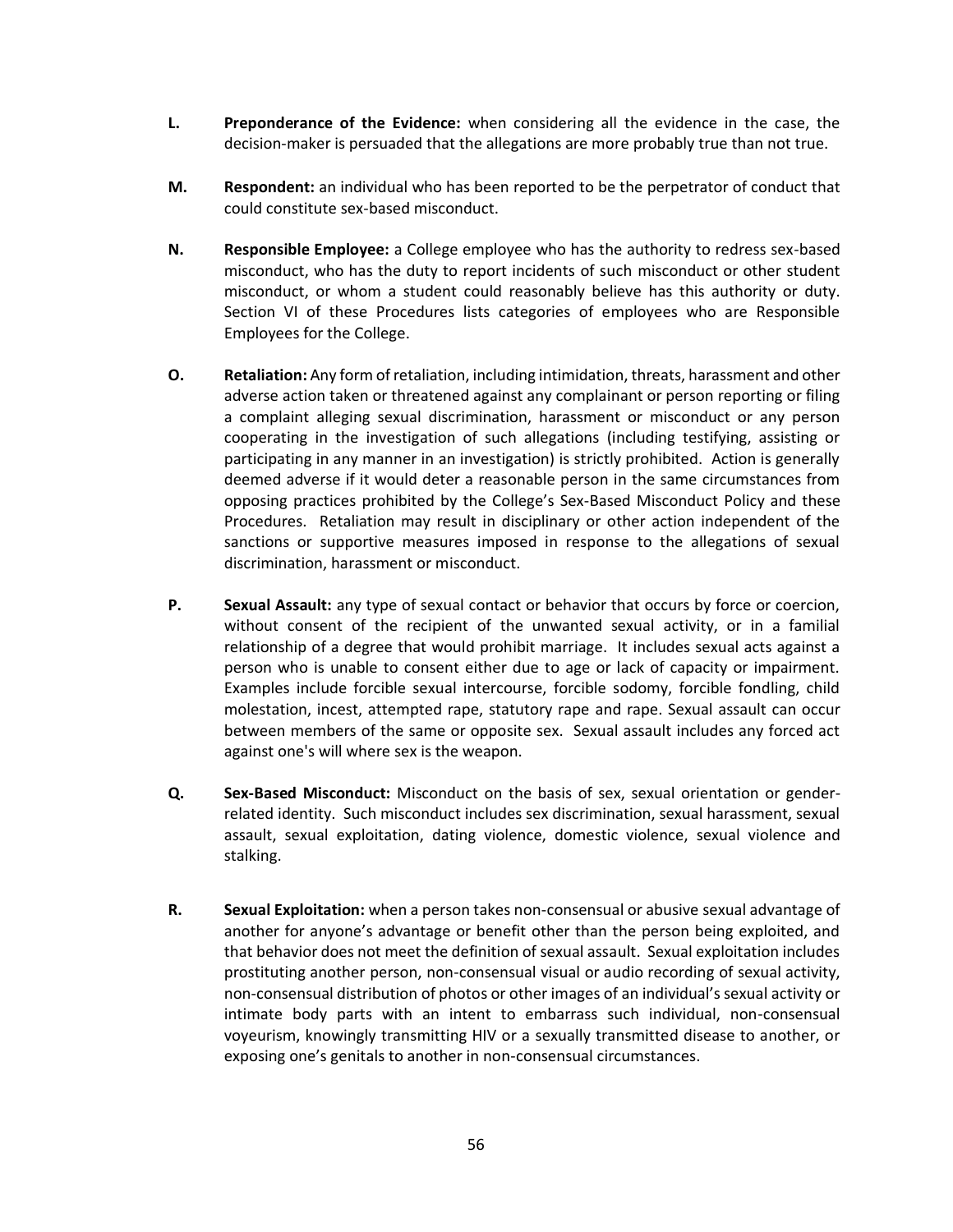**L.** **Preponderance of the Evidence:** when considering all the evidence in the case, the decision-maker is persuaded that the allegations are more probably true than not true.

**M.** **Respondent:** an individual who has been reported to be the perpetrator of conduct that could constitute sex-based misconduct.

**N.** **Responsible Employee:** a College employee who has the authority to redress sex-based misconduct, who has the duty to report incidents of such misconduct or other student misconduct, or whom a student could reasonably believe has this authority or duty. Section VI of these Procedures lists categories of employees who are Responsible Employees for the College.

**O.** **Retaliation:** Any form of retaliation, including intimidation, threats, harassment and other adverse action taken or threatened against any complainant or person reporting or filing a complaint alleging sexual discrimination, harassment or misconduct or any person cooperating in the investigation of such allegations (including testifying, assisting or participating in any manner in an investigation) is strictly prohibited. Action is generally deemed adverse if it would deter a reasonable person in the same circumstances from opposing practices prohibited by the College's Sex-Based Misconduct Policy and these Procedures. Retaliation may result in disciplinary or other action independent of the sanctions or supportive measures imposed in response to the allegations of sexual discrimination, harassment or misconduct.

**P.** **Sexual Assault:** any type of sexual contact or behavior that occurs by force or coercion, without consent of the recipient of the unwanted sexual activity, or in a familial relationship of a degree that would prohibit marriage. It includes sexual acts against a person who is unable to consent either due to age or lack of capacity or impairment. Examples include forcible sexual intercourse, forcible sodomy, forcible fondling, child molestation, incest, attempted rape, statutory rape and rape. Sexual assault can occur between members of the same or opposite sex. Sexual assault includes any forced act against one's will where sex is the weapon.

**Q.** **Sex-Based Misconduct:** Misconduct on the basis of sex, sexual orientation or gender-related identity. Such misconduct includes sex discrimination, sexual harassment, sexual assault, sexual exploitation, dating violence, domestic violence, sexual violence and stalking.

**R.** **Sexual Exploitation:** when a person takes non-consensual or abusive sexual advantage of another for anyone's advantage or benefit other than the person being exploited, and that behavior does not meet the definition of sexual assault. Sexual exploitation includes prostituting another person, non-consensual visual or audio recording of sexual activity, non-consensual distribution of photos or other images of an individual's sexual activity or intimate body parts with an intent to embarrass such individual, non-consensual voyeurism, knowingly transmitting HIV or a sexually transmitted disease to another, or exposing one's genitals to another in non-consensual circumstances.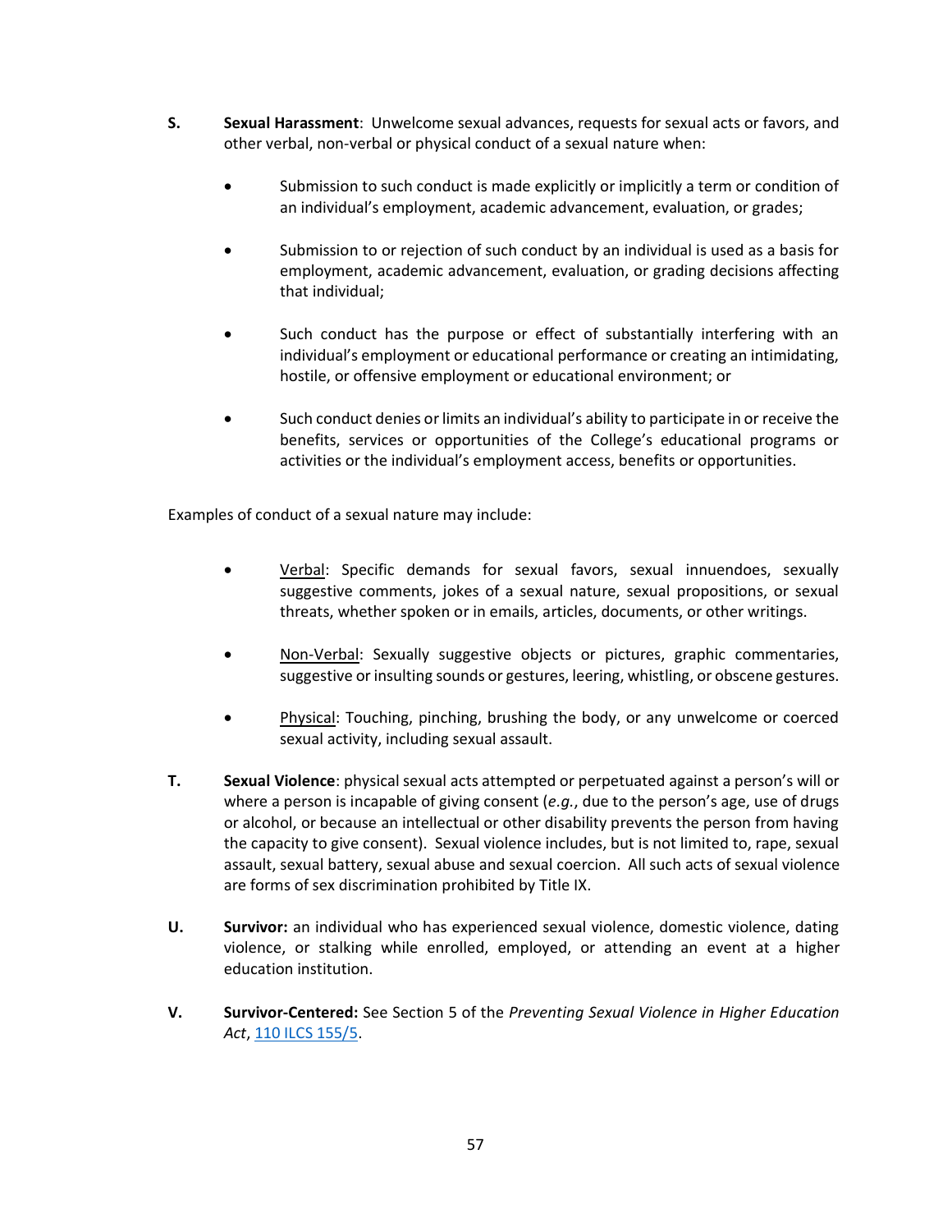**S.** **Sexual Harassment**: Unwelcome sexual advances, requests for sexual acts or favors, and other verbal, non-verbal or physical conduct of a sexual nature when:

- Submission to such conduct is made explicitly or implicitly a term or condition of an individual's employment, academic advancement, evaluation, or grades;

- Submission to or rejection of such conduct by an individual is used as a basis for employment, academic advancement, evaluation, or grading decisions affecting that individual;

- Such conduct has the purpose or effect of substantially interfering with an individual's employment or educational performance or creating an intimidating, hostile, or offensive employment or educational environment; or

- Such conduct denies or limits an individual's ability to participate in or receive the benefits, services or opportunities of the College's educational programs or activities or the individual's employment access, benefits or opportunities.

Examples of conduct of a sexual nature may include:

- <u>Verbal</u>: Specific demands for sexual favors, sexual innuendoes, sexually suggestive comments, jokes of a sexual nature, sexual propositions, or sexual threats, whether spoken or in emails, articles, documents, or other writings.

- <u>Non-Verbal</u>: Sexually suggestive objects or pictures, graphic commentaries, suggestive or insulting sounds or gestures, leering, whistling, or obscene gestures.

- <u>Physical</u>: Touching, pinching, brushing the body, or any unwelcome or coerced sexual activity, including sexual assault.

**T.** **Sexual Violence**: physical sexual acts attempted or perpetuated against a person's will or where a person is incapable of giving consent (*e.g.*, due to the person's age, use of drugs or alcohol, or because an intellectual or other disability prevents the person from having the capacity to give consent). Sexual violence includes, but is not limited to, rape, sexual assault, sexual battery, sexual abuse and sexual coercion. All such acts of sexual violence are forms of sex discrimination prohibited by Title IX.

**U.** **Survivor:** an individual who has experienced sexual violence, domestic violence, dating violence, or stalking while enrolled, employed, or attending an event at a higher education institution.

**V.** **Survivor-Centered:** See Section 5 of the *Preventing Sexual Violence in Higher Education Act*, [110 ILCS 155/5](110 ILCS 155/5).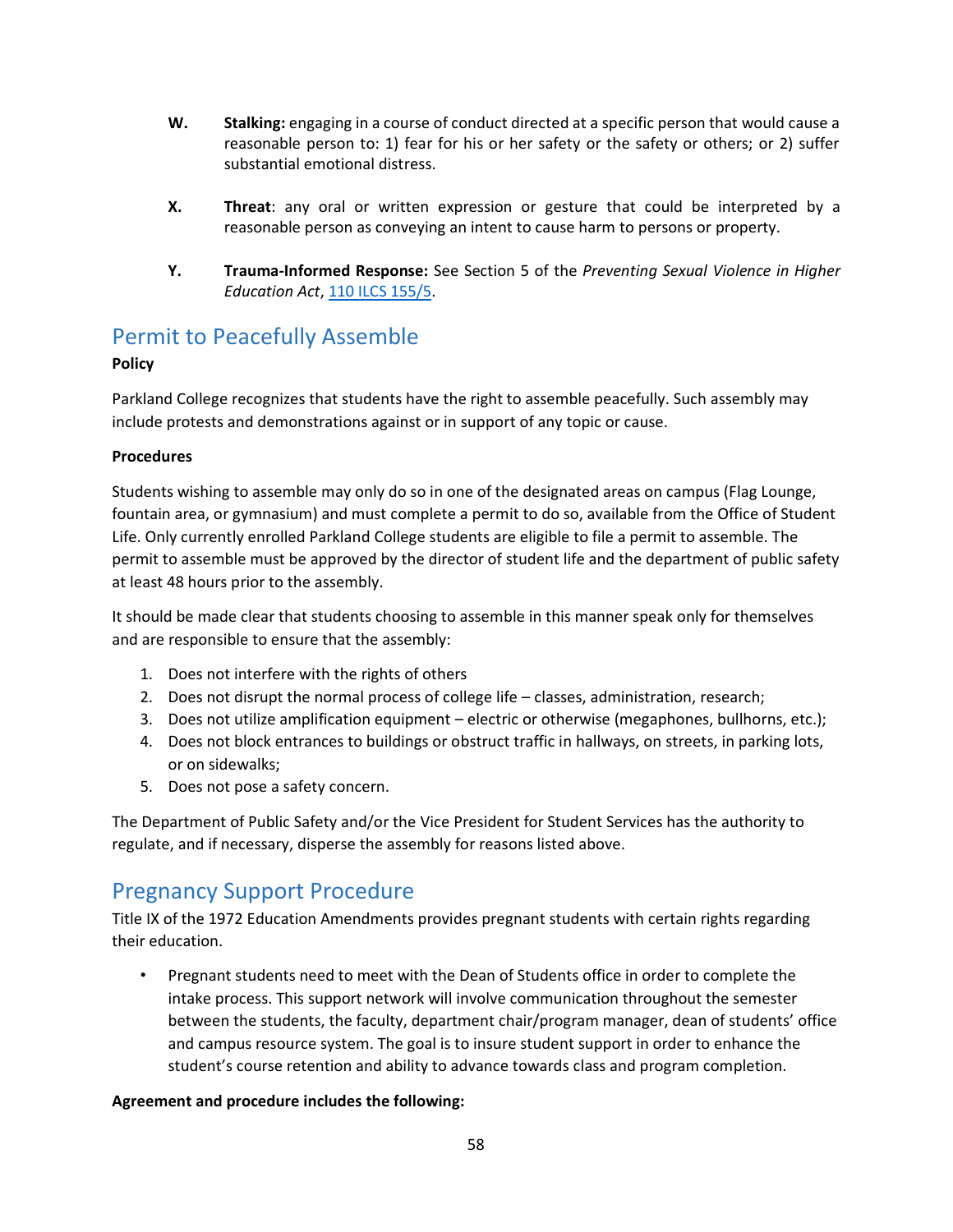**W.** **Stalking:** engaging in a course of conduct directed at a specific person that would cause a reasonable person to: 1) fear for his or her safety or the safety or others; or 2) suffer substantial emotional distress.

**X.** **Threat**: any oral or written expression or gesture that could be interpreted by a reasonable person as conveying an intent to cause harm to persons or property.

**Y.** **Trauma-Informed Response:** See Section 5 of the *Preventing Sexual Violence in Higher Education Act*, [110 ILCS 155/5](110 ILCS 155/5).

## Permit to Peacefully Assemble

**Policy**

Parkland College recognizes that students have the right to assemble peacefully. Such assembly may include protests and demonstrations against or in support of any topic or cause.

**Procedures**

Students wishing to assemble may only do so in one of the designated areas on campus (Flag Lounge, fountain area, or gymnasium) and must complete a permit to do so, available from the Office of Student Life. Only currently enrolled Parkland College students are eligible to file a permit to assemble. The permit to assemble must be approved by the director of student life and the department of public safety at least 48 hours prior to the assembly.

It should be made clear that students choosing to assemble in this manner speak only for themselves and are responsible to ensure that the assembly:

1. Does not interfere with the rights of others
2. Does not disrupt the normal process of college life – classes, administration, research;
3. Does not utilize amplification equipment – electric or otherwise (megaphones, bullhorns, etc.);
4. Does not block entrances to buildings or obstruct traffic in hallways, on streets, in parking lots, or on sidewalks;
5. Does not pose a safety concern.

The Department of Public Safety and/or the Vice President for Student Services has the authority to regulate, and if necessary, disperse the assembly for reasons listed above.

## Pregnancy Support Procedure

Title IX of the 1972 Education Amendments provides pregnant students with certain rights regarding their education.

- Pregnant students need to meet with the Dean of Students office in order to complete the intake process. This support network will involve communication throughout the semester between the students, the faculty, department chair/program manager, dean of students' office and campus resource system. The goal is to insure student support in order to enhance the student's course retention and ability to advance towards class and program completion.

**Agreement and procedure includes the following:**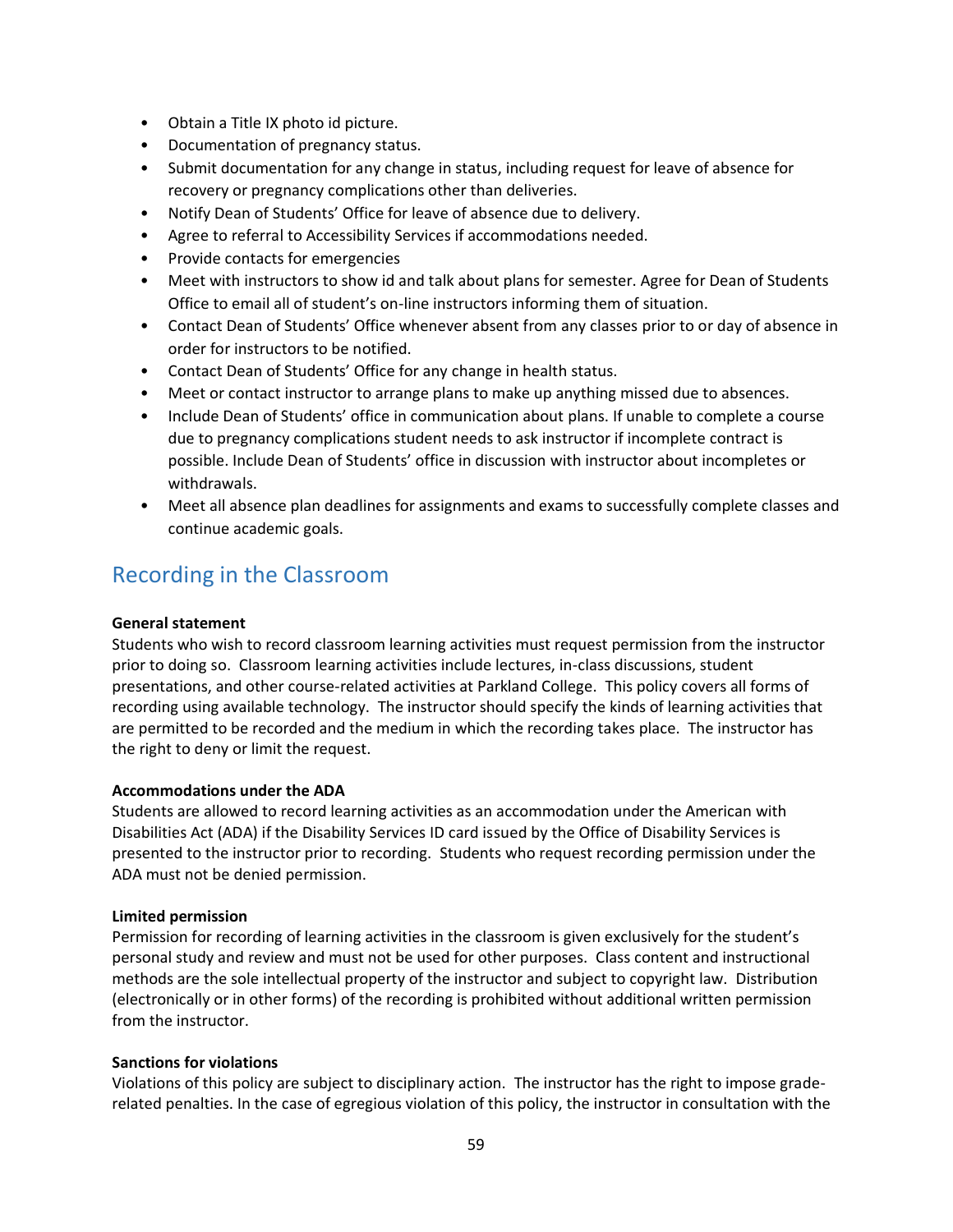- Obtain a Title IX photo id picture.
- Documentation of pregnancy status.
- Submit documentation for any change in status, including request for leave of absence for recovery or pregnancy complications other than deliveries.
- Notify Dean of Students' Office for leave of absence due to delivery.
- Agree to referral to Accessibility Services if accommodations needed.
- Provide contacts for emergencies
- Meet with instructors to show id and talk about plans for semester. Agree for Dean of Students Office to email all of student's on-line instructors informing them of situation.
- Contact Dean of Students' Office whenever absent from any classes prior to or day of absence in order for instructors to be notified.
- Contact Dean of Students' Office for any change in health status.
- Meet or contact instructor to arrange plans to make up anything missed due to absences.
- Include Dean of Students' office in communication about plans. If unable to complete a course due to pregnancy complications student needs to ask instructor if incomplete contract is possible. Include Dean of Students' office in discussion with instructor about incompletes or withdrawals.
- Meet all absence plan deadlines for assignments and exams to successfully complete classes and continue academic goals.

## Recording in the Classroom

**General statement**
Students who wish to record classroom learning activities must request permission from the instructor prior to doing so. Classroom learning activities include lectures, in-class discussions, student presentations, and other course-related activities at Parkland College. This policy covers all forms of recording using available technology. The instructor should specify the kinds of learning activities that are permitted to be recorded and the medium in which the recording takes place. The instructor has the right to deny or limit the request.

**Accommodations under the ADA**
Students are allowed to record learning activities as an accommodation under the American with Disabilities Act (ADA) if the Disability Services ID card issued by the Office of Disability Services is presented to the instructor prior to recording. Students who request recording permission under the ADA must not be denied permission.

**Limited permission**
Permission for recording of learning activities in the classroom is given exclusively for the student's personal study and review and must not be used for other purposes. Class content and instructional methods are the sole intellectual property of the instructor and subject to copyright law. Distribution (electronically or in other forms) of the recording is prohibited without additional written permission from the instructor.

**Sanctions for violations**
Violations of this policy are subject to disciplinary action. The instructor has the right to impose grade-related penalties. In the case of egregious violation of this policy, the instructor in consultation with the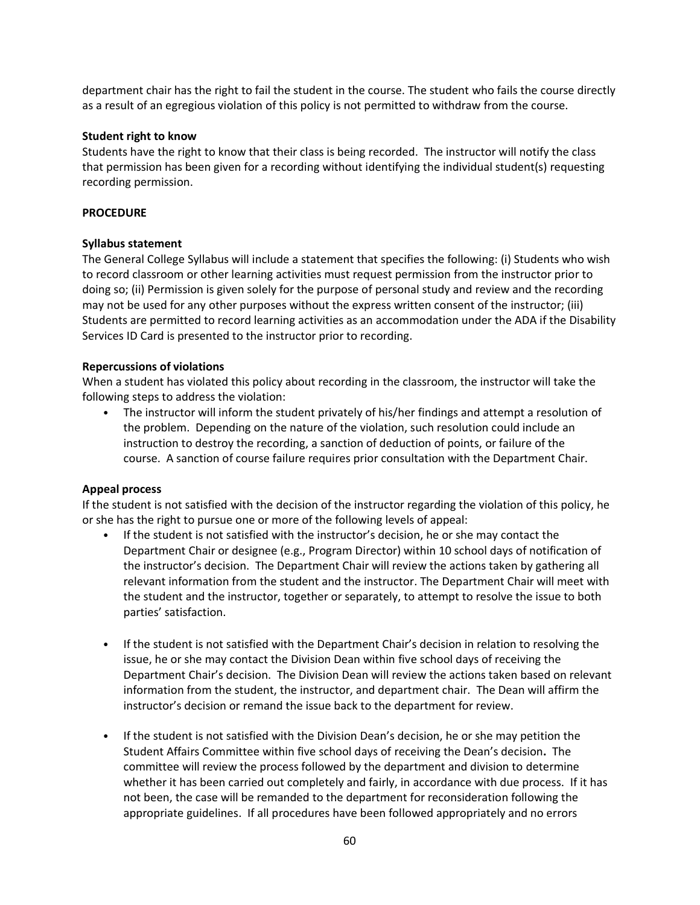department chair has the right to fail the student in the course. The student who fails the course directly as a result of an egregious violation of this policy is not permitted to withdraw from the course.

**Student right to know**

Students have the right to know that their class is being recorded. The instructor will notify the class that permission has been given for a recording without identifying the individual student(s) requesting recording permission.

**PROCEDURE**

**Syllabus statement**

The General College Syllabus will include a statement that specifies the following: (i) Students who wish to record classroom or other learning activities must request permission from the instructor prior to doing so; (ii) Permission is given solely for the purpose of personal study and review and the recording may not be used for any other purposes without the express written consent of the instructor; (iii) Students are permitted to record learning activities as an accommodation under the ADA if the Disability Services ID Card is presented to the instructor prior to recording.

**Repercussions of violations**

When a student has violated this policy about recording in the classroom, the instructor will take the following steps to address the violation:

- The instructor will inform the student privately of his/her findings and attempt a resolution of the problem. Depending on the nature of the violation, such resolution could include an instruction to destroy the recording, a sanction of deduction of points, or failure of the course. A sanction of course failure requires prior consultation with the Department Chair.

**Appeal process**

If the student is not satisfied with the decision of the instructor regarding the violation of this policy, he or she has the right to pursue one or more of the following levels of appeal:

- If the student is not satisfied with the instructor's decision, he or she may contact the Department Chair or designee (e.g., Program Director) within 10 school days of notification of the instructor's decision. The Department Chair will review the actions taken by gathering all relevant information from the student and the instructor. The Department Chair will meet with the student and the instructor, together or separately, to attempt to resolve the issue to both parties' satisfaction.

- If the student is not satisfied with the Department Chair's decision in relation to resolving the issue, he or she may contact the Division Dean within five school days of receiving the Department Chair's decision. The Division Dean will review the actions taken based on relevant information from the student, the instructor, and department chair. The Dean will affirm the instructor's decision or remand the issue back to the department for review.

- If the student is not satisfied with the Division Dean's decision, he or she may petition the Student Affairs Committee within five school days of receiving the Dean's decision**.** The committee will review the process followed by the department and division to determine whether it has been carried out completely and fairly, in accordance with due process. If it has not been, the case will be remanded to the department for reconsideration following the appropriate guidelines. If all procedures have been followed appropriately and no errors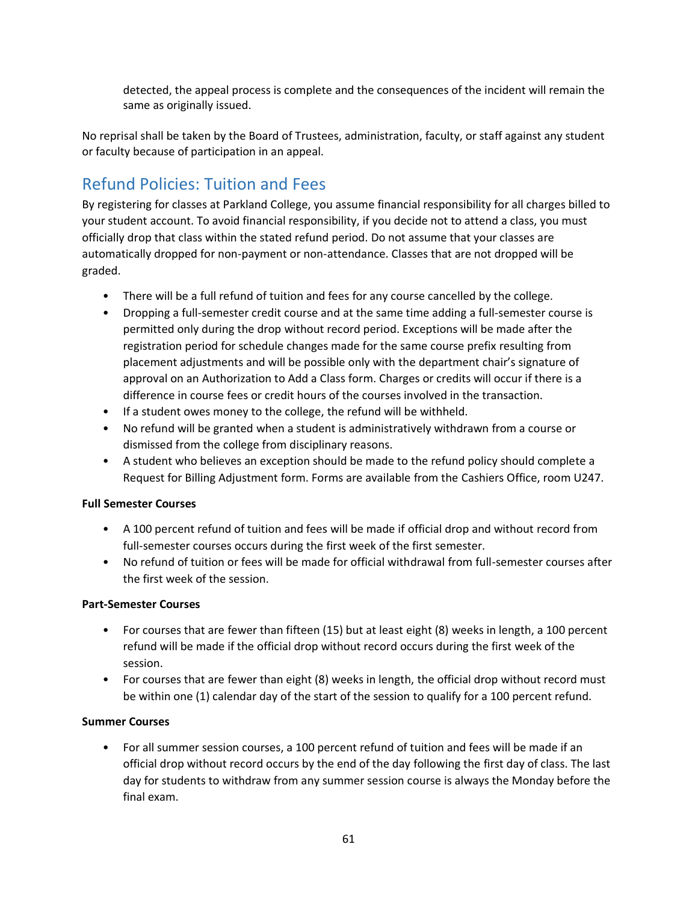detected, the appeal process is complete and the consequences of the incident will remain the same as originally issued.

No reprisal shall be taken by the Board of Trustees, administration, faculty, or staff against any student or faculty because of participation in an appeal.

## Refund Policies: Tuition and Fees

By registering for classes at Parkland College, you assume financial responsibility for all charges billed to your student account. To avoid financial responsibility, if you decide not to attend a class, you must officially drop that class within the stated refund period. Do not assume that your classes are automatically dropped for non-payment or non-attendance. Classes that are not dropped will be graded.

- There will be a full refund of tuition and fees for any course cancelled by the college.
- Dropping a full-semester credit course and at the same time adding a full-semester course is permitted only during the drop without record period. Exceptions will be made after the registration period for schedule changes made for the same course prefix resulting from placement adjustments and will be possible only with the department chair's signature of approval on an Authorization to Add a Class form. Charges or credits will occur if there is a difference in course fees or credit hours of the courses involved in the transaction.
- If a student owes money to the college, the refund will be withheld.
- No refund will be granted when a student is administratively withdrawn from a course or dismissed from the college from disciplinary reasons.
- A student who believes an exception should be made to the refund policy should complete a Request for Billing Adjustment form. Forms are available from the Cashiers Office, room U247.

**Full Semester Courses**

- A 100 percent refund of tuition and fees will be made if official drop and without record from full-semester courses occurs during the first week of the first semester.
- No refund of tuition or fees will be made for official withdrawal from full-semester courses after the first week of the session.

**Part-Semester Courses**

- For courses that are fewer than fifteen (15) but at least eight (8) weeks in length, a 100 percent refund will be made if the official drop without record occurs during the first week of the session.
- For courses that are fewer than eight (8) weeks in length, the official drop without record must be within one (1) calendar day of the start of the session to qualify for a 100 percent refund.

**Summer Courses**

- For all summer session courses, a 100 percent refund of tuition and fees will be made if an official drop without record occurs by the end of the day following the first day of class. The last day for students to withdraw from any summer session course is always the Monday before the final exam.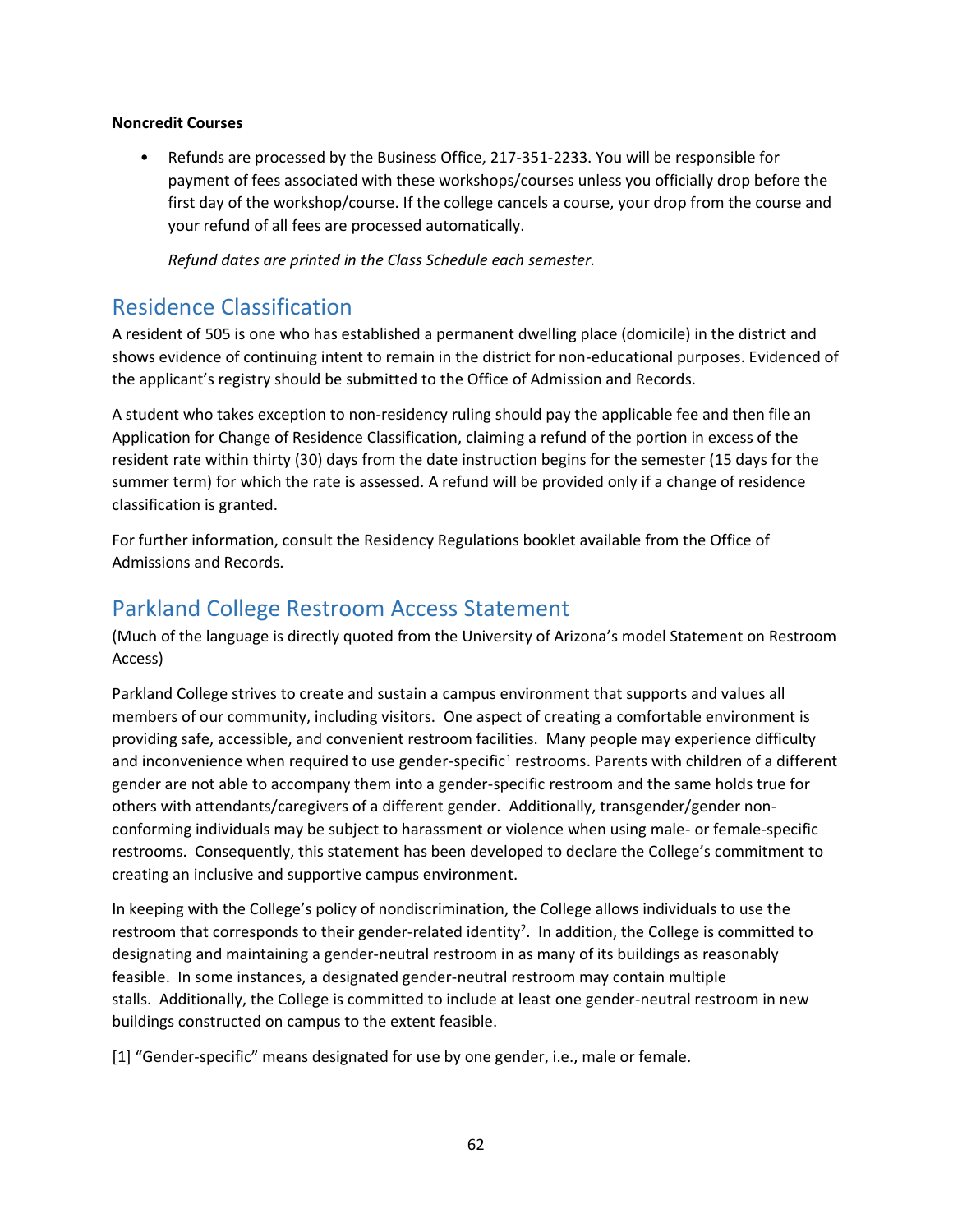**Noncredit Courses**

- Refunds are processed by the Business Office, 217-351-2233. You will be responsible for payment of fees associated with these workshops/courses unless you officially drop before the first day of the workshop/course. If the college cancels a course, your drop from the course and your refund of all fees are processed automatically.

  *Refund dates are printed in the Class Schedule each semester.*

## Residence Classification

A resident of 505 is one who has established a permanent dwelling place (domicile) in the district and shows evidence of continuing intent to remain in the district for non-educational purposes. Evidenced of the applicant's registry should be submitted to the Office of Admission and Records.

A student who takes exception to non-residency ruling should pay the applicable fee and then file an Application for Change of Residence Classification, claiming a refund of the portion in excess of the resident rate within thirty (30) days from the date instruction begins for the semester (15 days for the summer term) for which the rate is assessed. A refund will be provided only if a change of residence classification is granted.

For further information, consult the Residency Regulations booklet available from the Office of Admissions and Records.

## Parkland College Restroom Access Statement

(Much of the language is directly quoted from the University of Arizona's model Statement on Restroom Access)

Parkland College strives to create and sustain a campus environment that supports and values all members of our community, including visitors. One aspect of creating a comfortable environment is providing safe, accessible, and convenient restroom facilities. Many people may experience difficulty and inconvenience when required to use gender-specific[1] restrooms. Parents with children of a different gender are not able to accompany them into a gender-specific restroom and the same holds true for others with attendants/caregivers of a different gender. Additionally, transgender/gender non-conforming individuals may be subject to harassment or violence when using male- or female-specific restrooms. Consequently, this statement has been developed to declare the College's commitment to creating an inclusive and supportive campus environment.

In keeping with the College's policy of nondiscrimination, the College allows individuals to use the restroom that corresponds to their gender-related identity[2]. In addition, the College is committed to designating and maintaining a gender-neutral restroom in as many of its buildings as reasonably feasible. In some instances, a designated gender-neutral restroom may contain multiple stalls. Additionally, the College is committed to include at least one gender-neutral restroom in new buildings constructed on campus to the extent feasible.

[1] "Gender-specific" means designated for use by one gender, i.e., male or female.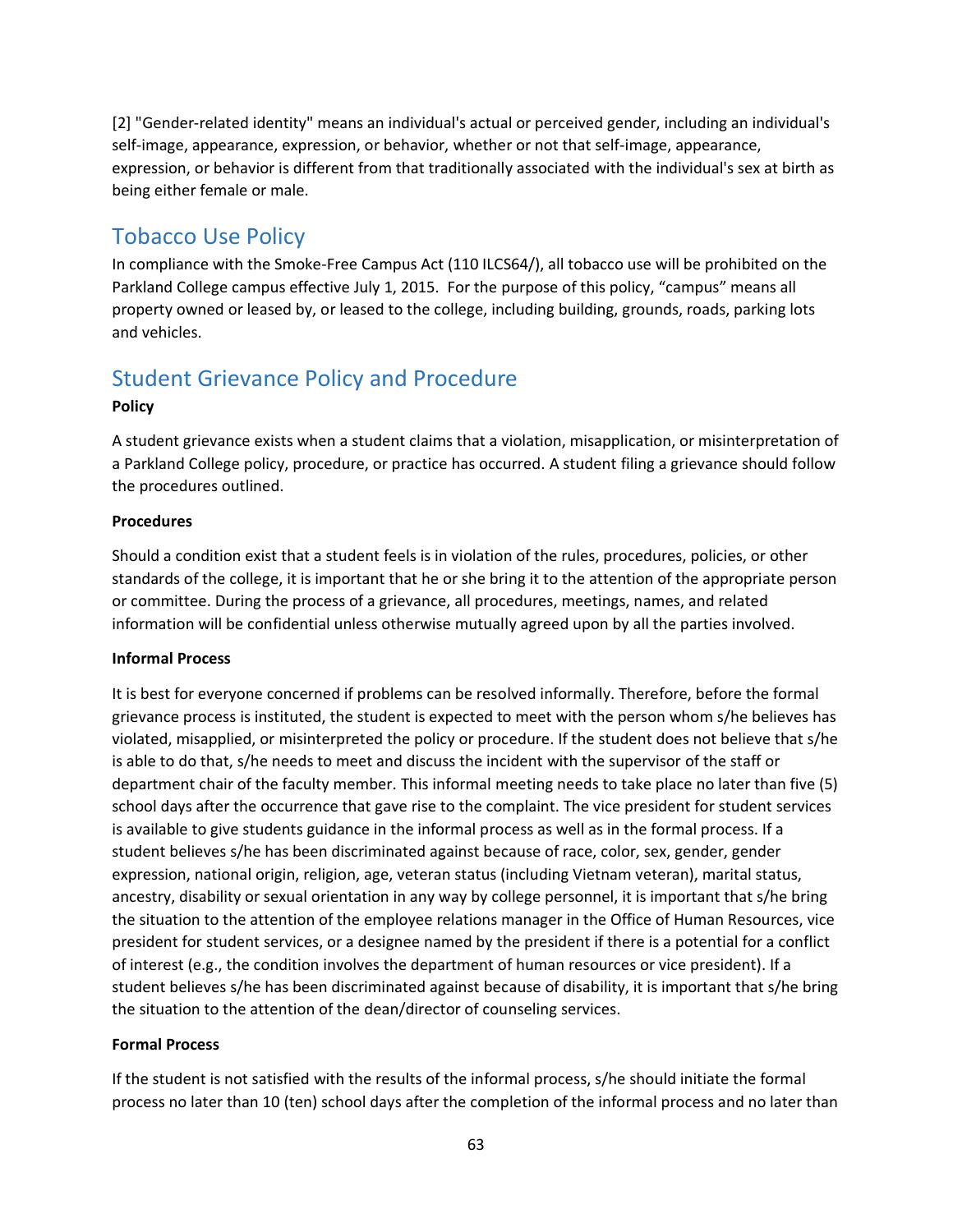[2] "Gender-related identity" means an individual's actual or perceived gender, including an individual's self-image, appearance, expression, or behavior, whether or not that self-image, appearance, expression, or behavior is different from that traditionally associated with the individual's sex at birth as being either female or male.

## Tobacco Use Policy

In compliance with the Smoke-Free Campus Act (110 ILCS64/), all tobacco use will be prohibited on the Parkland College campus effective July 1, 2015. For the purpose of this policy, "campus" means all property owned or leased by, or leased to the college, including building, grounds, roads, parking lots and vehicles.

## Student Grievance Policy and Procedure

**Policy**

A student grievance exists when a student claims that a violation, misapplication, or misinterpretation of a Parkland College policy, procedure, or practice has occurred. A student filing a grievance should follow the procedures outlined.

**Procedures**

Should a condition exist that a student feels is in violation of the rules, procedures, policies, or other standards of the college, it is important that he or she bring it to the attention of the appropriate person or committee. During the process of a grievance, all procedures, meetings, names, and related information will be confidential unless otherwise mutually agreed upon by all the parties involved.

**Informal Process**

It is best for everyone concerned if problems can be resolved informally. Therefore, before the formal grievance process is instituted, the student is expected to meet with the person whom s/he believes has violated, misapplied, or misinterpreted the policy or procedure. If the student does not believe that s/he is able to do that, s/he needs to meet and discuss the incident with the supervisor of the staff or department chair of the faculty member. This informal meeting needs to take place no later than five (5) school days after the occurrence that gave rise to the complaint. The vice president for student services is available to give students guidance in the informal process as well as in the formal process. If a student believes s/he has been discriminated against because of race, color, sex, gender, gender expression, national origin, religion, age, veteran status (including Vietnam veteran), marital status, ancestry, disability or sexual orientation in any way by college personnel, it is important that s/he bring the situation to the attention of the employee relations manager in the Office of Human Resources, vice president for student services, or a designee named by the president if there is a potential for a conflict of interest (e.g., the condition involves the department of human resources or vice president). If a student believes s/he has been discriminated against because of disability, it is important that s/he bring the situation to the attention of the dean/director of counseling services.

**Formal Process**

If the student is not satisfied with the results of the informal process, s/he should initiate the formal process no later than 10 (ten) school days after the completion of the informal process and no later than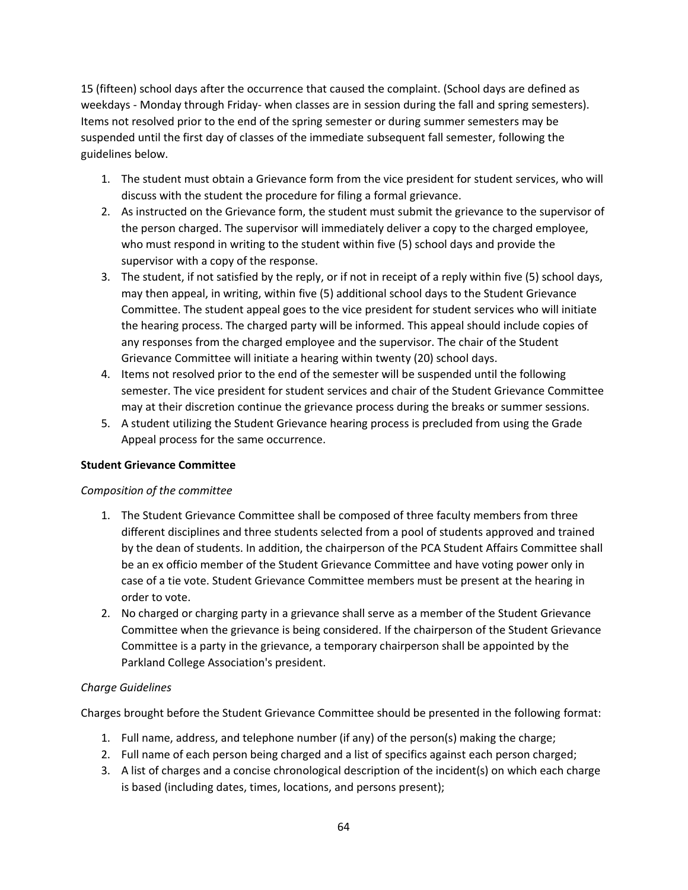15 (fifteen) school days after the occurrence that caused the complaint. (School days are defined as weekdays - Monday through Friday- when classes are in session during the fall and spring semesters). Items not resolved prior to the end of the spring semester or during summer semesters may be suspended until the first day of classes of the immediate subsequent fall semester, following the guidelines below.

1. The student must obtain a Grievance form from the vice president for student services, who will discuss with the student the procedure for filing a formal grievance.
2. As instructed on the Grievance form, the student must submit the grievance to the supervisor of the person charged. The supervisor will immediately deliver a copy to the charged employee, who must respond in writing to the student within five (5) school days and provide the supervisor with a copy of the response.
3. The student, if not satisfied by the reply, or if not in receipt of a reply within five (5) school days, may then appeal, in writing, within five (5) additional school days to the Student Grievance Committee. The student appeal goes to the vice president for student services who will initiate the hearing process. The charged party will be informed. This appeal should include copies of any responses from the charged employee and the supervisor. The chair of the Student Grievance Committee will initiate a hearing within twenty (20) school days.
4. Items not resolved prior to the end of the semester will be suspended until the following semester. The vice president for student services and chair of the Student Grievance Committee may at their discretion continue the grievance process during the breaks or summer sessions.
5. A student utilizing the Student Grievance hearing process is precluded from using the Grade Appeal process for the same occurrence.

**Student Grievance Committee**

*Composition of the committee*

1. The Student Grievance Committee shall be composed of three faculty members from three different disciplines and three students selected from a pool of students approved and trained by the dean of students. In addition, the chairperson of the PCA Student Affairs Committee shall be an ex officio member of the Student Grievance Committee and have voting power only in case of a tie vote. Student Grievance Committee members must be present at the hearing in order to vote.
2. No charged or charging party in a grievance shall serve as a member of the Student Grievance Committee when the grievance is being considered. If the chairperson of the Student Grievance Committee is a party in the grievance, a temporary chairperson shall be appointed by the Parkland College Association's president.

*Charge Guidelines*

Charges brought before the Student Grievance Committee should be presented in the following format:

1. Full name, address, and telephone number (if any) of the person(s) making the charge;
2. Full name of each person being charged and a list of specifics against each person charged;
3. A list of charges and a concise chronological description of the incident(s) on which each charge is based (including dates, times, locations, and persons present);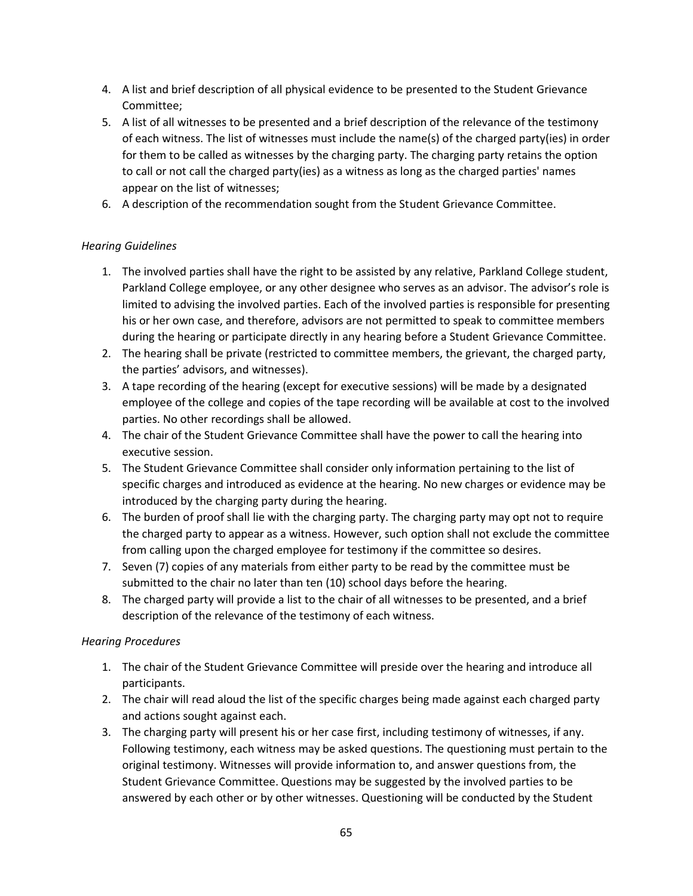4. A list and brief description of all physical evidence to be presented to the Student Grievance Committee;
5. A list of all witnesses to be presented and a brief description of the relevance of the testimony of each witness. The list of witnesses must include the name(s) of the charged party(ies) in order for them to be called as witnesses by the charging party. The charging party retains the option to call or not call the charged party(ies) as a witness as long as the charged parties' names appear on the list of witnesses;
6. A description of the recommendation sought from the Student Grievance Committee.

*Hearing Guidelines*

1. The involved parties shall have the right to be assisted by any relative, Parkland College student, Parkland College employee, or any other designee who serves as an advisor. The advisor's role is limited to advising the involved parties. Each of the involved parties is responsible for presenting his or her own case, and therefore, advisors are not permitted to speak to committee members during the hearing or participate directly in any hearing before a Student Grievance Committee.
2. The hearing shall be private (restricted to committee members, the grievant, the charged party, the parties' advisors, and witnesses).
3. A tape recording of the hearing (except for executive sessions) will be made by a designated employee of the college and copies of the tape recording will be available at cost to the involved parties. No other recordings shall be allowed.
4. The chair of the Student Grievance Committee shall have the power to call the hearing into executive session.
5. The Student Grievance Committee shall consider only information pertaining to the list of specific charges and introduced as evidence at the hearing. No new charges or evidence may be introduced by the charging party during the hearing.
6. The burden of proof shall lie with the charging party. The charging party may opt not to require the charged party to appear as a witness. However, such option shall not exclude the committee from calling upon the charged employee for testimony if the committee so desires.
7. Seven (7) copies of any materials from either party to be read by the committee must be submitted to the chair no later than ten (10) school days before the hearing.
8. The charged party will provide a list to the chair of all witnesses to be presented, and a brief description of the relevance of the testimony of each witness.

*Hearing Procedures*

1. The chair of the Student Grievance Committee will preside over the hearing and introduce all participants.
2. The chair will read aloud the list of the specific charges being made against each charged party and actions sought against each.
3. The charging party will present his or her case first, including testimony of witnesses, if any. Following testimony, each witness may be asked questions. The questioning must pertain to the original testimony. Witnesses will provide information to, and answer questions from, the Student Grievance Committee. Questions may be suggested by the involved parties to be answered by each other or by other witnesses. Questioning will be conducted by the Student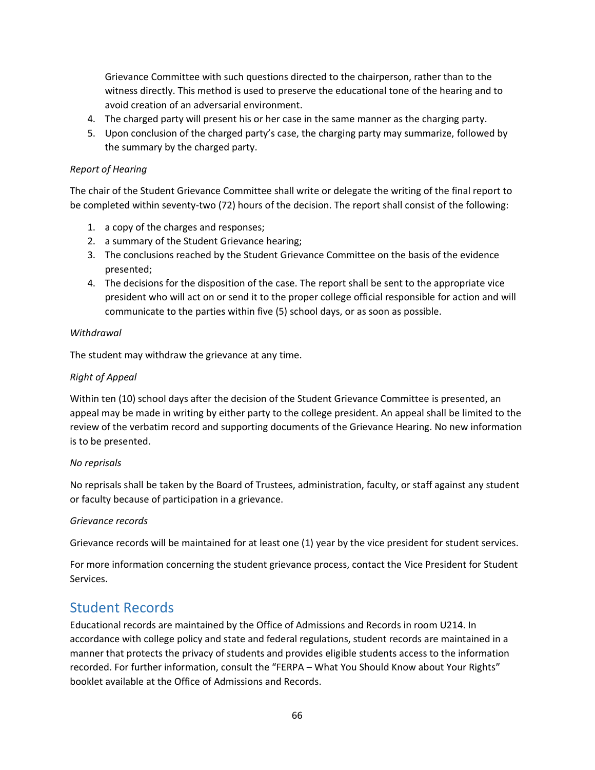Grievance Committee with such questions directed to the chairperson, rather than to the witness directly. This method is used to preserve the educational tone of the hearing and to avoid creation of an adversarial environment.

4. The charged party will present his or her case in the same manner as the charging party.
5. Upon conclusion of the charged party's case, the charging party may summarize, followed by the summary by the charged party.

*Report of Hearing*

The chair of the Student Grievance Committee shall write or delegate the writing of the final report to be completed within seventy-two (72) hours of the decision. The report shall consist of the following:

1. a copy of the charges and responses;
2. a summary of the Student Grievance hearing;
3. The conclusions reached by the Student Grievance Committee on the basis of the evidence presented;
4. The decisions for the disposition of the case. The report shall be sent to the appropriate vice president who will act on or send it to the proper college official responsible for action and will communicate to the parties within five (5) school days, or as soon as possible.

*Withdrawal*

The student may withdraw the grievance at any time.

*Right of Appeal*

Within ten (10) school days after the decision of the Student Grievance Committee is presented, an appeal may be made in writing by either party to the college president. An appeal shall be limited to the review of the verbatim record and supporting documents of the Grievance Hearing. No new information is to be presented.

*No reprisals*

No reprisals shall be taken by the Board of Trustees, administration, faculty, or staff against any student or faculty because of participation in a grievance.

*Grievance records*

Grievance records will be maintained for at least one (1) year by the vice president for student services.

For more information concerning the student grievance process, contact the Vice President for Student Services.

## Student Records

Educational records are maintained by the Office of Admissions and Records in room U214. In accordance with college policy and state and federal regulations, student records are maintained in a manner that protects the privacy of students and provides eligible students access to the information recorded. For further information, consult the "FERPA – What You Should Know about Your Rights" booklet available at the Office of Admissions and Records.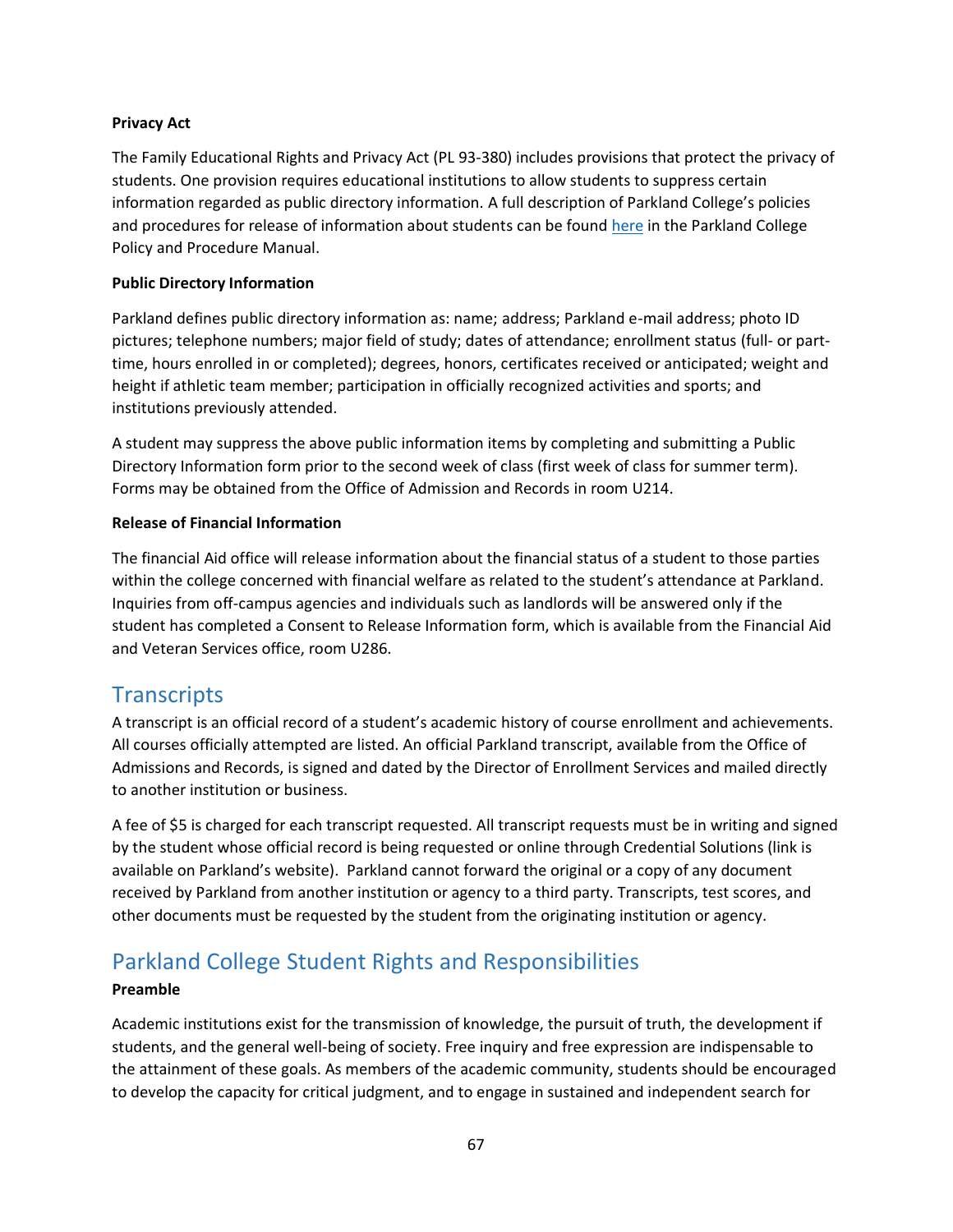**Privacy Act**

The Family Educational Rights and Privacy Act (PL 93-380) includes provisions that protect the privacy of students. One provision requires educational institutions to allow students to suppress certain information regarded as public directory information. A full description of Parkland College's policies and procedures for release of information about students can be found here in the Parkland College Policy and Procedure Manual.

**Public Directory Information**

Parkland defines public directory information as: name; address; Parkland e-mail address; photo ID pictures; telephone numbers; major field of study; dates of attendance; enrollment status (full- or part-time, hours enrolled in or completed); degrees, honors, certificates received or anticipated; weight and height if athletic team member; participation in officially recognized activities and sports; and institutions previously attended.

A student may suppress the above public information items by completing and submitting a Public Directory Information form prior to the second week of class (first week of class for summer term). Forms may be obtained from the Office of Admission and Records in room U214.

**Release of Financial Information**

The financial Aid office will release information about the financial status of a student to those parties within the college concerned with financial welfare as related to the student's attendance at Parkland. Inquiries from off-campus agencies and individuals such as landlords will be answered only if the student has completed a Consent to Release Information form, which is available from the Financial Aid and Veteran Services office, room U286.

## Transcripts

A transcript is an official record of a student's academic history of course enrollment and achievements. All courses officially attempted are listed. An official Parkland transcript, available from the Office of Admissions and Records, is signed and dated by the Director of Enrollment Services and mailed directly to another institution or business.

A fee of $5 is charged for each transcript requested. All transcript requests must be in writing and signed by the student whose official record is being requested or online through Credential Solutions (link is available on Parkland's website). Parkland cannot forward the original or a copy of any document received by Parkland from another institution or agency to a third party. Transcripts, test scores, and other documents must be requested by the student from the originating institution or agency.

## Parkland College Student Rights and Responsibilities

**Preamble**

Academic institutions exist for the transmission of knowledge, the pursuit of truth, the development if students, and the general well-being of society. Free inquiry and free expression are indispensable to the attainment of these goals. As members of the academic community, students should be encouraged to develop the capacity for critical judgment, and to engage in sustained and independent search for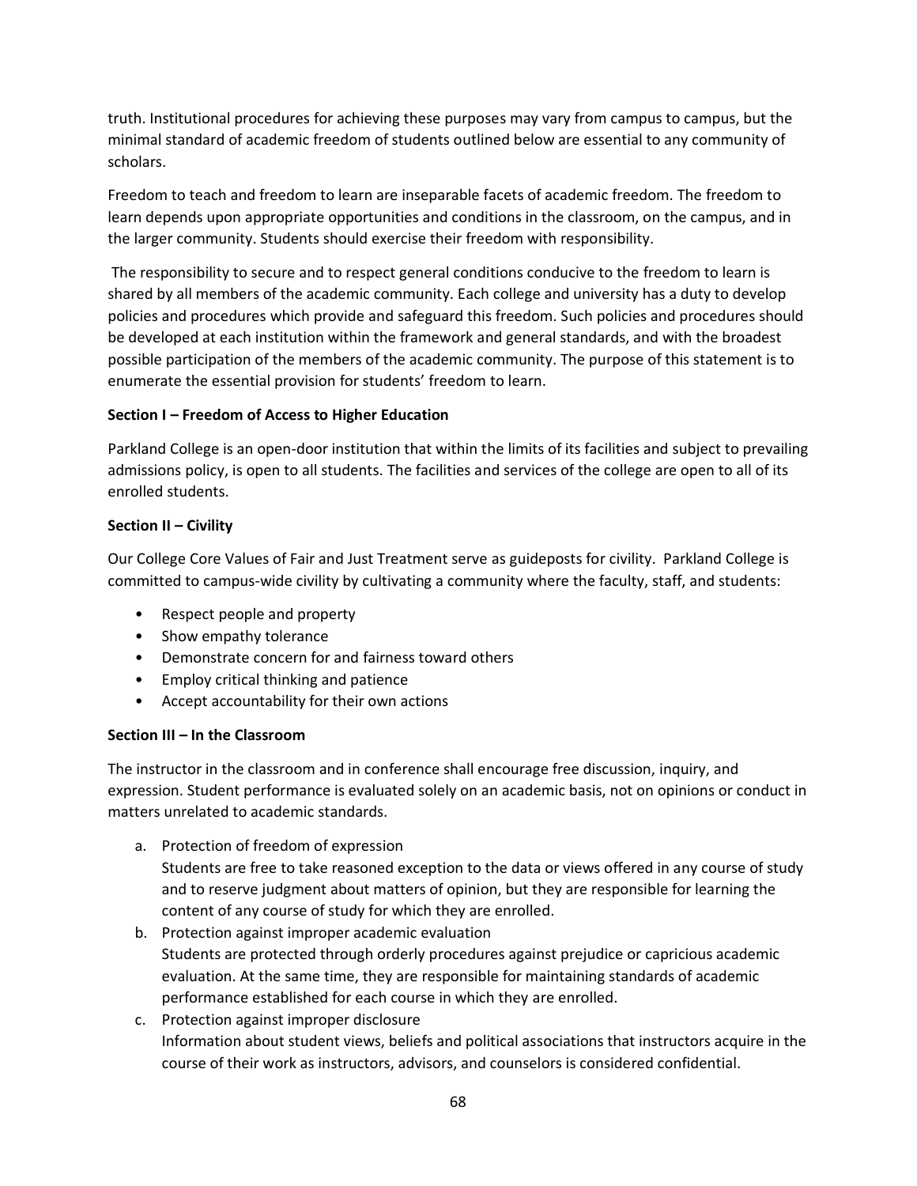truth. Institutional procedures for achieving these purposes may vary from campus to campus, but the minimal standard of academic freedom of students outlined below are essential to any community of scholars.

Freedom to teach and freedom to learn are inseparable facets of academic freedom. The freedom to learn depends upon appropriate opportunities and conditions in the classroom, on the campus, and in the larger community. Students should exercise their freedom with responsibility.

The responsibility to secure and to respect general conditions conducive to the freedom to learn is shared by all members of the academic community. Each college and university has a duty to develop policies and procedures which provide and safeguard this freedom. Such policies and procedures should be developed at each institution within the framework and general standards, and with the broadest possible participation of the members of the academic community. The purpose of this statement is to enumerate the essential provision for students' freedom to learn.

**Section I – Freedom of Access to Higher Education**

Parkland College is an open-door institution that within the limits of its facilities and subject to prevailing admissions policy, is open to all students. The facilities and services of the college are open to all of its enrolled students.

**Section II – Civility**

Our College Core Values of Fair and Just Treatment serve as guideposts for civility. Parkland College is committed to campus-wide civility by cultivating a community where the faculty, staff, and students:

- Respect people and property
- Show empathy tolerance
- Demonstrate concern for and fairness toward others
- Employ critical thinking and patience
- Accept accountability for their own actions

**Section III – In the Classroom**

The instructor in the classroom and in conference shall encourage free discussion, inquiry, and expression. Student performance is evaluated solely on an academic basis, not on opinions or conduct in matters unrelated to academic standards.

a. Protection of freedom of expression
   Students are free to take reasoned exception to the data or views offered in any course of study and to reserve judgment about matters of opinion, but they are responsible for learning the content of any course of study for which they are enrolled.
b. Protection against improper academic evaluation
   Students are protected through orderly procedures against prejudice or capricious academic evaluation. At the same time, they are responsible for maintaining standards of academic performance established for each course in which they are enrolled.
c. Protection against improper disclosure
   Information about student views, beliefs and political associations that instructors acquire in the course of their work as instructors, advisors, and counselors is considered confidential.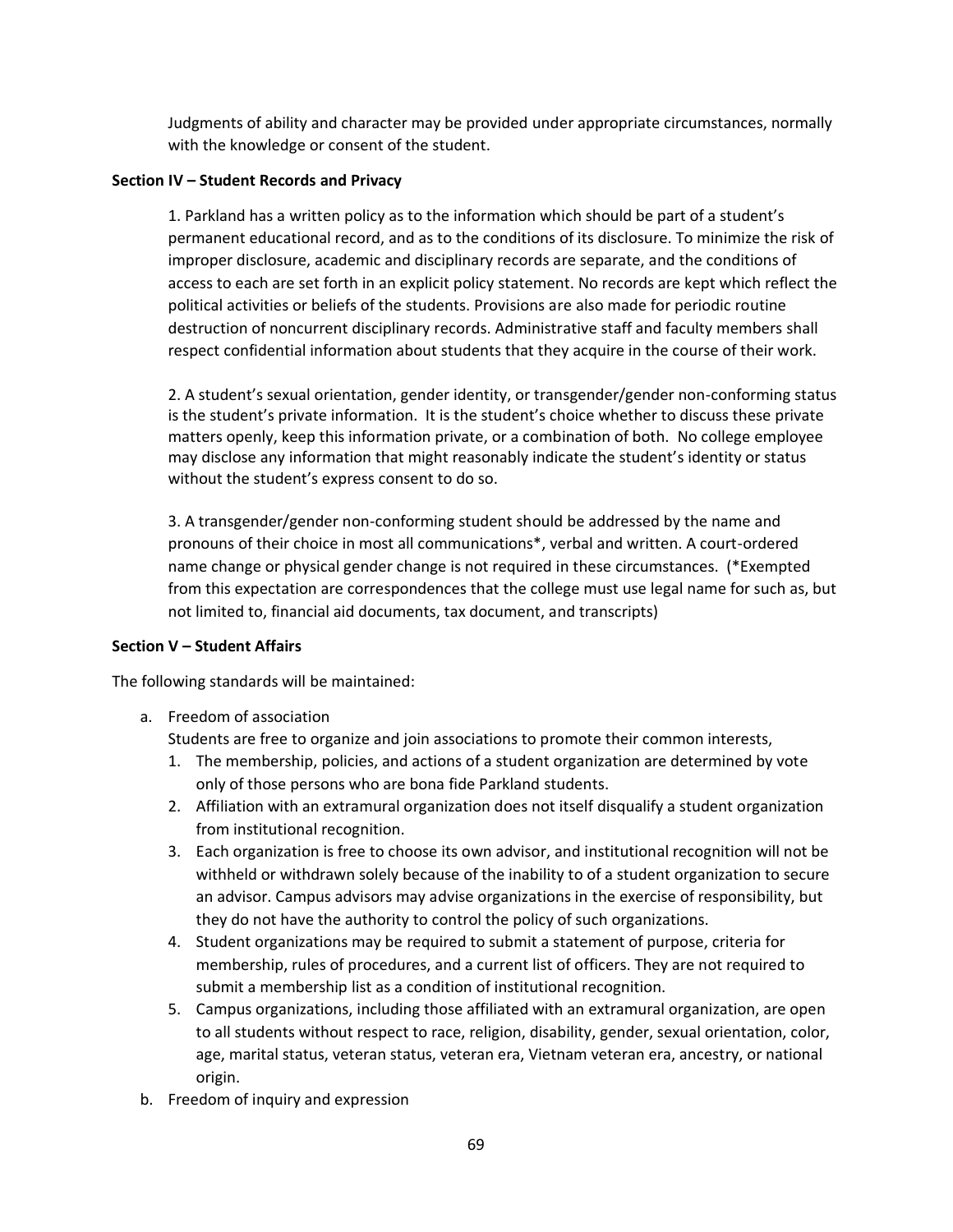Judgments of ability and character may be provided under appropriate circumstances, normally with the knowledge or consent of the student.

**Section IV – Student Records and Privacy**

1. Parkland has a written policy as to the information which should be part of a student's permanent educational record, and as to the conditions of its disclosure. To minimize the risk of improper disclosure, academic and disciplinary records are separate, and the conditions of access to each are set forth in an explicit policy statement. No records are kept which reflect the political activities or beliefs of the students. Provisions are also made for periodic routine destruction of noncurrent disciplinary records. Administrative staff and faculty members shall respect confidential information about students that they acquire in the course of their work.

2. A student's sexual orientation, gender identity, or transgender/gender non-conforming status is the student's private information. It is the student's choice whether to discuss these private matters openly, keep this information private, or a combination of both. No college employee may disclose any information that might reasonably indicate the student's identity or status without the student's express consent to do so.

3. A transgender/gender non-conforming student should be addressed by the name and pronouns of their choice in most all communications*, verbal and written. A court-ordered name change or physical gender change is not required in these circumstances. (*Exempted from this expectation are correspondences that the college must use legal name for such as, but not limited to, financial aid documents, tax document, and transcripts)

**Section V – Student Affairs**

The following standards will be maintained:

a. Freedom of association
   Students are free to organize and join associations to promote their common interests,
   1. The membership, policies, and actions of a student organization are determined by vote only of those persons who are bona fide Parkland students.
   2. Affiliation with an extramural organization does not itself disqualify a student organization from institutional recognition.
   3. Each organization is free to choose its own advisor, and institutional recognition will not be withheld or withdrawn solely because of the inability to of a student organization to secure an advisor. Campus advisors may advise organizations in the exercise of responsibility, but they do not have the authority to control the policy of such organizations.
   4. Student organizations may be required to submit a statement of purpose, criteria for membership, rules of procedures, and a current list of officers. They are not required to submit a membership list as a condition of institutional recognition.
   5. Campus organizations, including those affiliated with an extramural organization, are open to all students without respect to race, religion, disability, gender, sexual orientation, color, age, marital status, veteran status, veteran era, Vietnam veteran era, ancestry, or national origin.

b. Freedom of inquiry and expression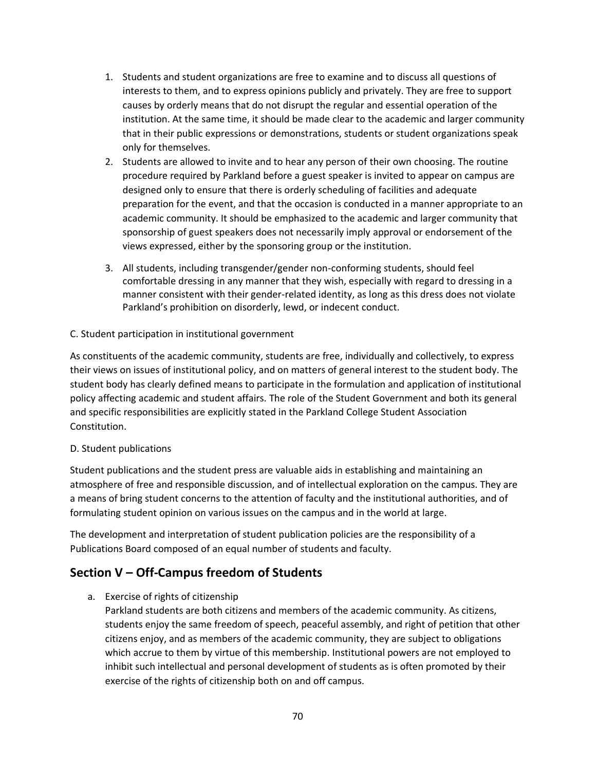1. Students and student organizations are free to examine and to discuss all questions of interests to them, and to express opinions publicly and privately. They are free to support causes by orderly means that do not disrupt the regular and essential operation of the institution. At the same time, it should be made clear to the academic and larger community that in their public expressions or demonstrations, students or student organizations speak only for themselves.
2. Students are allowed to invite and to hear any person of their own choosing. The routine procedure required by Parkland before a guest speaker is invited to appear on campus are designed only to ensure that there is orderly scheduling of facilities and adequate preparation for the event, and that the occasion is conducted in a manner appropriate to an academic community. It should be emphasized to the academic and larger community that sponsorship of guest speakers does not necessarily imply approval or endorsement of the views expressed, either by the sponsoring group or the institution.
3. All students, including transgender/gender non-conforming students, should feel comfortable dressing in any manner that they wish, especially with regard to dressing in a manner consistent with their gender-related identity, as long as this dress does not violate Parkland's prohibition on disorderly, lewd, or indecent conduct.

C. Student participation in institutional government

As constituents of the academic community, students are free, individually and collectively, to express their views on issues of institutional policy, and on matters of general interest to the student body. The student body has clearly defined means to participate in the formulation and application of institutional policy affecting academic and student affairs. The role of the Student Government and both its general and specific responsibilities are explicitly stated in the Parkland College Student Association Constitution.

D. Student publications

Student publications and the student press are valuable aids in establishing and maintaining an atmosphere of free and responsible discussion, and of intellectual exploration on the campus. They are a means of bring student concerns to the attention of faculty and the institutional authorities, and of formulating student opinion on various issues on the campus and in the world at large.

The development and interpretation of student publication policies are the responsibility of a Publications Board composed of an equal number of students and faculty.

## Section V – Off-Campus freedom of Students

a. Exercise of rights of citizenship
   Parkland students are both citizens and members of the academic community. As citizens, students enjoy the same freedom of speech, peaceful assembly, and right of petition that other citizens enjoy, and as members of the academic community, they are subject to obligations which accrue to them by virtue of this membership. Institutional powers are not employed to inhibit such intellectual and personal development of students as is often promoted by their exercise of the rights of citizenship both on and off campus.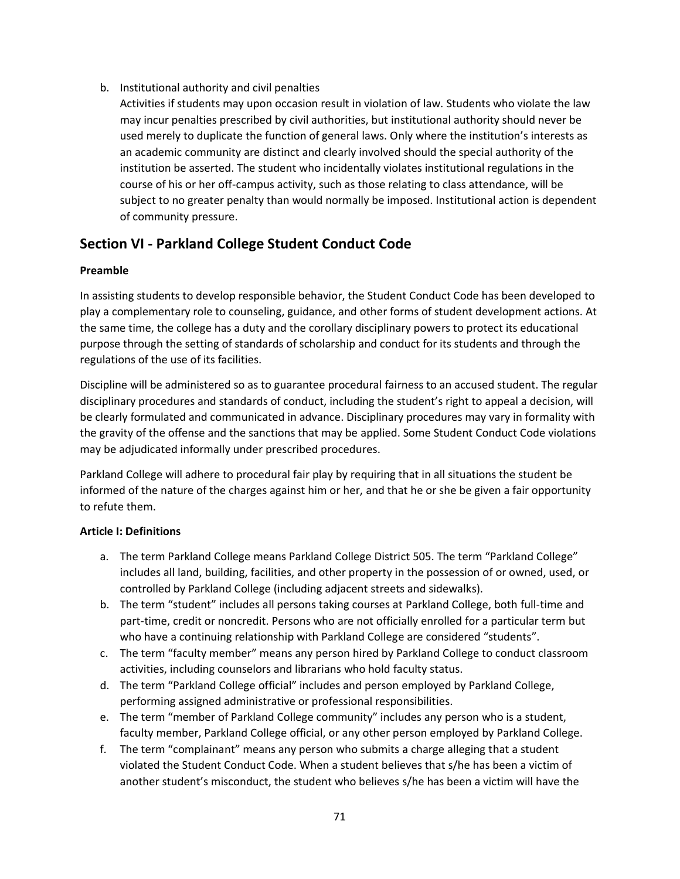b. Institutional authority and civil penalties

   Activities if students may upon occasion result in violation of law. Students who violate the law may incur penalties prescribed by civil authorities, but institutional authority should never be used merely to duplicate the function of general laws. Only where the institution's interests as an academic community are distinct and clearly involved should the special authority of the institution be asserted. The student who incidentally violates institutional regulations in the course of his or her off-campus activity, such as those relating to class attendance, will be subject to no greater penalty than would normally be imposed. Institutional action is dependent of community pressure.

## Section VI - Parkland College Student Conduct Code

**Preamble**

In assisting students to develop responsible behavior, the Student Conduct Code has been developed to play a complementary role to counseling, guidance, and other forms of student development actions. At the same time, the college has a duty and the corollary disciplinary powers to protect its educational purpose through the setting of standards of scholarship and conduct for its students and through the regulations of the use of its facilities.

Discipline will be administered so as to guarantee procedural fairness to an accused student. The regular disciplinary procedures and standards of conduct, including the student's right to appeal a decision, will be clearly formulated and communicated in advance. Disciplinary procedures may vary in formality with the gravity of the offense and the sanctions that may be applied. Some Student Conduct Code violations may be adjudicated informally under prescribed procedures.

Parkland College will adhere to procedural fair play by requiring that in all situations the student be informed of the nature of the charges against him or her, and that he or she be given a fair opportunity to refute them.

**Article I: Definitions**

a. The term Parkland College means Parkland College District 505. The term "Parkland College" includes all land, building, facilities, and other property in the possession of or owned, used, or controlled by Parkland College (including adjacent streets and sidewalks).
b. The term "student" includes all persons taking courses at Parkland College, both full-time and part-time, credit or noncredit. Persons who are not officially enrolled for a particular term but who have a continuing relationship with Parkland College are considered "students".
c. The term "faculty member" means any person hired by Parkland College to conduct classroom activities, including counselors and librarians who hold faculty status.
d. The term "Parkland College official" includes and person employed by Parkland College, performing assigned administrative or professional responsibilities.
e. The term "member of Parkland College community" includes any person who is a student, faculty member, Parkland College official, or any other person employed by Parkland College.
f. The term "complainant" means any person who submits a charge alleging that a student violated the Student Conduct Code. When a student believes that s/he has been a victim of another student's misconduct, the student who believes s/he has been a victim will have the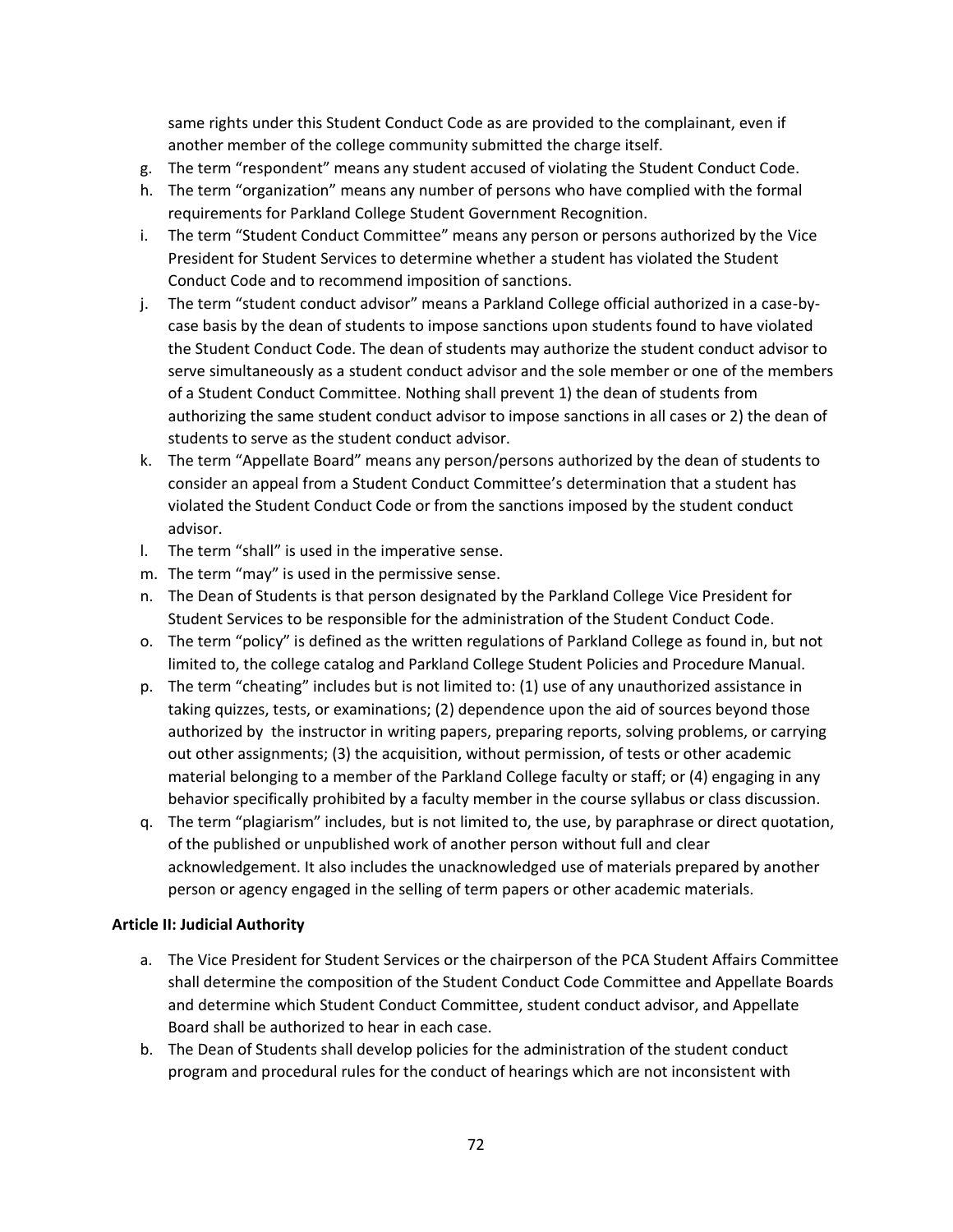same rights under this Student Conduct Code as are provided to the complainant, even if another member of the college community submitted the charge itself.

g. The term "respondent" means any student accused of violating the Student Conduct Code.
h. The term "organization" means any number of persons who have complied with the formal requirements for Parkland College Student Government Recognition.
i. The term "Student Conduct Committee" means any person or persons authorized by the Vice President for Student Services to determine whether a student has violated the Student Conduct Code and to recommend imposition of sanctions.
j. The term "student conduct advisor" means a Parkland College official authorized in a case-by-case basis by the dean of students to impose sanctions upon students found to have violated the Student Conduct Code. The dean of students may authorize the student conduct advisor to serve simultaneously as a student conduct advisor and the sole member or one of the members of a Student Conduct Committee. Nothing shall prevent 1) the dean of students from authorizing the same student conduct advisor to impose sanctions in all cases or 2) the dean of students to serve as the student conduct advisor.
k. The term "Appellate Board" means any person/persons authorized by the dean of students to consider an appeal from a Student Conduct Committee's determination that a student has violated the Student Conduct Code or from the sanctions imposed by the student conduct advisor.
l. The term "shall" is used in the imperative sense.
m. The term "may" is used in the permissive sense.
n. The Dean of Students is that person designated by the Parkland College Vice President for Student Services to be responsible for the administration of the Student Conduct Code.
o. The term "policy" is defined as the written regulations of Parkland College as found in, but not limited to, the college catalog and Parkland College Student Policies and Procedure Manual.
p. The term "cheating" includes but is not limited to: (1) use of any unauthorized assistance in taking quizzes, tests, or examinations; (2) dependence upon the aid of sources beyond those authorized by the instructor in writing papers, preparing reports, solving problems, or carrying out other assignments; (3) the acquisition, without permission, of tests or other academic material belonging to a member of the Parkland College faculty or staff; or (4) engaging in any behavior specifically prohibited by a faculty member in the course syllabus or class discussion.
q. The term "plagiarism" includes, but is not limited to, the use, by paraphrase or direct quotation, of the published or unpublished work of another person without full and clear acknowledgement. It also includes the unacknowledged use of materials prepared by another person or agency engaged in the selling of term papers or other academic materials.

**Article II: Judicial Authority**

a. The Vice President for Student Services or the chairperson of the PCA Student Affairs Committee shall determine the composition of the Student Conduct Code Committee and Appellate Boards and determine which Student Conduct Committee, student conduct advisor, and Appellate Board shall be authorized to hear in each case.
b. The Dean of Students shall develop policies for the administration of the student conduct program and procedural rules for the conduct of hearings which are not inconsistent with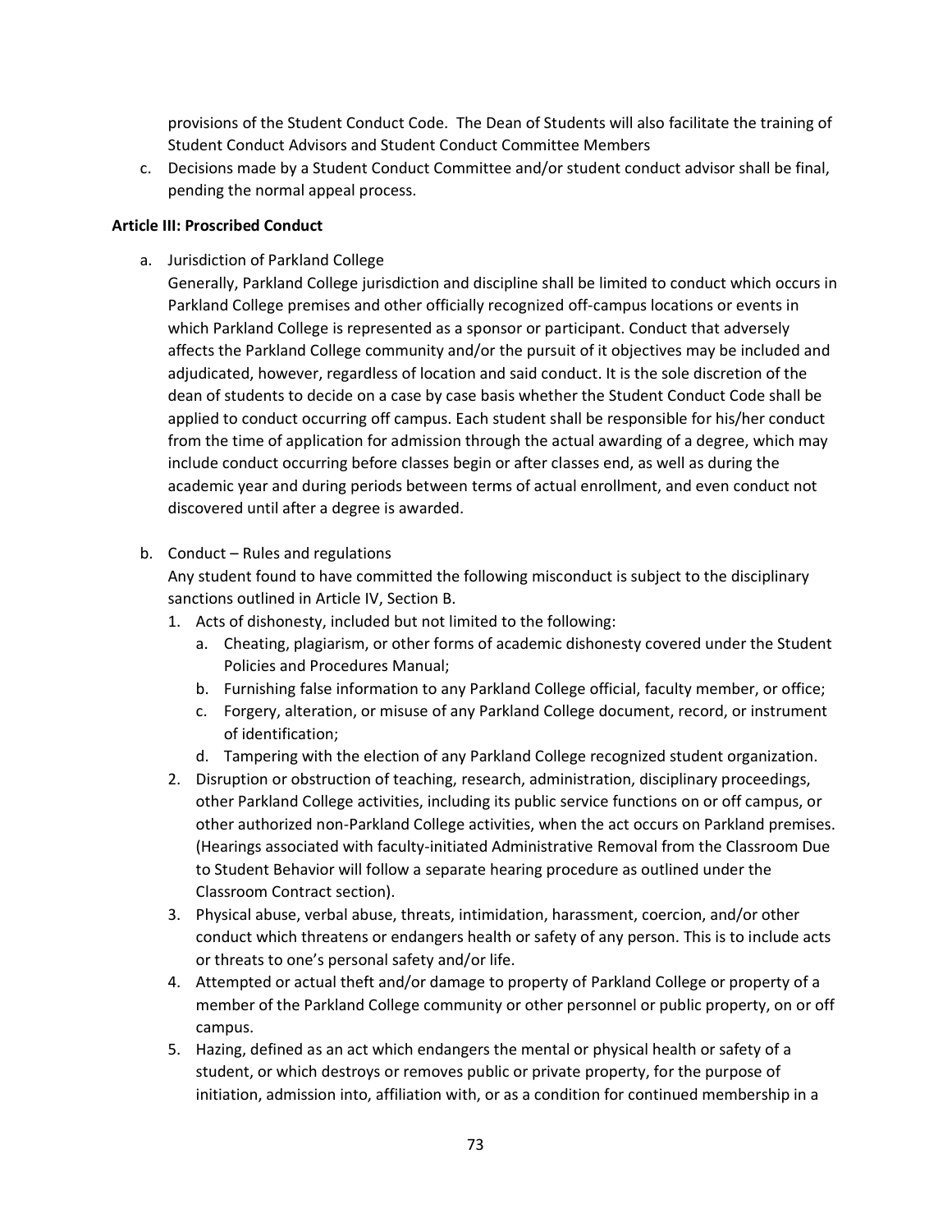provisions of the Student Conduct Code. The Dean of Students will also facilitate the training of Student Conduct Advisors and Student Conduct Committee Members

c. Decisions made by a Student Conduct Committee and/or student conduct advisor shall be final, pending the normal appeal process.

**Article III: Proscribed Conduct**

a. Jurisdiction of Parkland College

   Generally, Parkland College jurisdiction and discipline shall be limited to conduct which occurs in Parkland College premises and other officially recognized off-campus locations or events in which Parkland College is represented as a sponsor or participant. Conduct that adversely affects the Parkland College community and/or the pursuit of it objectives may be included and adjudicated, however, regardless of location and said conduct. It is the sole discretion of the dean of students to decide on a case by case basis whether the Student Conduct Code shall be applied to conduct occurring off campus. Each student shall be responsible for his/her conduct from the time of application for admission through the actual awarding of a degree, which may include conduct occurring before classes begin or after classes end, as well as during the academic year and during periods between terms of actual enrollment, and even conduct not discovered until after a degree is awarded.

b. Conduct – Rules and regulations

   Any student found to have committed the following misconduct is subject to the disciplinary sanctions outlined in Article IV, Section B.

   1. Acts of dishonesty, included but not limited to the following:
      a. Cheating, plagiarism, or other forms of academic dishonesty covered under the Student Policies and Procedures Manual;
      b. Furnishing false information to any Parkland College official, faculty member, or office;
      c. Forgery, alteration, or misuse of any Parkland College document, record, or instrument of identification;
      d. Tampering with the election of any Parkland College recognized student organization.
   2. Disruption or obstruction of teaching, research, administration, disciplinary proceedings, other Parkland College activities, including its public service functions on or off campus, or other authorized non-Parkland College activities, when the act occurs on Parkland premises. (Hearings associated with faculty-initiated Administrative Removal from the Classroom Due to Student Behavior will follow a separate hearing procedure as outlined under the Classroom Contract section).
   3. Physical abuse, verbal abuse, threats, intimidation, harassment, coercion, and/or other conduct which threatens or endangers health or safety of any person. This is to include acts or threats to one's personal safety and/or life.
   4. Attempted or actual theft and/or damage to property of Parkland College or property of a member of the Parkland College community or other personnel or public property, on or off campus.
   5. Hazing, defined as an act which endangers the mental or physical health or safety of a student, or which destroys or removes public or private property, for the purpose of initiation, admission into, affiliation with, or as a condition for continued membership in a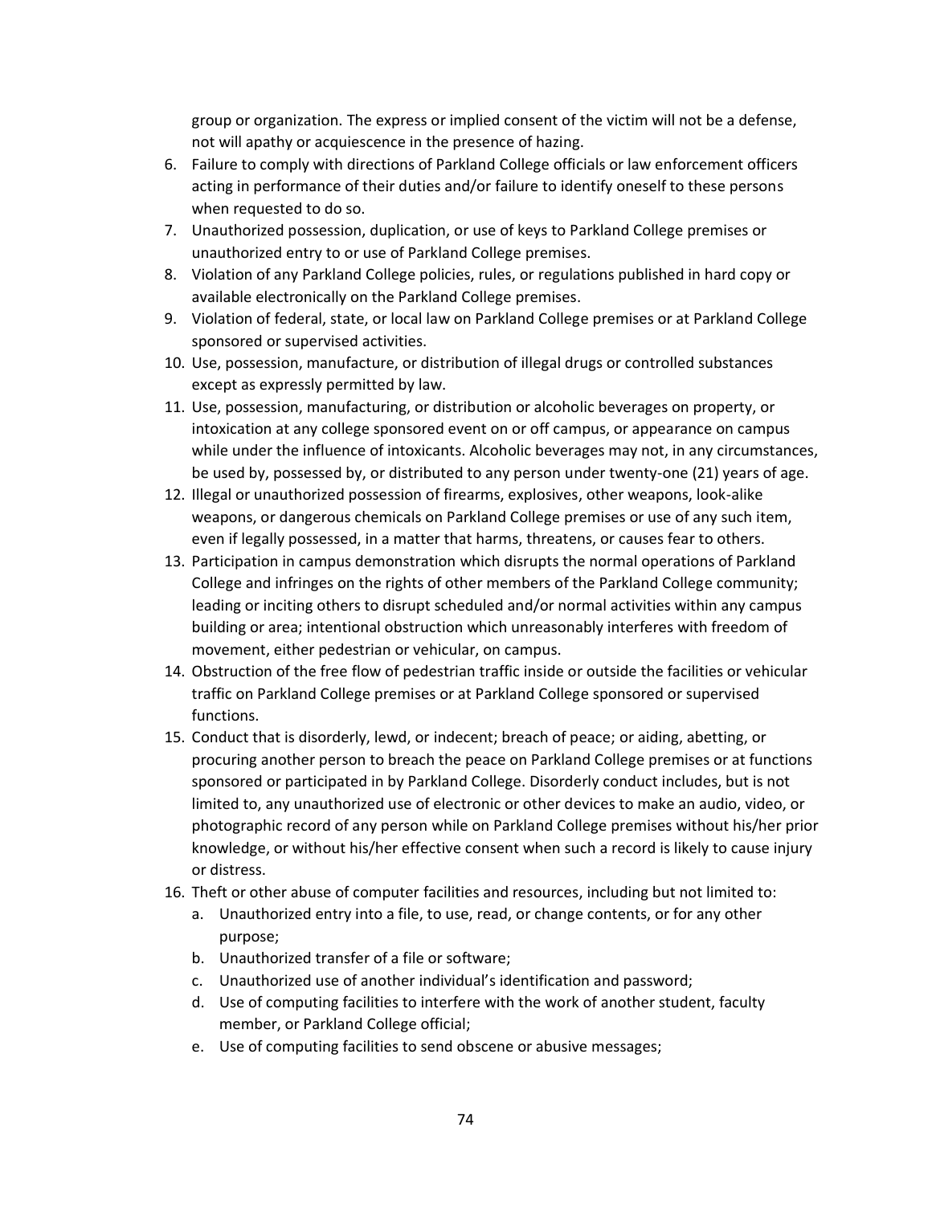group or organization. The express or implied consent of the victim will not be a defense, not will apathy or acquiescence in the presence of hazing.

6. Failure to comply with directions of Parkland College officials or law enforcement officers acting in performance of their duties and/or failure to identify oneself to these persons when requested to do so.
7. Unauthorized possession, duplication, or use of keys to Parkland College premises or unauthorized entry to or use of Parkland College premises.
8. Violation of any Parkland College policies, rules, or regulations published in hard copy or available electronically on the Parkland College premises.
9. Violation of federal, state, or local law on Parkland College premises or at Parkland College sponsored or supervised activities.
10. Use, possession, manufacture, or distribution of illegal drugs or controlled substances except as expressly permitted by law.
11. Use, possession, manufacturing, or distribution or alcoholic beverages on property, or intoxication at any college sponsored event on or off campus, or appearance on campus while under the influence of intoxicants. Alcoholic beverages may not, in any circumstances, be used by, possessed by, or distributed to any person under twenty-one (21) years of age.
12. Illegal or unauthorized possession of firearms, explosives, other weapons, look-alike weapons, or dangerous chemicals on Parkland College premises or use of any such item, even if legally possessed, in a matter that harms, threatens, or causes fear to others.
13. Participation in campus demonstration which disrupts the normal operations of Parkland College and infringes on the rights of other members of the Parkland College community; leading or inciting others to disrupt scheduled and/or normal activities within any campus building or area; intentional obstruction which unreasonably interferes with freedom of movement, either pedestrian or vehicular, on campus.
14. Obstruction of the free flow of pedestrian traffic inside or outside the facilities or vehicular traffic on Parkland College premises or at Parkland College sponsored or supervised functions.
15. Conduct that is disorderly, lewd, or indecent; breach of peace; or aiding, abetting, or procuring another person to breach the peace on Parkland College premises or at functions sponsored or participated in by Parkland College. Disorderly conduct includes, but is not limited to, any unauthorized use of electronic or other devices to make an audio, video, or photographic record of any person while on Parkland College premises without his/her prior knowledge, or without his/her effective consent when such a record is likely to cause injury or distress.
16. Theft or other abuse of computer facilities and resources, including but not limited to:
    a. Unauthorized entry into a file, to use, read, or change contents, or for any other purpose;
    b. Unauthorized transfer of a file or software;
    c. Unauthorized use of another individual's identification and password;
    d. Use of computing facilities to interfere with the work of another student, faculty member, or Parkland College official;
    e. Use of computing facilities to send obscene or abusive messages;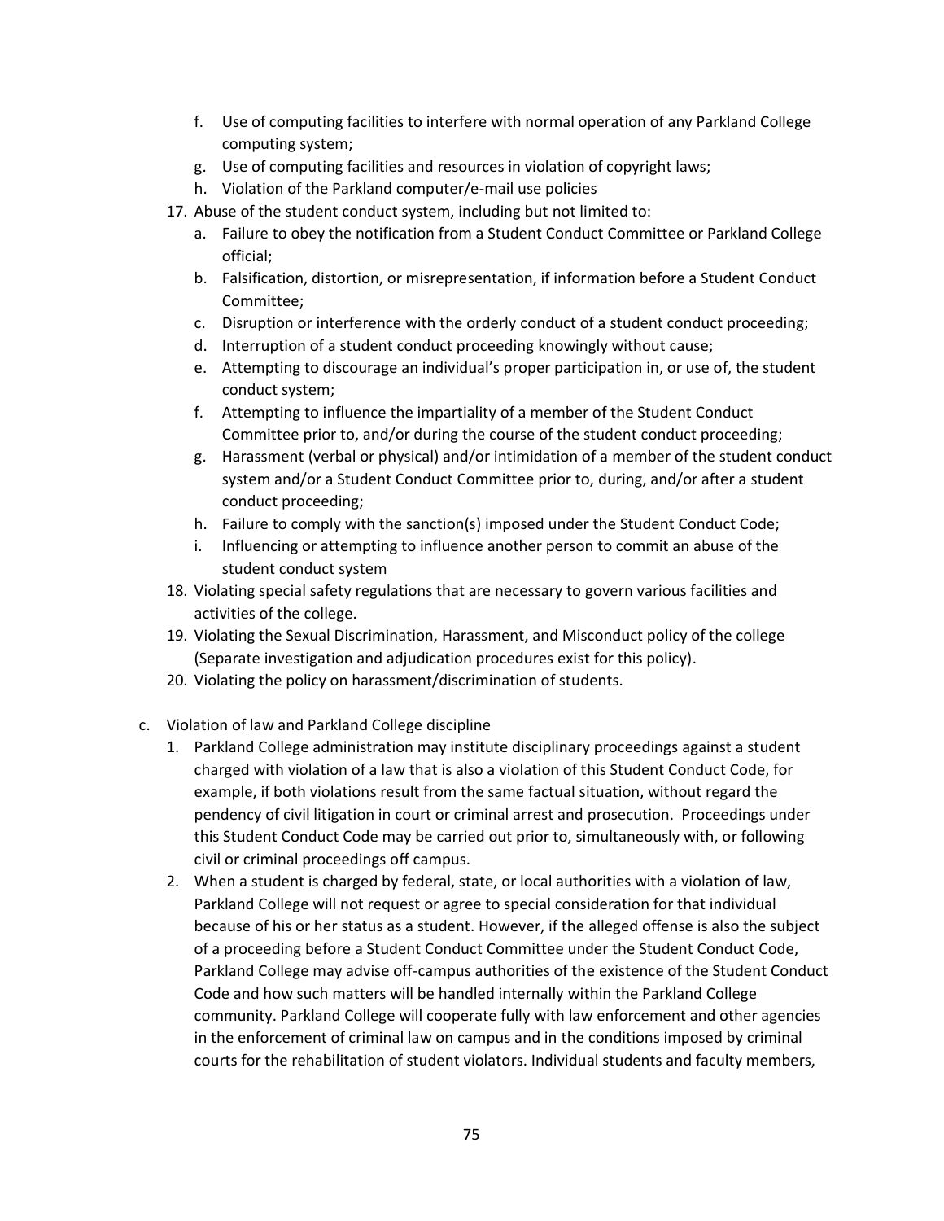f. Use of computing facilities to interfere with normal operation of any Parkland College computing system;
   g. Use of computing facilities and resources in violation of copyright laws;
   h. Violation of the Parkland computer/e-mail use policies
17. Abuse of the student conduct system, including but not limited to:
   a. Failure to obey the notification from a Student Conduct Committee or Parkland College official;
   b. Falsification, distortion, or misrepresentation, if information before a Student Conduct Committee;
   c. Disruption or interference with the orderly conduct of a student conduct proceeding;
   d. Interruption of a student conduct proceeding knowingly without cause;
   e. Attempting to discourage an individual's proper participation in, or use of, the student conduct system;
   f. Attempting to influence the impartiality of a member of the Student Conduct Committee prior to, and/or during the course of the student conduct proceeding;
   g. Harassment (verbal or physical) and/or intimidation of a member of the student conduct system and/or a Student Conduct Committee prior to, during, and/or after a student conduct proceeding;
   h. Failure to comply with the sanction(s) imposed under the Student Conduct Code;
   i. Influencing or attempting to influence another person to commit an abuse of the student conduct system
18. Violating special safety regulations that are necessary to govern various facilities and activities of the college.
19. Violating the Sexual Discrimination, Harassment, and Misconduct policy of the college (Separate investigation and adjudication procedures exist for this policy).
20. Violating the policy on harassment/discrimination of students.

c. Violation of law and Parkland College discipline
   1. Parkland College administration may institute disciplinary proceedings against a student charged with violation of a law that is also a violation of this Student Conduct Code, for example, if both violations result from the same factual situation, without regard the pendency of civil litigation in court or criminal arrest and prosecution. Proceedings under this Student Conduct Code may be carried out prior to, simultaneously with, or following civil or criminal proceedings off campus.
   2. When a student is charged by federal, state, or local authorities with a violation of law, Parkland College will not request or agree to special consideration for that individual because of his or her status as a student. However, if the alleged offense is also the subject of a proceeding before a Student Conduct Committee under the Student Conduct Code, Parkland College may advise off-campus authorities of the existence of the Student Conduct Code and how such matters will be handled internally within the Parkland College community. Parkland College will cooperate fully with law enforcement and other agencies in the enforcement of criminal law on campus and in the conditions imposed by criminal courts for the rehabilitation of student violators. Individual students and faculty members,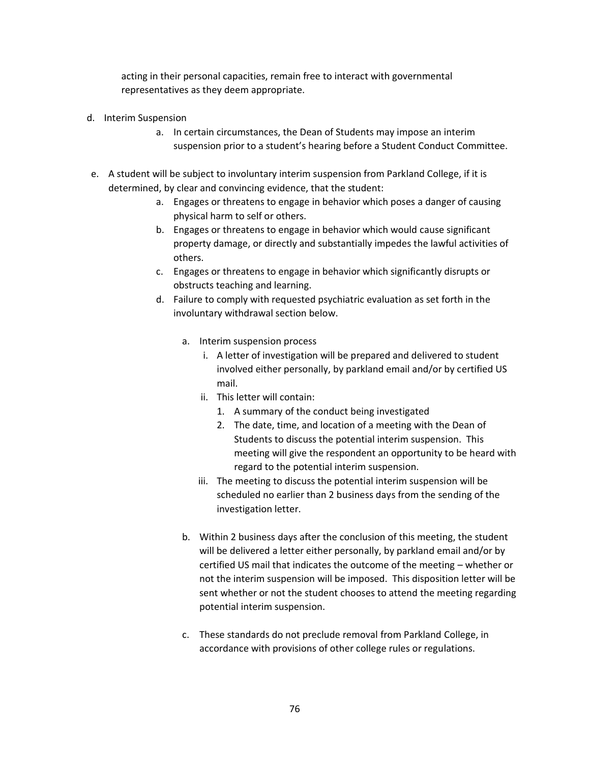acting in their personal capacities, remain free to interact with governmental representatives as they deem appropriate.

d. Interim Suspension

   a. In certain circumstances, the Dean of Students may impose an interim suspension prior to a student's hearing before a Student Conduct Committee.

e. A student will be subject to involuntary interim suspension from Parkland College, if it is determined, by clear and convincing evidence, that the student:

   a. Engages or threatens to engage in behavior which poses a danger of causing physical harm to self or others.
   b. Engages or threatens to engage in behavior which would cause significant property damage, or directly and substantially impedes the lawful activities of others.
   c. Engages or threatens to engage in behavior which significantly disrupts or obstructs teaching and learning.
   d. Failure to comply with requested psychiatric evaluation as set forth in the involuntary withdrawal section below.

      a. Interim suspension process
         i. A letter of investigation will be prepared and delivered to student involved either personally, by parkland email and/or by certified US mail.
         ii. This letter will contain:
            1. A summary of the conduct being investigated
            2. The date, time, and location of a meeting with the Dean of Students to discuss the potential interim suspension. This meeting will give the respondent an opportunity to be heard with regard to the potential interim suspension.
         iii. The meeting to discuss the potential interim suspension will be scheduled no earlier than 2 business days from the sending of the investigation letter.

      b. Within 2 business days after the conclusion of this meeting, the student will be delivered a letter either personally, by parkland email and/or by certified US mail that indicates the outcome of the meeting – whether or not the interim suspension will be imposed. This disposition letter will be sent whether or not the student chooses to attend the meeting regarding potential interim suspension.

      c. These standards do not preclude removal from Parkland College, in accordance with provisions of other college rules or regulations.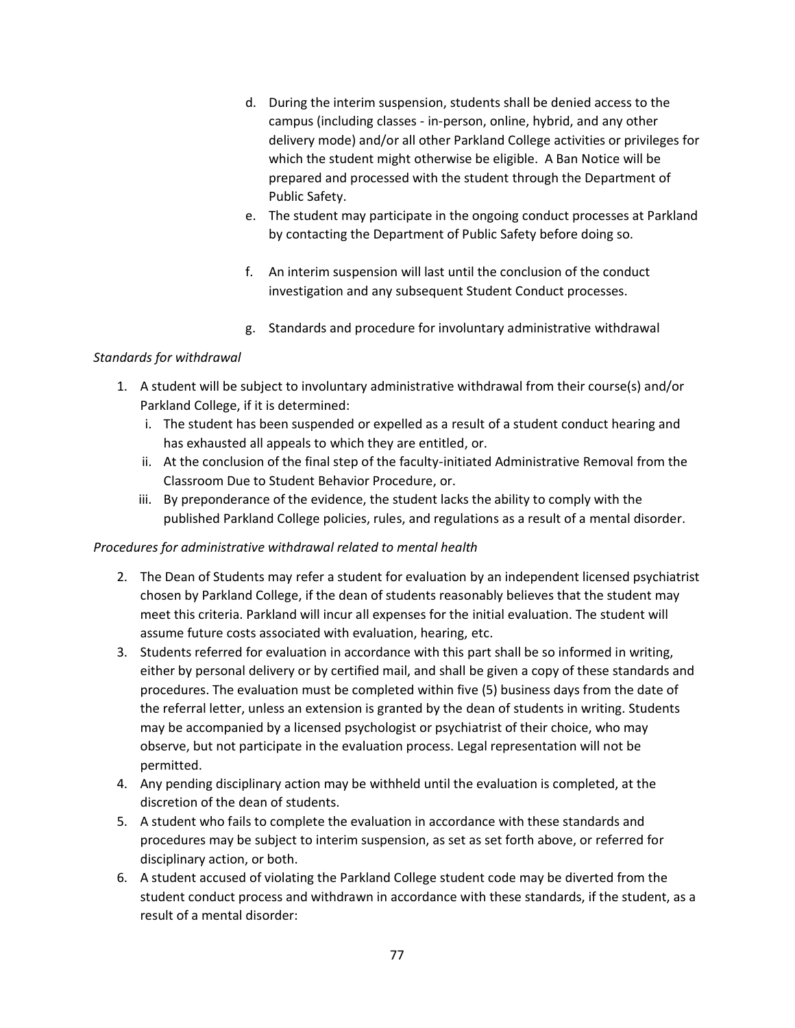d. During the interim suspension, students shall be denied access to the campus (including classes - in-person, online, hybrid, and any other delivery mode) and/or all other Parkland College activities or privileges for which the student might otherwise be eligible. A Ban Notice will be prepared and processed with the student through the Department of Public Safety.
e. The student may participate in the ongoing conduct processes at Parkland by contacting the Department of Public Safety before doing so.
f. An interim suspension will last until the conclusion of the conduct investigation and any subsequent Student Conduct processes.
g. Standards and procedure for involuntary administrative withdrawal

*Standards for withdrawal*

1. A student will be subject to involuntary administrative withdrawal from their course(s) and/or Parkland College, if it is determined:
   i. The student has been suspended or expelled as a result of a student conduct hearing and has exhausted all appeals to which they are entitled, or.
   ii. At the conclusion of the final step of the faculty-initiated Administrative Removal from the Classroom Due to Student Behavior Procedure, or.
   iii. By preponderance of the evidence, the student lacks the ability to comply with the published Parkland College policies, rules, and regulations as a result of a mental disorder.

*Procedures for administrative withdrawal related to mental health*

2. The Dean of Students may refer a student for evaluation by an independent licensed psychiatrist chosen by Parkland College, if the dean of students reasonably believes that the student may meet this criteria. Parkland will incur all expenses for the initial evaluation. The student will assume future costs associated with evaluation, hearing, etc.
3. Students referred for evaluation in accordance with this part shall be so informed in writing, either by personal delivery or by certified mail, and shall be given a copy of these standards and procedures. The evaluation must be completed within five (5) business days from the date of the referral letter, unless an extension is granted by the dean of students in writing. Students may be accompanied by a licensed psychologist or psychiatrist of their choice, who may observe, but not participate in the evaluation process. Legal representation will not be permitted.
4. Any pending disciplinary action may be withheld until the evaluation is completed, at the discretion of the dean of students.
5. A student who fails to complete the evaluation in accordance with these standards and procedures may be subject to interim suspension, as set as set forth above, or referred for disciplinary action, or both.
6. A student accused of violating the Parkland College student code may be diverted from the student conduct process and withdrawn in accordance with these standards, if the student, as a result of a mental disorder: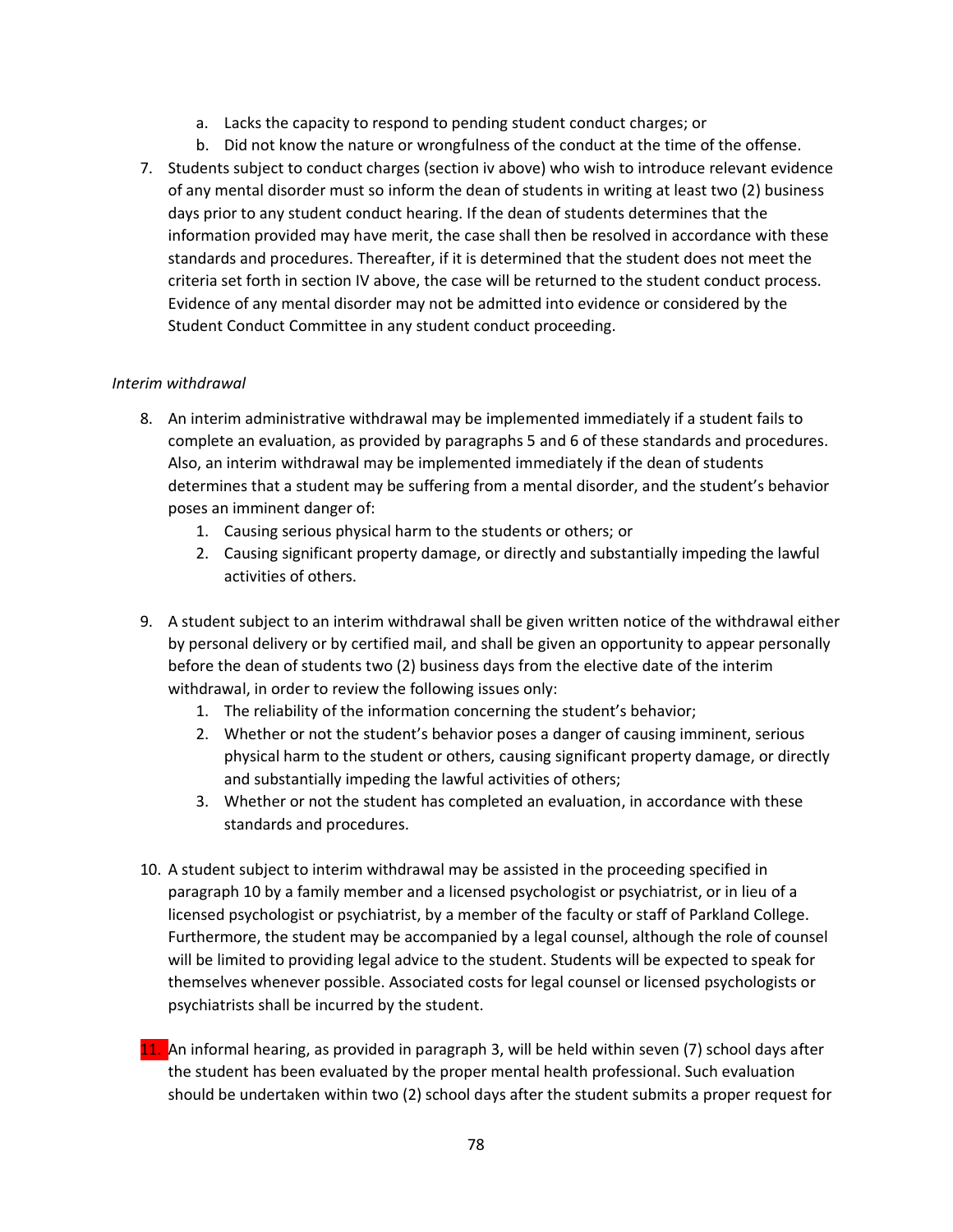a. Lacks the capacity to respond to pending student conduct charges; or
   b. Did not know the nature or wrongfulness of the conduct at the time of the offense.

7. Students subject to conduct charges (section iv above) who wish to introduce relevant evidence of any mental disorder must so inform the dean of students in writing at least two (2) business days prior to any student conduct hearing. If the dean of students determines that the information provided may have merit, the case shall then be resolved in accordance with these standards and procedures. Thereafter, if it is determined that the student does not meet the criteria set forth in section IV above, the case will be returned to the student conduct process. Evidence of any mental disorder may not be admitted into evidence or considered by the Student Conduct Committee in any student conduct proceeding.

*Interim withdrawal*

8. An interim administrative withdrawal may be implemented immediately if a student fails to complete an evaluation, as provided by paragraphs 5 and 6 of these standards and procedures. Also, an interim withdrawal may be implemented immediately if the dean of students determines that a student may be suffering from a mental disorder, and the student's behavior poses an imminent danger of:
   1. Causing serious physical harm to the students or others; or
   2. Causing significant property damage, or directly and substantially impeding the lawful activities of others.

9. A student subject to an interim withdrawal shall be given written notice of the withdrawal either by personal delivery or by certified mail, and shall be given an opportunity to appear personally before the dean of students two (2) business days from the elective date of the interim withdrawal, in order to review the following issues only:
   1. The reliability of the information concerning the student's behavior;
   2. Whether or not the student's behavior poses a danger of causing imminent, serious physical harm to the student or others, causing significant property damage, or directly and substantially impeding the lawful activities of others;
   3. Whether or not the student has completed an evaluation, in accordance with these standards and procedures.

10. A student subject to interim withdrawal may be assisted in the proceeding specified in paragraph 10 by a family member and a licensed psychologist or psychiatrist, or in lieu of a licensed psychologist or psychiatrist, by a member of the faculty or staff of Parkland College. Furthermore, the student may be accompanied by a legal counsel, although the role of counsel will be limited to providing legal advice to the student. Students will be expected to speak for themselves whenever possible. Associated costs for legal counsel or licensed psychologists or psychiatrists shall be incurred by the student.

11. An informal hearing, as provided in paragraph 3, will be held within seven (7) school days after the student has been evaluated by the proper mental health professional. Such evaluation should be undertaken within two (2) school days after the student submits a proper request for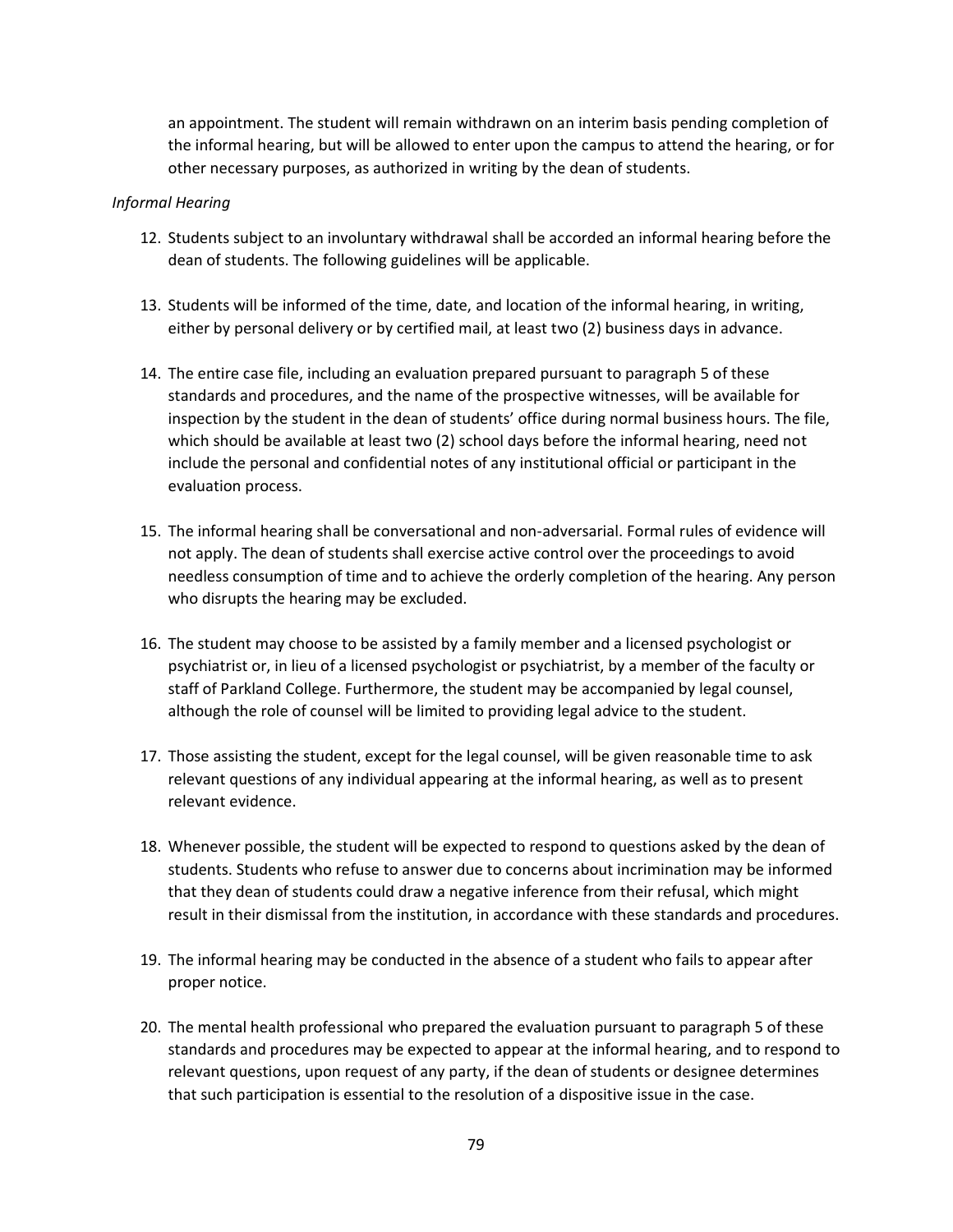an appointment. The student will remain withdrawn on an interim basis pending completion of the informal hearing, but will be allowed to enter upon the campus to attend the hearing, or for other necessary purposes, as authorized in writing by the dean of students.

*Informal Hearing*

12. Students subject to an involuntary withdrawal shall be accorded an informal hearing before the dean of students. The following guidelines will be applicable.

13. Students will be informed of the time, date, and location of the informal hearing, in writing, either by personal delivery or by certified mail, at least two (2) business days in advance.

14. The entire case file, including an evaluation prepared pursuant to paragraph 5 of these standards and procedures, and the name of the prospective witnesses, will be available for inspection by the student in the dean of students' office during normal business hours. The file, which should be available at least two (2) school days before the informal hearing, need not include the personal and confidential notes of any institutional official or participant in the evaluation process.

15. The informal hearing shall be conversational and non-adversarial. Formal rules of evidence will not apply. The dean of students shall exercise active control over the proceedings to avoid needless consumption of time and to achieve the orderly completion of the hearing. Any person who disrupts the hearing may be excluded.

16. The student may choose to be assisted by a family member and a licensed psychologist or psychiatrist or, in lieu of a licensed psychologist or psychiatrist, by a member of the faculty or staff of Parkland College. Furthermore, the student may be accompanied by legal counsel, although the role of counsel will be limited to providing legal advice to the student.

17. Those assisting the student, except for the legal counsel, will be given reasonable time to ask relevant questions of any individual appearing at the informal hearing, as well as to present relevant evidence.

18. Whenever possible, the student will be expected to respond to questions asked by the dean of students. Students who refuse to answer due to concerns about incrimination may be informed that they dean of students could draw a negative inference from their refusal, which might result in their dismissal from the institution, in accordance with these standards and procedures.

19. The informal hearing may be conducted in the absence of a student who fails to appear after proper notice.

20. The mental health professional who prepared the evaluation pursuant to paragraph 5 of these standards and procedures may be expected to appear at the informal hearing, and to respond to relevant questions, upon request of any party, if the dean of students or designee determines that such participation is essential to the resolution of a dispositive issue in the case.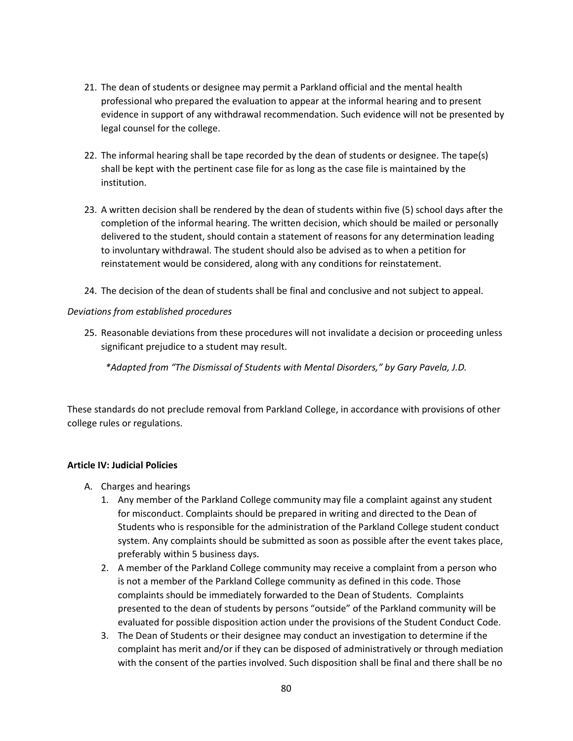21. The dean of students or designee may permit a Parkland official and the mental health professional who prepared the evaluation to appear at the informal hearing and to present evidence in support of any withdrawal recommendation. Such evidence will not be presented by legal counsel for the college.

22. The informal hearing shall be tape recorded by the dean of students or designee. The tape(s) shall be kept with the pertinent case file for as long as the case file is maintained by the institution.

23. A written decision shall be rendered by the dean of students within five (5) school days after the completion of the informal hearing. The written decision, which should be mailed or personally delivered to the student, should contain a statement of reasons for any determination leading to involuntary withdrawal. The student should also be advised as to when a petition for reinstatement would be considered, along with any conditions for reinstatement.

24. The decision of the dean of students shall be final and conclusive and not subject to appeal.

*Deviations from established procedures*

25. Reasonable deviations from these procedures will not invalidate a decision or proceeding unless significant prejudice to a student may result.

    *\*Adapted from "The Dismissal of Students with Mental Disorders," by Gary Pavela, J.D.*

These standards do not preclude removal from Parkland College, in accordance with provisions of other college rules or regulations.

**Article IV: Judicial Policies**

A. Charges and hearings
   1. Any member of the Parkland College community may file a complaint against any student for misconduct. Complaints should be prepared in writing and directed to the Dean of Students who is responsible for the administration of the Parkland College student conduct system. Any complaints should be submitted as soon as possible after the event takes place, preferably within 5 business days.
   2. A member of the Parkland College community may receive a complaint from a person who is not a member of the Parkland College community as defined in this code. Those complaints should be immediately forwarded to the Dean of Students. Complaints presented to the dean of students by persons "outside" of the Parkland community will be evaluated for possible disposition action under the provisions of the Student Conduct Code.
   3. The Dean of Students or their designee may conduct an investigation to determine if the complaint has merit and/or if they can be disposed of administratively or through mediation with the consent of the parties involved. Such disposition shall be final and there shall be no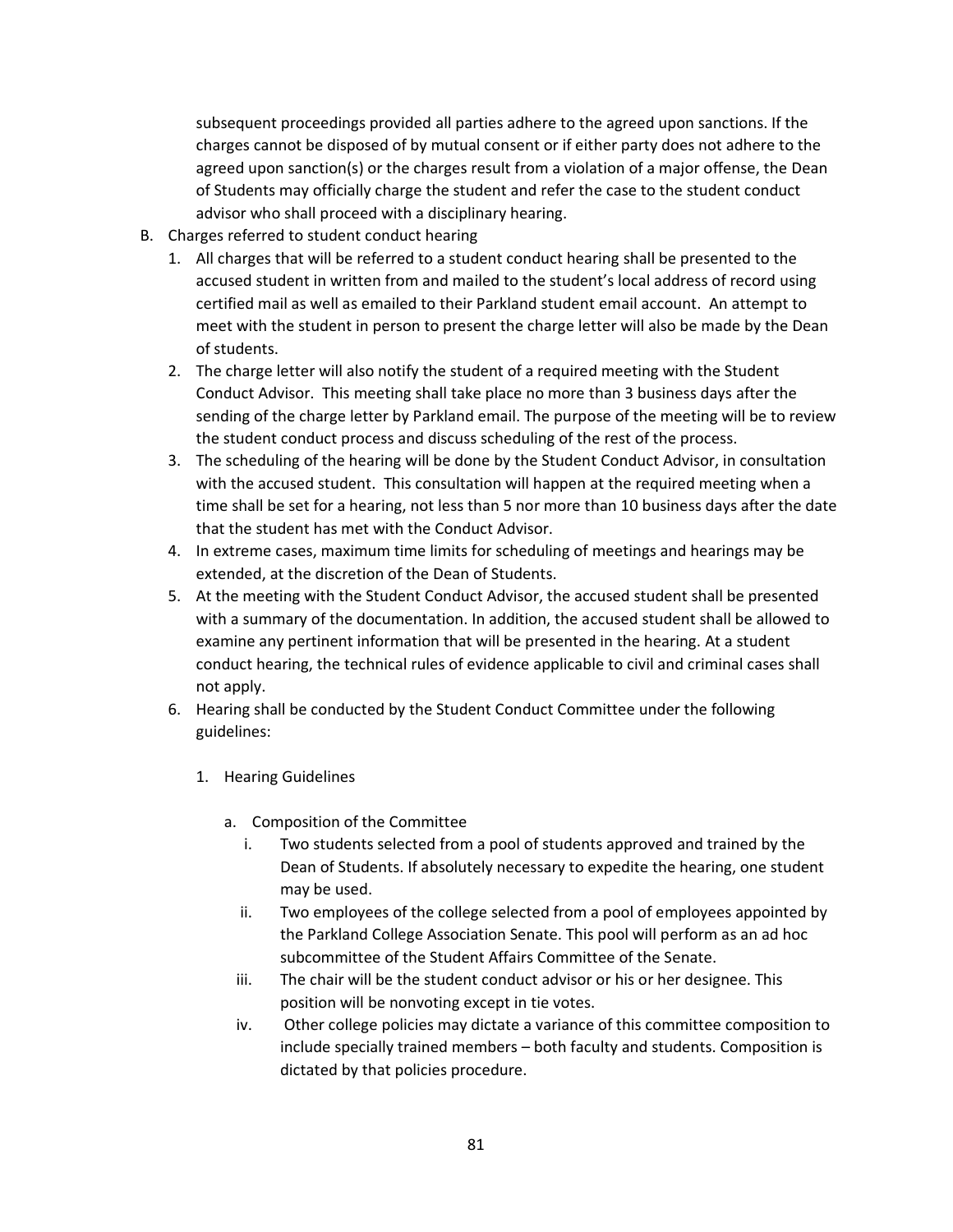subsequent proceedings provided all parties adhere to the agreed upon sanctions. If the charges cannot be disposed of by mutual consent or if either party does not adhere to the agreed upon sanction(s) or the charges result from a violation of a major offense, the Dean of Students may officially charge the student and refer the case to the student conduct advisor who shall proceed with a disciplinary hearing.

B. Charges referred to student conduct hearing
   1. All charges that will be referred to a student conduct hearing shall be presented to the accused student in written from and mailed to the student's local address of record using certified mail as well as emailed to their Parkland student email account. An attempt to meet with the student in person to present the charge letter will also be made by the Dean of students.
   2. The charge letter will also notify the student of a required meeting with the Student Conduct Advisor. This meeting shall take place no more than 3 business days after the sending of the charge letter by Parkland email. The purpose of the meeting will be to review the student conduct process and discuss scheduling of the rest of the process.
   3. The scheduling of the hearing will be done by the Student Conduct Advisor, in consultation with the accused student. This consultation will happen at the required meeting when a time shall be set for a hearing, not less than 5 nor more than 10 business days after the date that the student has met with the Conduct Advisor.
   4. In extreme cases, maximum time limits for scheduling of meetings and hearings may be extended, at the discretion of the Dean of Students.
   5. At the meeting with the Student Conduct Advisor, the accused student shall be presented with a summary of the documentation. In addition, the accused student shall be allowed to examine any pertinent information that will be presented in the hearing. At a student conduct hearing, the technical rules of evidence applicable to civil and criminal cases shall not apply.
   6. Hearing shall be conducted by the Student Conduct Committee under the following guidelines:

      1. Hearing Guidelines

         a. Composition of the Committee
            i. Two students selected from a pool of students approved and trained by the Dean of Students. If absolutely necessary to expedite the hearing, one student may be used.
            ii. Two employees of the college selected from a pool of employees appointed by the Parkland College Association Senate. This pool will perform as an ad hoc subcommittee of the Student Affairs Committee of the Senate.
            iii. The chair will be the student conduct advisor or his or her designee. This position will be nonvoting except in tie votes.
            iv. Other college policies may dictate a variance of this committee composition to include specially trained members – both faculty and students. Composition is dictated by that policies procedure.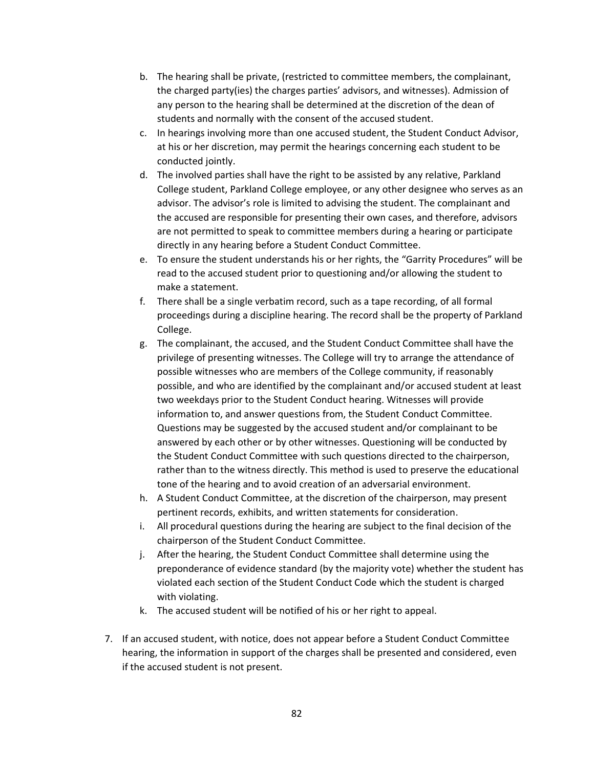b. The hearing shall be private, (restricted to committee members, the complainant, the charged party(ies) the charges parties' advisors, and witnesses). Admission of any person to the hearing shall be determined at the discretion of the dean of students and normally with the consent of the accused student.
c. In hearings involving more than one accused student, the Student Conduct Advisor, at his or her discretion, may permit the hearings concerning each student to be conducted jointly.
d. The involved parties shall have the right to be assisted by any relative, Parkland College student, Parkland College employee, or any other designee who serves as an advisor. The advisor's role is limited to advising the student. The complainant and the accused are responsible for presenting their own cases, and therefore, advisors are not permitted to speak to committee members during a hearing or participate directly in any hearing before a Student Conduct Committee.
e. To ensure the student understands his or her rights, the "Garrity Procedures" will be read to the accused student prior to questioning and/or allowing the student to make a statement.
f. There shall be a single verbatim record, such as a tape recording, of all formal proceedings during a discipline hearing. The record shall be the property of Parkland College.
g. The complainant, the accused, and the Student Conduct Committee shall have the privilege of presenting witnesses. The College will try to arrange the attendance of possible witnesses who are members of the College community, if reasonably possible, and who are identified by the complainant and/or accused student at least two weekdays prior to the Student Conduct hearing. Witnesses will provide information to, and answer questions from, the Student Conduct Committee. Questions may be suggested by the accused student and/or complainant to be answered by each other or by other witnesses. Questioning will be conducted by the Student Conduct Committee with such questions directed to the chairperson, rather than to the witness directly. This method is used to preserve the educational tone of the hearing and to avoid creation of an adversarial environment.
h. A Student Conduct Committee, at the discretion of the chairperson, may present pertinent records, exhibits, and written statements for consideration.
i. All procedural questions during the hearing are subject to the final decision of the chairperson of the Student Conduct Committee.
j. After the hearing, the Student Conduct Committee shall determine using the preponderance of evidence standard (by the majority vote) whether the student has violated each section of the Student Conduct Code which the student is charged with violating.
k. The accused student will be notified of his or her right to appeal.

7. If an accused student, with notice, does not appear before a Student Conduct Committee hearing, the information in support of the charges shall be presented and considered, even if the accused student is not present.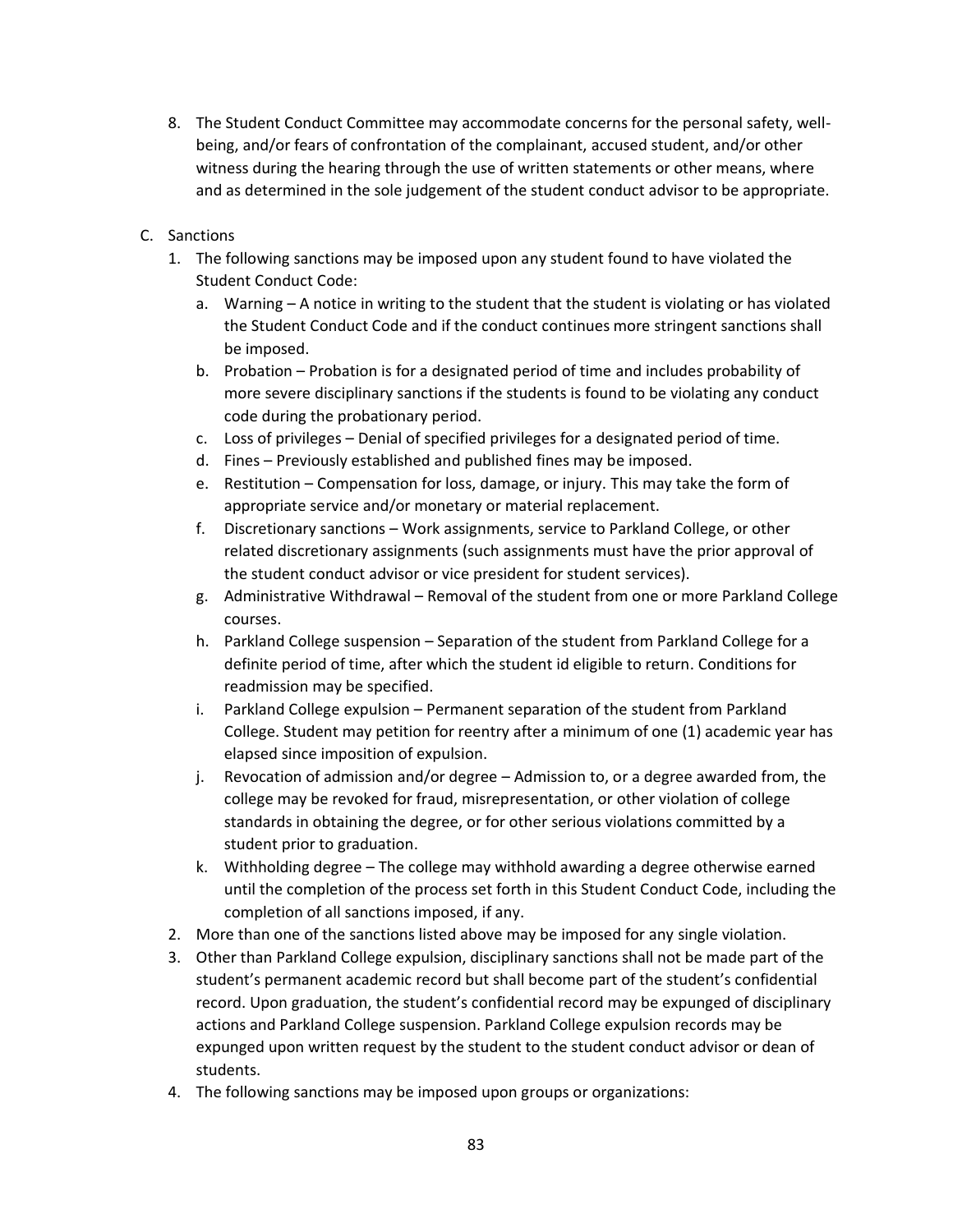8. The Student Conduct Committee may accommodate concerns for the personal safety, well-being, and/or fears of confrontation of the complainant, accused student, and/or other witness during the hearing through the use of written statements or other means, where and as determined in the sole judgement of the student conduct advisor to be appropriate.

C. Sanctions
   1. The following sanctions may be imposed upon any student found to have violated the Student Conduct Code:
      a. Warning – A notice in writing to the student that the student is violating or has violated the Student Conduct Code and if the conduct continues more stringent sanctions shall be imposed.
      b. Probation – Probation is for a designated period of time and includes probability of more severe disciplinary sanctions if the students is found to be violating any conduct code during the probationary period.
      c. Loss of privileges – Denial of specified privileges for a designated period of time.
      d. Fines – Previously established and published fines may be imposed.
      e. Restitution – Compensation for loss, damage, or injury. This may take the form of appropriate service and/or monetary or material replacement.
      f. Discretionary sanctions – Work assignments, service to Parkland College, or other related discretionary assignments (such assignments must have the prior approval of the student conduct advisor or vice president for student services).
      g. Administrative Withdrawal – Removal of the student from one or more Parkland College courses.
      h. Parkland College suspension – Separation of the student from Parkland College for a definite period of time, after which the student id eligible to return. Conditions for readmission may be specified.
      i. Parkland College expulsion – Permanent separation of the student from Parkland College. Student may petition for reentry after a minimum of one (1) academic year has elapsed since imposition of expulsion.
      j. Revocation of admission and/or degree – Admission to, or a degree awarded from, the college may be revoked for fraud, misrepresentation, or other violation of college standards in obtaining the degree, or for other serious violations committed by a student prior to graduation.
      k. Withholding degree – The college may withhold awarding a degree otherwise earned until the completion of the process set forth in this Student Conduct Code, including the completion of all sanctions imposed, if any.
   2. More than one of the sanctions listed above may be imposed for any single violation.
   3. Other than Parkland College expulsion, disciplinary sanctions shall not be made part of the student's permanent academic record but shall become part of the student's confidential record. Upon graduation, the student's confidential record may be expunged of disciplinary actions and Parkland College suspension. Parkland College expulsion records may be expunged upon written request by the student to the student conduct advisor or dean of students.
   4. The following sanctions may be imposed upon groups or organizations: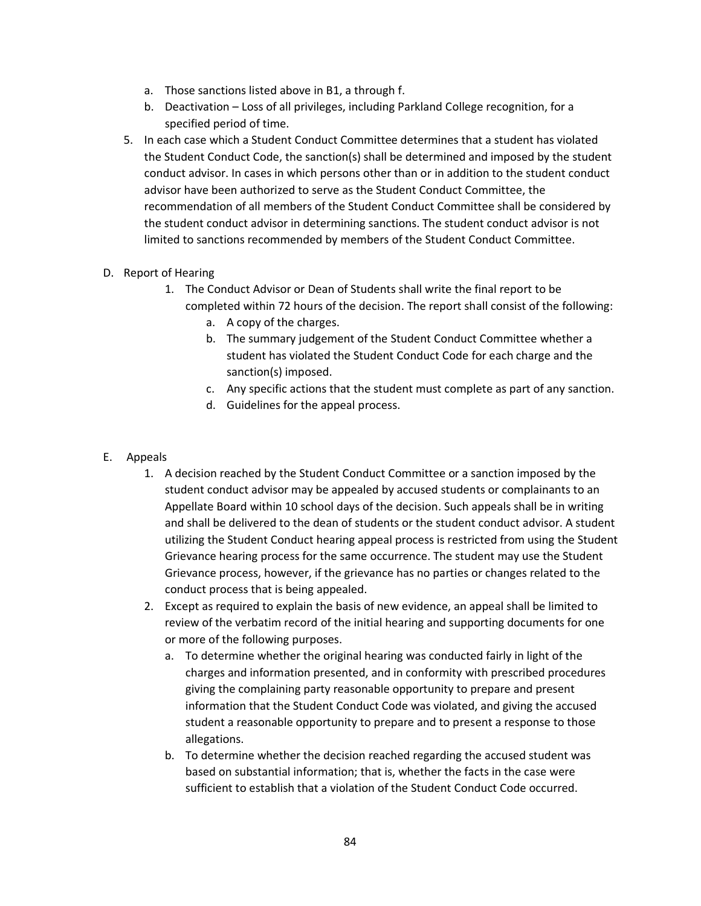a. Those sanctions listed above in B1, a through f.
   b. Deactivation – Loss of all privileges, including Parkland College recognition, for a specified period of time.

5. In each case which a Student Conduct Committee determines that a student has violated the Student Conduct Code, the sanction(s) shall be determined and imposed by the student conduct advisor. In cases in which persons other than or in addition to the student conduct advisor have been authorized to serve as the Student Conduct Committee, the recommendation of all members of the Student Conduct Committee shall be considered by the student conduct advisor in determining sanctions. The student conduct advisor is not limited to sanctions recommended by members of the Student Conduct Committee.

D. Report of Hearing

   1. The Conduct Advisor or Dean of Students shall write the final report to be completed within 72 hours of the decision. The report shall consist of the following:
      a. A copy of the charges.
      b. The summary judgement of the Student Conduct Committee whether a student has violated the Student Conduct Code for each charge and the sanction(s) imposed.
      c. Any specific actions that the student must complete as part of any sanction.
      d. Guidelines for the appeal process.

E. Appeals

   1. A decision reached by the Student Conduct Committee or a sanction imposed by the student conduct advisor may be appealed by accused students or complainants to an Appellate Board within 10 school days of the decision. Such appeals shall be in writing and shall be delivered to the dean of students or the student conduct advisor. A student utilizing the Student Conduct hearing appeal process is restricted from using the Student Grievance hearing process for the same occurrence. The student may use the Student Grievance process, however, if the grievance has no parties or changes related to the conduct process that is being appealed.
   2. Except as required to explain the basis of new evidence, an appeal shall be limited to review of the verbatim record of the initial hearing and supporting documents for one or more of the following purposes.
      a. To determine whether the original hearing was conducted fairly in light of the charges and information presented, and in conformity with prescribed procedures giving the complaining party reasonable opportunity to prepare and present information that the Student Conduct Code was violated, and giving the accused student a reasonable opportunity to prepare and to present a response to those allegations.
      b. To determine whether the decision reached regarding the accused student was based on substantial information; that is, whether the facts in the case were sufficient to establish that a violation of the Student Conduct Code occurred.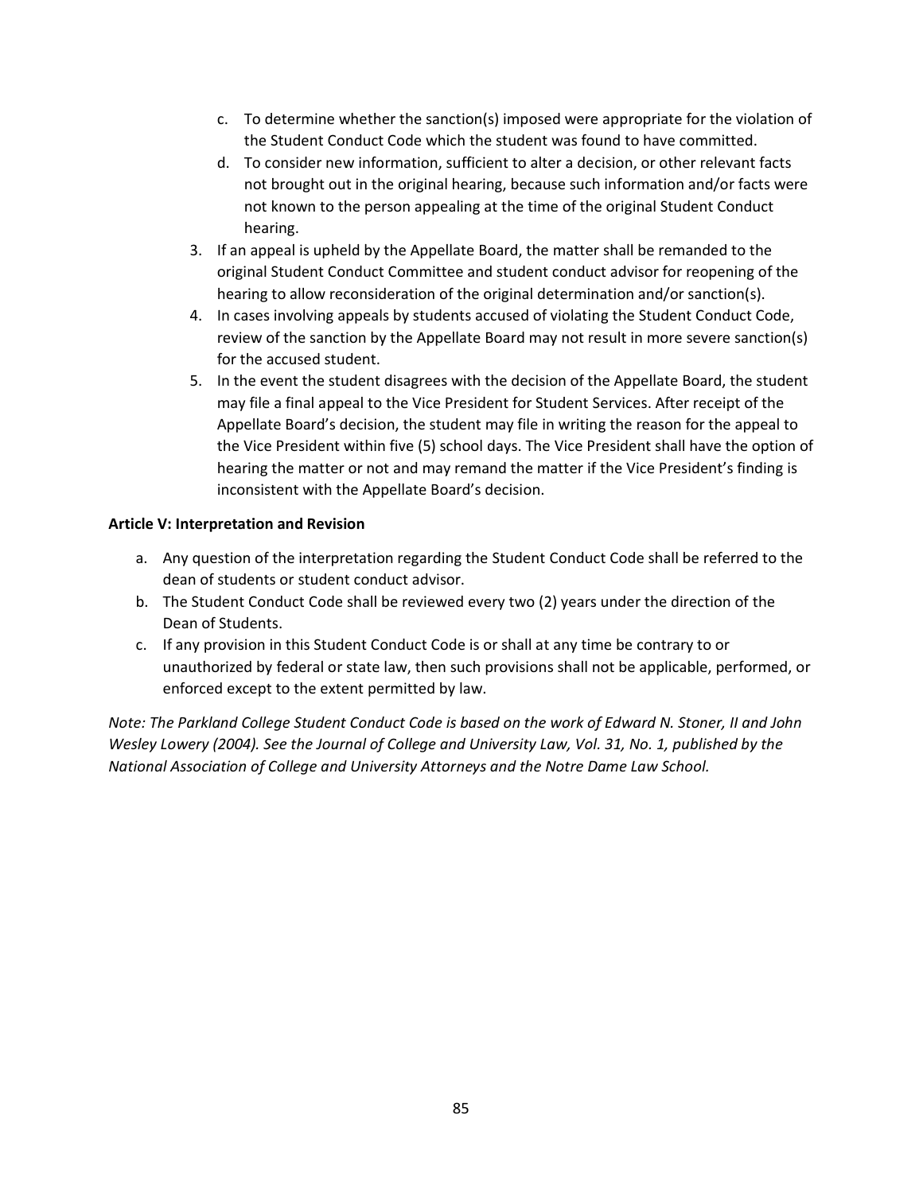c. To determine whether the sanction(s) imposed were appropriate for the violation of the Student Conduct Code which the student was found to have committed.
   d. To consider new information, sufficient to alter a decision, or other relevant facts not brought out in the original hearing, because such information and/or facts were not known to the person appealing at the time of the original Student Conduct hearing.

3. If an appeal is upheld by the Appellate Board, the matter shall be remanded to the original Student Conduct Committee and student conduct advisor for reopening of the hearing to allow reconsideration of the original determination and/or sanction(s).
4. In cases involving appeals by students accused of violating the Student Conduct Code, review of the sanction by the Appellate Board may not result in more severe sanction(s) for the accused student.
5. In the event the student disagrees with the decision of the Appellate Board, the student may file a final appeal to the Vice President for Student Services. After receipt of the Appellate Board's decision, the student may file in writing the reason for the appeal to the Vice President within five (5) school days. The Vice President shall have the option of hearing the matter or not and may remand the matter if the Vice President's finding is inconsistent with the Appellate Board's decision.

**Article V: Interpretation and Revision**

a. Any question of the interpretation regarding the Student Conduct Code shall be referred to the dean of students or student conduct advisor.
b. The Student Conduct Code shall be reviewed every two (2) years under the direction of the Dean of Students.
c. If any provision in this Student Conduct Code is or shall at any time be contrary to or unauthorized by federal or state law, then such provisions shall not be applicable, performed, or enforced except to the extent permitted by law.

*Note: The Parkland College Student Conduct Code is based on the work of Edward N. Stoner, II and John Wesley Lowery (2004). See the Journal of College and University Law, Vol. 31, No. 1, published by the National Association of College and University Attorneys and the Notre Dame Law School.*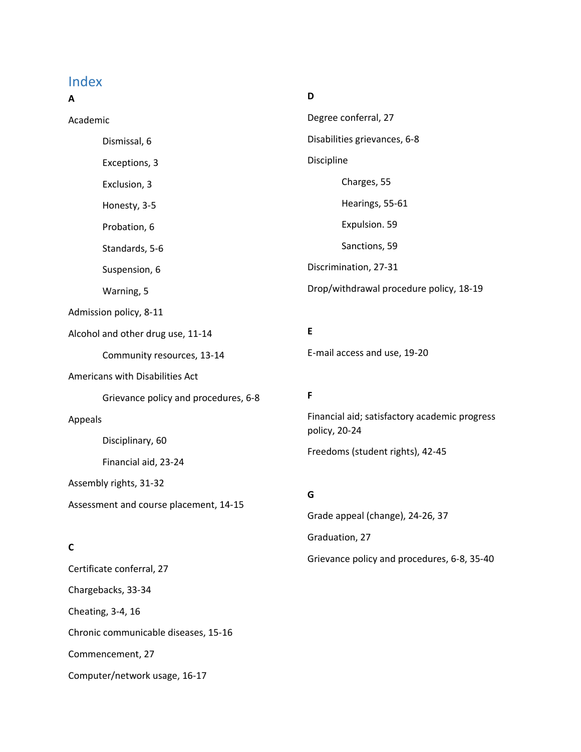# Index

**A**

Academic

- Dismissal, 6
- Exceptions, 3
- Exclusion, 3
- Honesty, 3-5
- Probation, 6
- Standards, 5-6
- Suspension, 6
- Warning, 5

Admission policy, 8-11

Alcohol and other drug use, 11-14

- Community resources, 13-14

Americans with Disabilities Act

- Grievance policy and procedures, 6-8

Appeals

- Disciplinary, 60
- Financial aid, 23-24

Assembly rights, 31-32

Assessment and course placement, 14-15

**C**

Certificate conferral, 27

Chargebacks, 33-34

Cheating, 3-4, 16

Chronic communicable diseases, 15-16

Commencement, 27

Computer/network usage, 16-17

**D**

Degree conferral, 27

Disabilities grievances, 6-8

Discipline

- Charges, 55
- Hearings, 55-61
- Expulsion. 59
- Sanctions, 59

Discrimination, 27-31

Drop/withdrawal procedure policy, 18-19

**E**

E-mail access and use, 19-20

**F**

Financial aid; satisfactory academic progress policy, 20-24

Freedoms (student rights), 42-45

**G**

Grade appeal (change), 24-26, 37

Graduation, 27

Grievance policy and procedures, 6-8, 35-40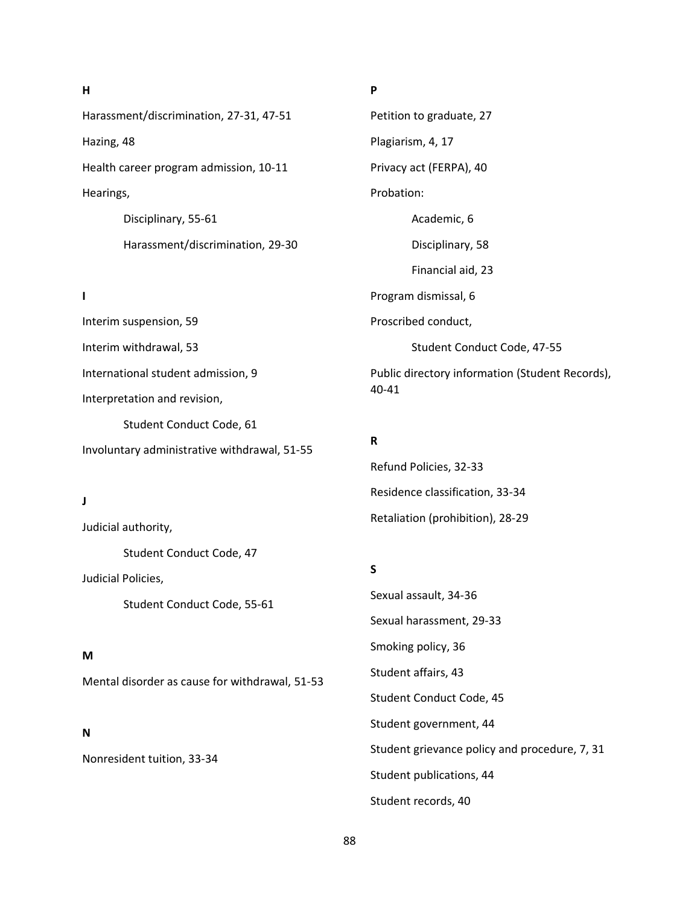**H**

Harassment/discrimination, 27-31, 47-51

Hazing, 48

Health career program admission, 10-11

Hearings,

- Disciplinary, 55-61
- Harassment/discrimination, 29-30

**I**

Interim suspension, 59

Interim withdrawal, 53

International student admission, 9

Interpretation and revision,

- Student Conduct Code, 61

Involuntary administrative withdrawal, 51-55

**J**

Judicial authority,

- Student Conduct Code, 47

Judicial Policies,

- Student Conduct Code, 55-61

**M**

Mental disorder as cause for withdrawal, 51-53

**N**

Nonresident tuition, 33-34

**P**

Petition to graduate, 27

Plagiarism, 4, 17

Privacy act (FERPA), 40

Probation:

- Academic, 6
- Disciplinary, 58
- Financial aid, 23

Program dismissal, 6

Proscribed conduct,

- Student Conduct Code, 47-55

Public directory information (Student Records), 40-41

**R**

Refund Policies, 32-33

Residence classification, 33-34

Retaliation (prohibition), 28-29

**S**

Sexual assault, 34-36

Sexual harassment, 29-33

Smoking policy, 36

Student affairs, 43

Student Conduct Code, 45

Student government, 44

Student grievance policy and procedure, 7, 31

Student publications, 44

Student records, 40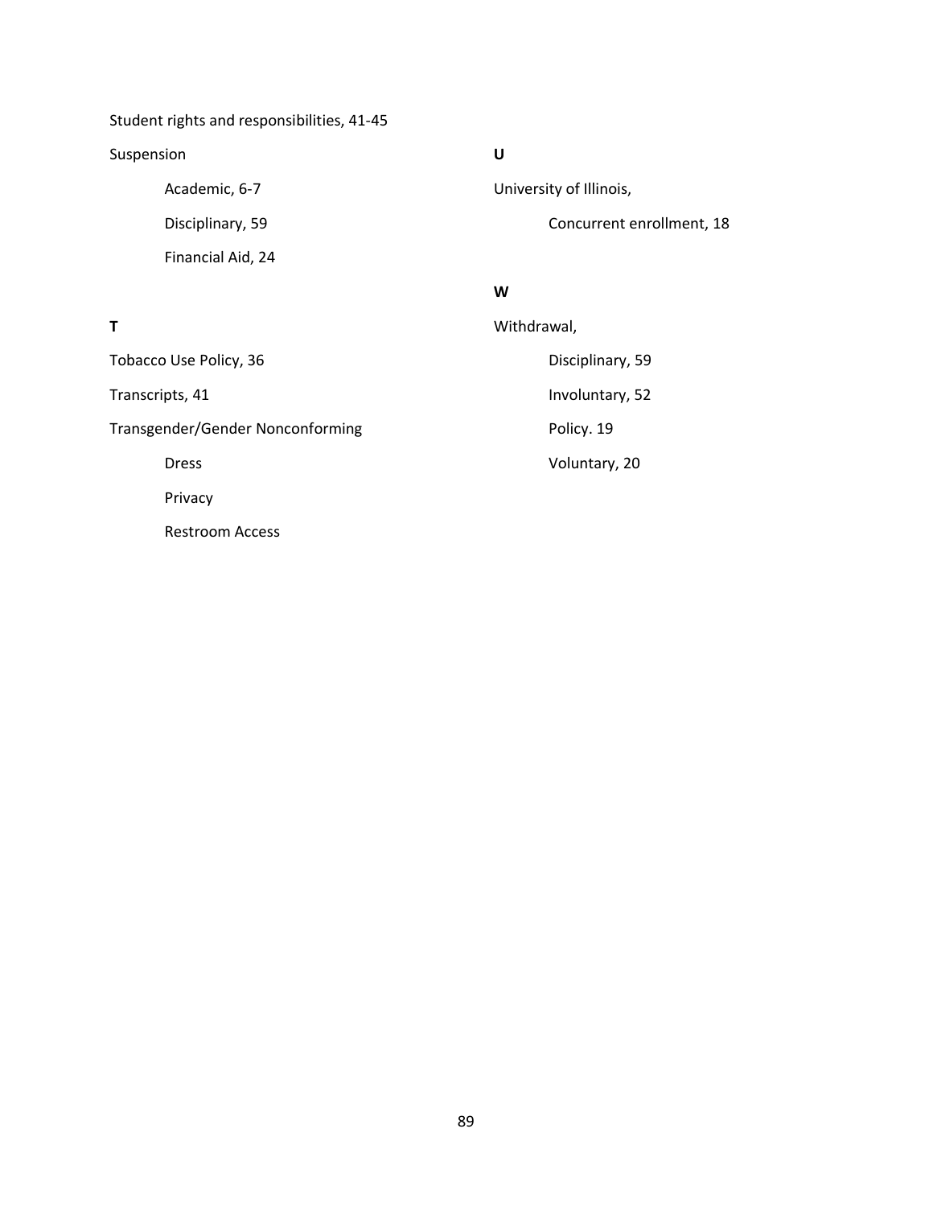Student rights and responsibilities, 41-45

Suspension

- Academic, 6-7
- Disciplinary, 59
- Financial Aid, 24

**T**

Tobacco Use Policy, 36

Transcripts, 41

Transgender/Gender Nonconforming

- Dress
- Privacy
- Restroom Access

**U**

University of Illinois,

- Concurrent enrollment, 18

**W**

Withdrawal,

- Disciplinary, 59
- Involuntary, 52
- Policy. 19
- Voluntary, 20